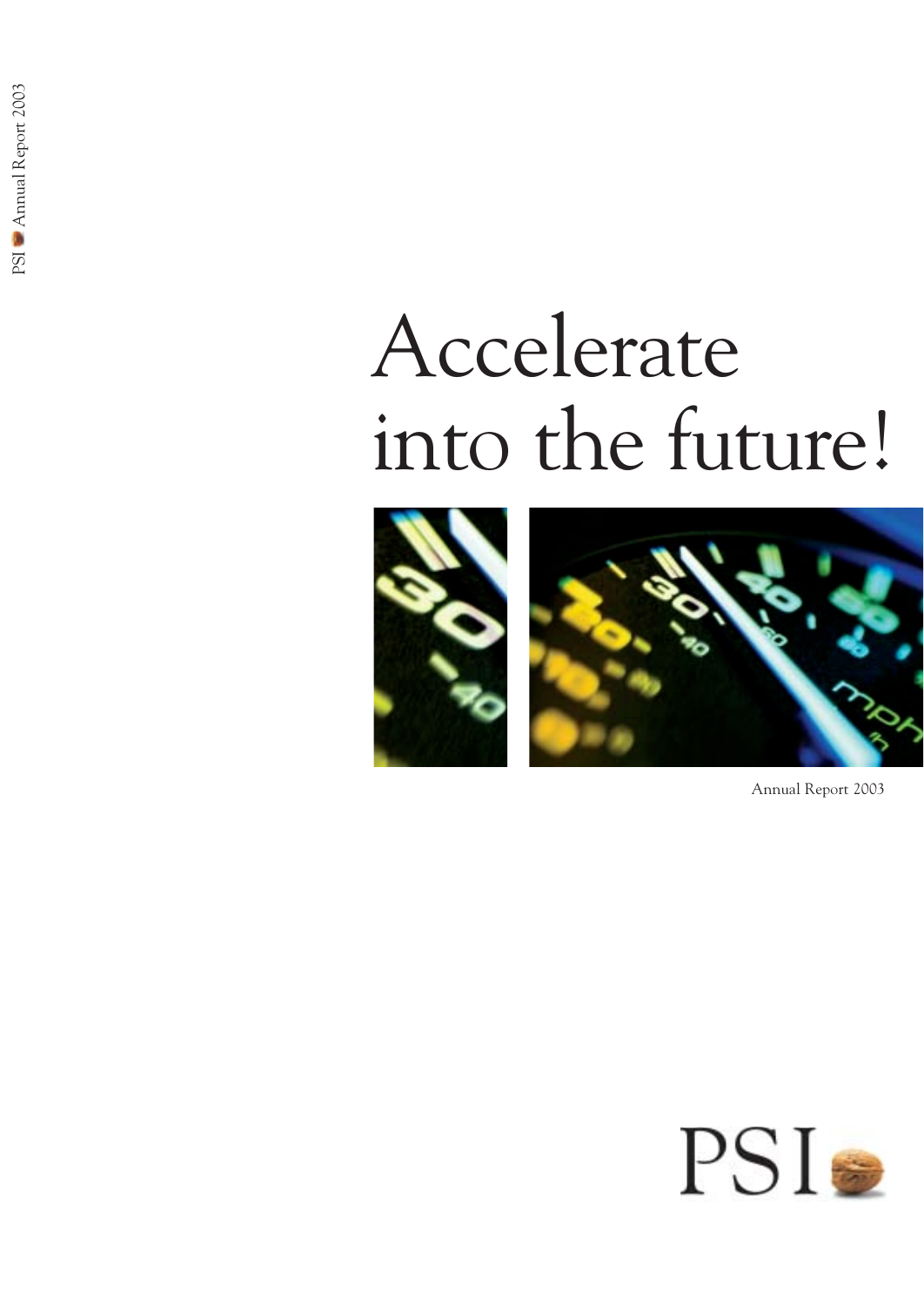# Accelerate into the future!

Annual Report 2003

PSI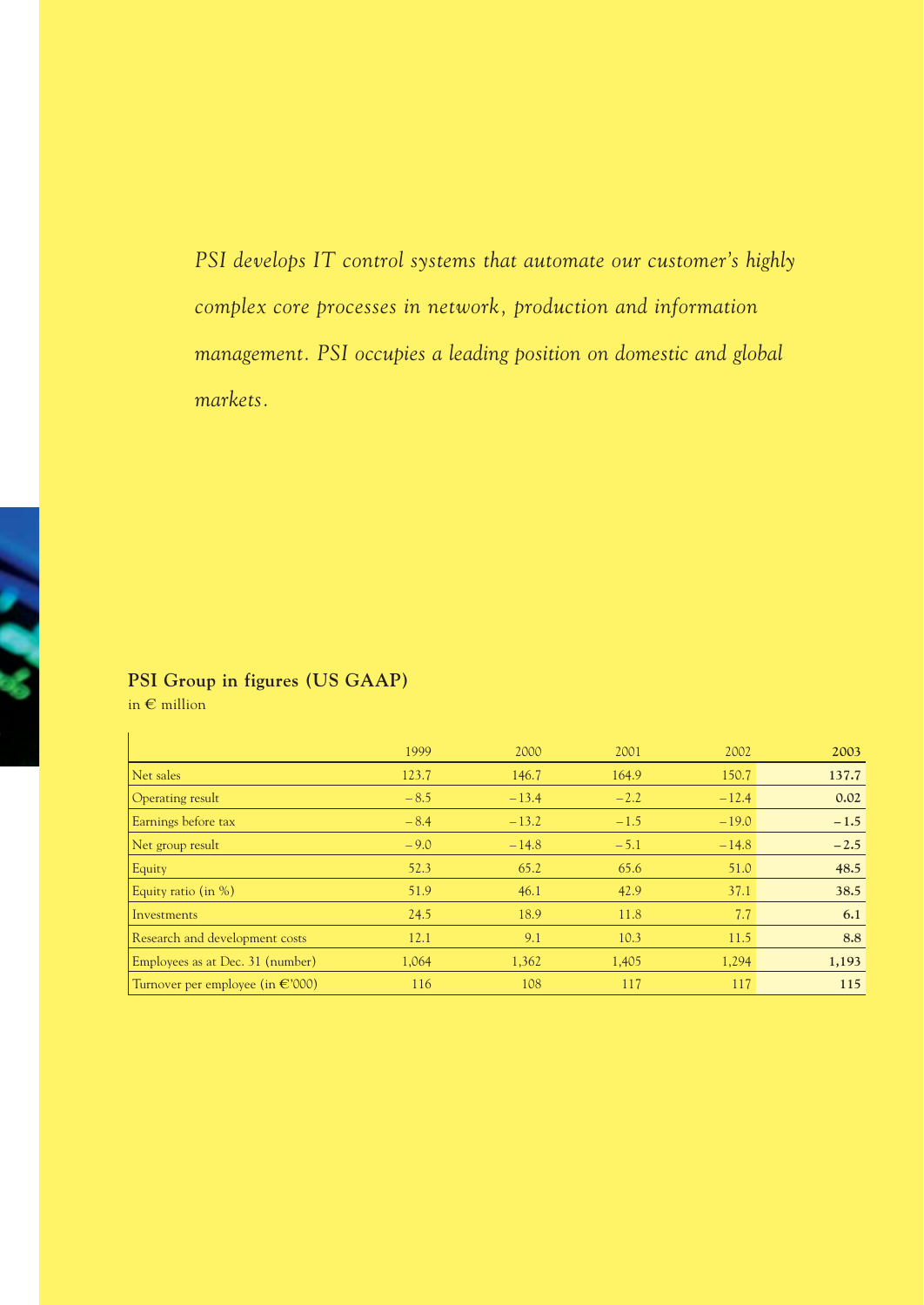*PSI develops IT control systems that automate our customer's highly complex core processes in network, production and information management. PSI occupies a leading position on domestic and global markets.*

## PSI Group in figures (US GAAP)

in € million

| | 1999 | 2000 | 2001 | 2002 | **2003** |
|---|---|---|---|---|---|
| Net sales | 123.7 | 146.7 | 164.9 | 150.7 | **137.7** |
| Operating result | – 8.5 | – 13.4 | – 2.2 | – 12.4 | **0.02** |
| Earnings before tax | – 8.4 | – 13.2 | – 1.5 | – 19.0 | **– 1.5** |
| Net group result | – 9.0 | – 14.8 | – 5.1 | – 14.8 | **– 2.5** |
| Equity | 52.3 | 65.2 | 65.6 | 51.0 | **48.5** |
| Equity ratio (in %) | 51.9 | 46.1 | 42.9 | 37.1 | **38.5** |
| Investments | 24.5 | 18.9 | 11.8 | 7.7 | **6.1** |
| Research and development costs | 12.1 | 9.1 | 10.3 | 11.5 | **8.8** |
| Employees as at Dec. 31 (number) | 1,064 | 1,362 | 1,405 | 1,294 | **1,193** |
| Turnover per employee (in €'000) | 116 | 108 | 117 | 117 | **115** |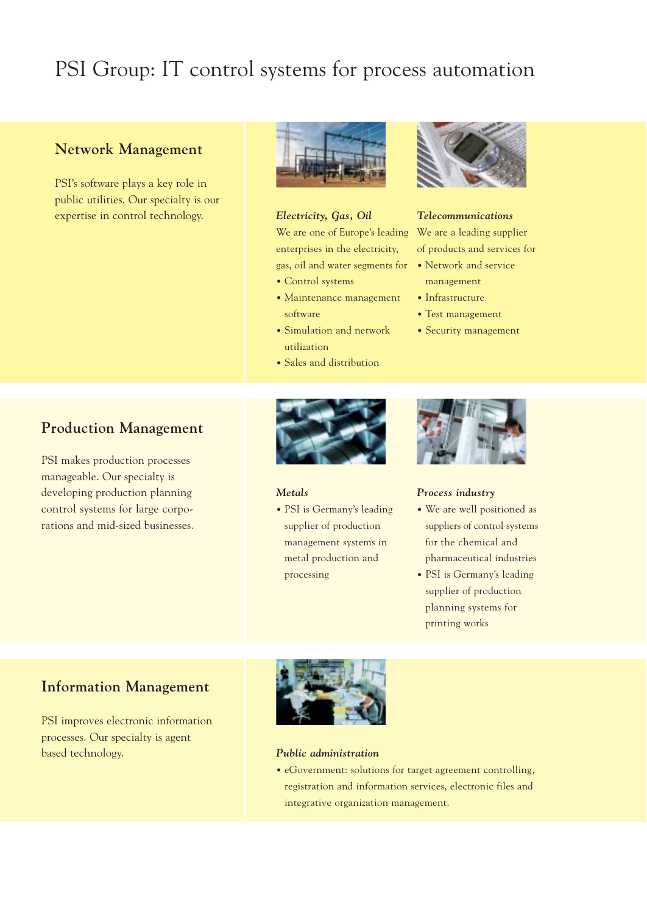# PSI Group: IT control systems for process automation

## Network Management

PSI's software plays a key role in public utilities. Our specialty is our expertise in control technology.

### *Electricity, Gas, Oil*

We are one of Europe's leading enterprises in the electricity, gas, oil and water segments for

- Control systems
- Maintenance management software
- Simulation and network utilization
- Sales and distribution

### *Telecommunications*

We are a leading supplier of products and services for

- Network and service management
- Infrastructure
- Test management
- Security management

## Production Management

PSI makes production processes manageable. Our specialty is developing production planning control systems for large corporations and mid-sized businesses.

### *Metals*

- PSI is Germany's leading supplier of production management systems in metal production and processing

### *Process industry*

- We are well positioned as suppliers of control systems for the chemical and pharmaceutical industries
- PSI is Germany's leading supplier of production planning systems for printing works

## Information Management

PSI improves electronic information processes. Our specialty is agent based technology.

### *Public administration*

- eGovernment: solutions for target agreement controlling, registration and information services, electronic files and integrative organization management.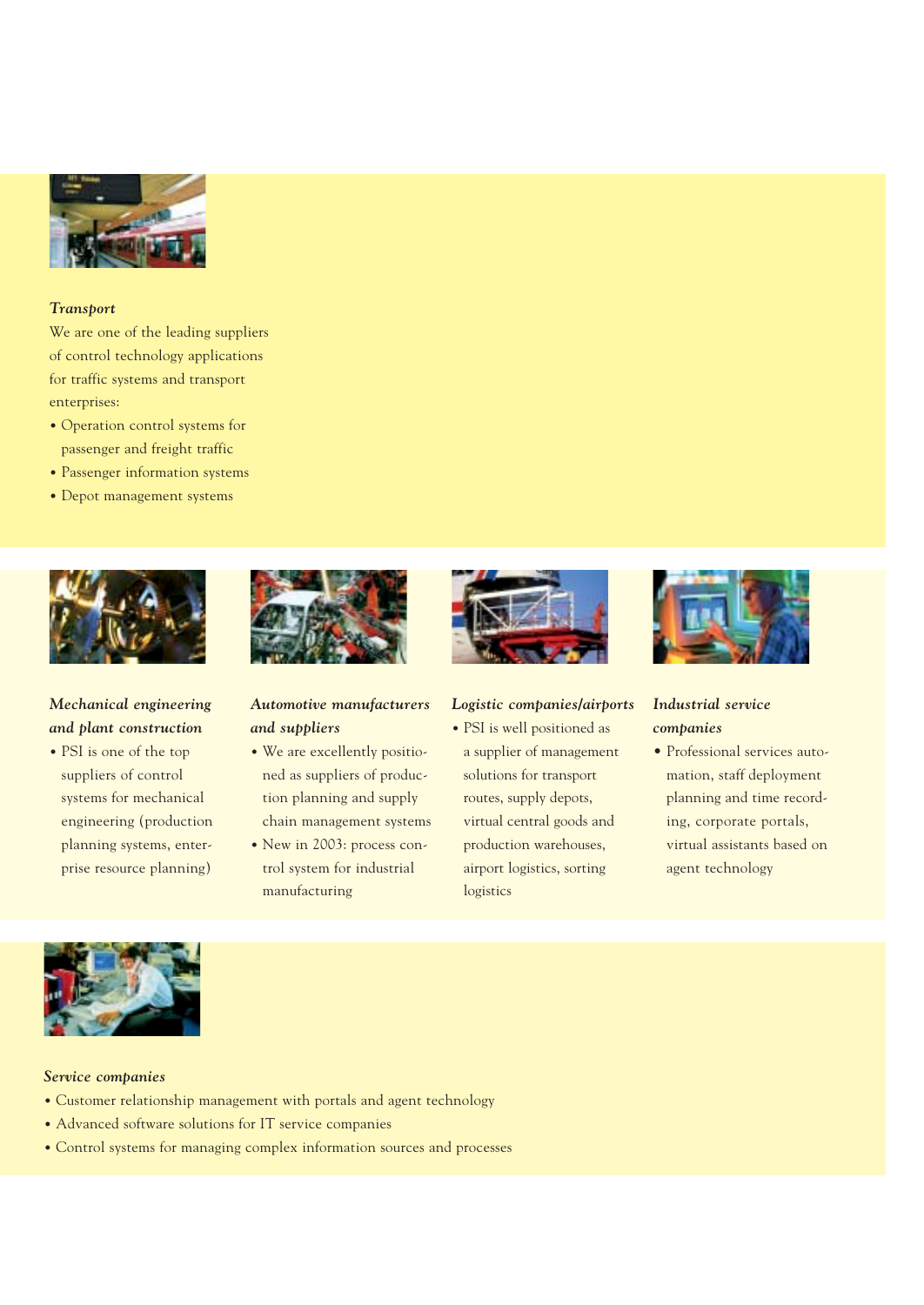*Transport*

We are one of the leading suppliers of control technology applications for traffic systems and transport enterprises:

- Operation control systems for passenger and freight traffic
- Passenger information systems
- Depot management systems

*Mechanical engineering and plant construction*

- PSI is one of the top suppliers of control systems for mechanical engineering (production planning systems, enterprise resource planning)

*Automotive manufacturers and suppliers*

- We are excellently positioned as suppliers of production planning and supply chain management systems
- New in 2003: process control system for industrial manufacturing

*Logistic companies/airports*

- PSI is well positioned as a supplier of management solutions for transport routes, supply depots, virtual central goods and production warehouses, airport logistics, sorting logistics

*Industrial service companies*

- Professional services automation, staff deployment planning and time recording, corporate portals, virtual assistants based on agent technology

*Service companies*

- Customer relationship management with portals and agent technology
- Advanced software solutions for IT service companies
- Control systems for managing complex information sources and processes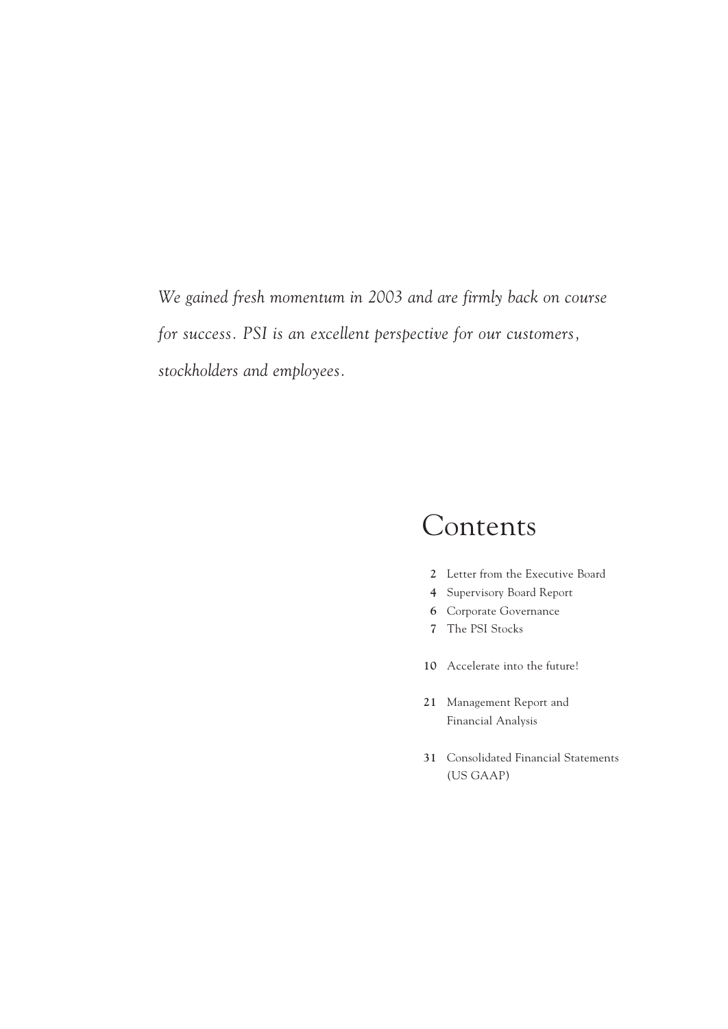*We gained fresh momentum in 2003 and are firmly back on course for success. PSI is an excellent perspective for our customers, stockholders and employees.*

# Contents

- **2** Letter from the Executive Board
- **4** Supervisory Board Report
- **6** Corporate Governance
- **7** The PSI Stocks
- **10** Accelerate into the future!
- **21** Management Report and Financial Analysis
- **31** Consolidated Financial Statements (US GAAP)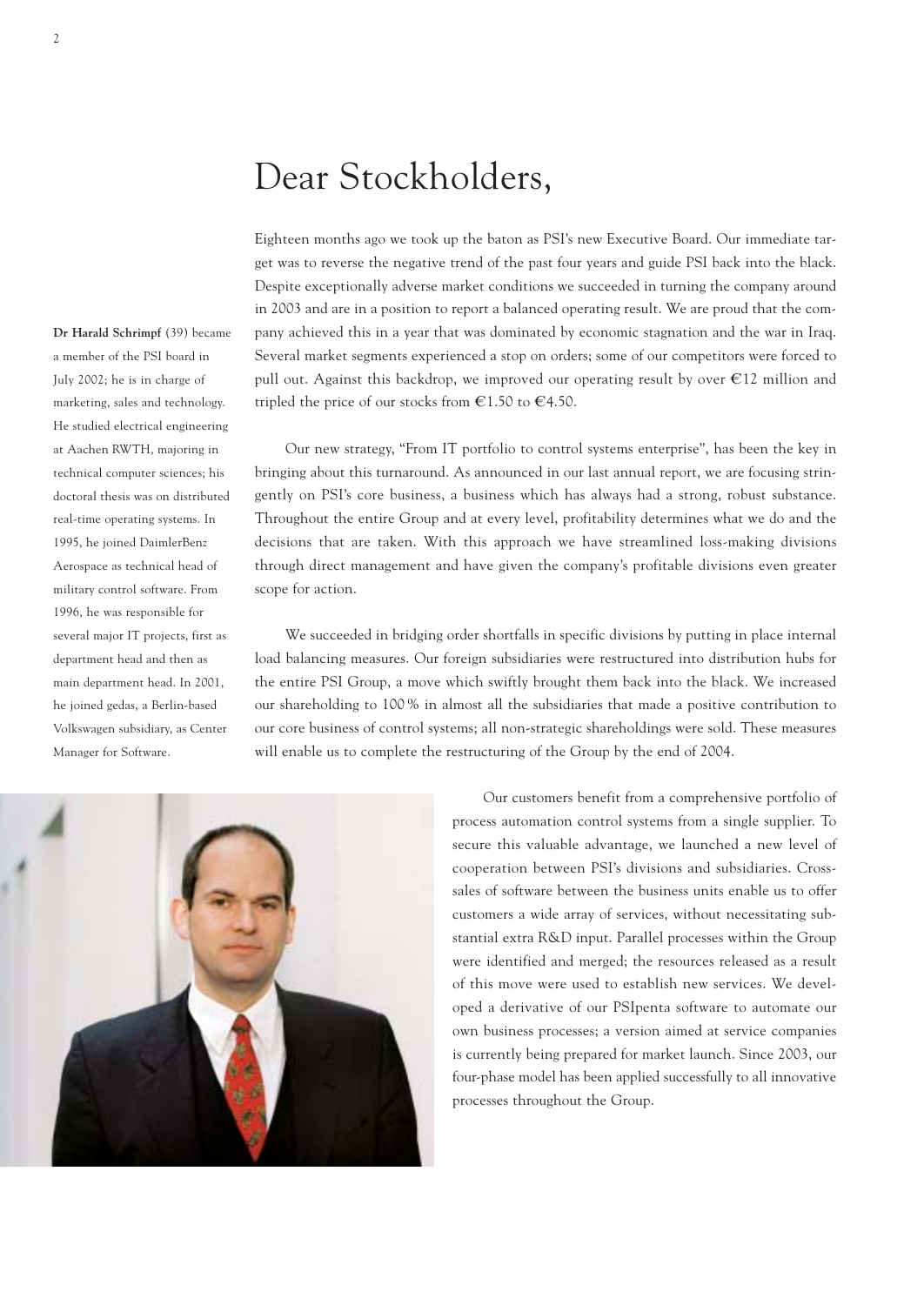# Dear Stockholders,

Eighteen months ago we took up the baton as PSI's new Executive Board. Our immediate target was to reverse the negative trend of the past four years and guide PSI back into the black. Despite exceptionally adverse market conditions we succeeded in turning the company around in 2003 and are in a position to report a balanced operating result. We are proud that the company achieved this in a year that was dominated by economic stagnation and the war in Iraq. Several market segments experienced a stop on orders; some of our competitors were forced to pull out. Against this backdrop, we improved our operating result by over €12 million and tripled the price of our stocks from €1.50 to €4.50.

Our new strategy, "From IT portfolio to control systems enterprise", has been the key in bringing about this turnaround. As announced in our last annual report, we are focusing stringently on PSI's core business, a business which has always had a strong, robust substance. Throughout the entire Group and at every level, profitability determines what we do and the decisions that are taken. With this approach we have streamlined loss-making divisions through direct management and have given the company's profitable divisions even greater scope for action.

We succeeded in bridging order shortfalls in specific divisions by putting in place internal load balancing measures. Our foreign subsidiaries were restructured into distribution hubs for the entire PSI Group, a move which swiftly brought them back into the black. We increased our shareholding to 100 % in almost all the subsidiaries that made a positive contribution to our core business of control systems; all non-strategic shareholdings were sold. These measures will enable us to complete the restructuring of the Group by the end of 2004.

**Dr Harald Schrimpf** (39) became a member of the PSI board in July 2002; he is in charge of marketing, sales and technology. He studied electrical engineering at Aachen RWTH, majoring in technical computer sciences; his doctoral thesis was on distributed real-time operating systems. In 1995, he joined DaimlerBenz Aerospace as technical head of military control software. From 1996, he was responsible for several major IT projects, first as department head and then as main department head. In 2001, he joined gedas, a Berlin-based Volkswagen subsidiary, as Center Manager for Software.

Our customers benefit from a comprehensive portfolio of process automation control systems from a single supplier. To secure this valuable advantage, we launched a new level of cooperation between PSI's divisions and subsidiaries. Cross-sales of software between the business units enable us to offer customers a wide array of services, without necessitating substantial extra R&D input. Parallel processes within the Group were identified and merged; the resources released as a result of this move were used to establish new services. We developed a derivative of our PSIpenta software to automate our own business processes; a version aimed at service companies is currently being prepared for market launch. Since 2003, our four-phase model has been applied successfully to all innovative processes throughout the Group.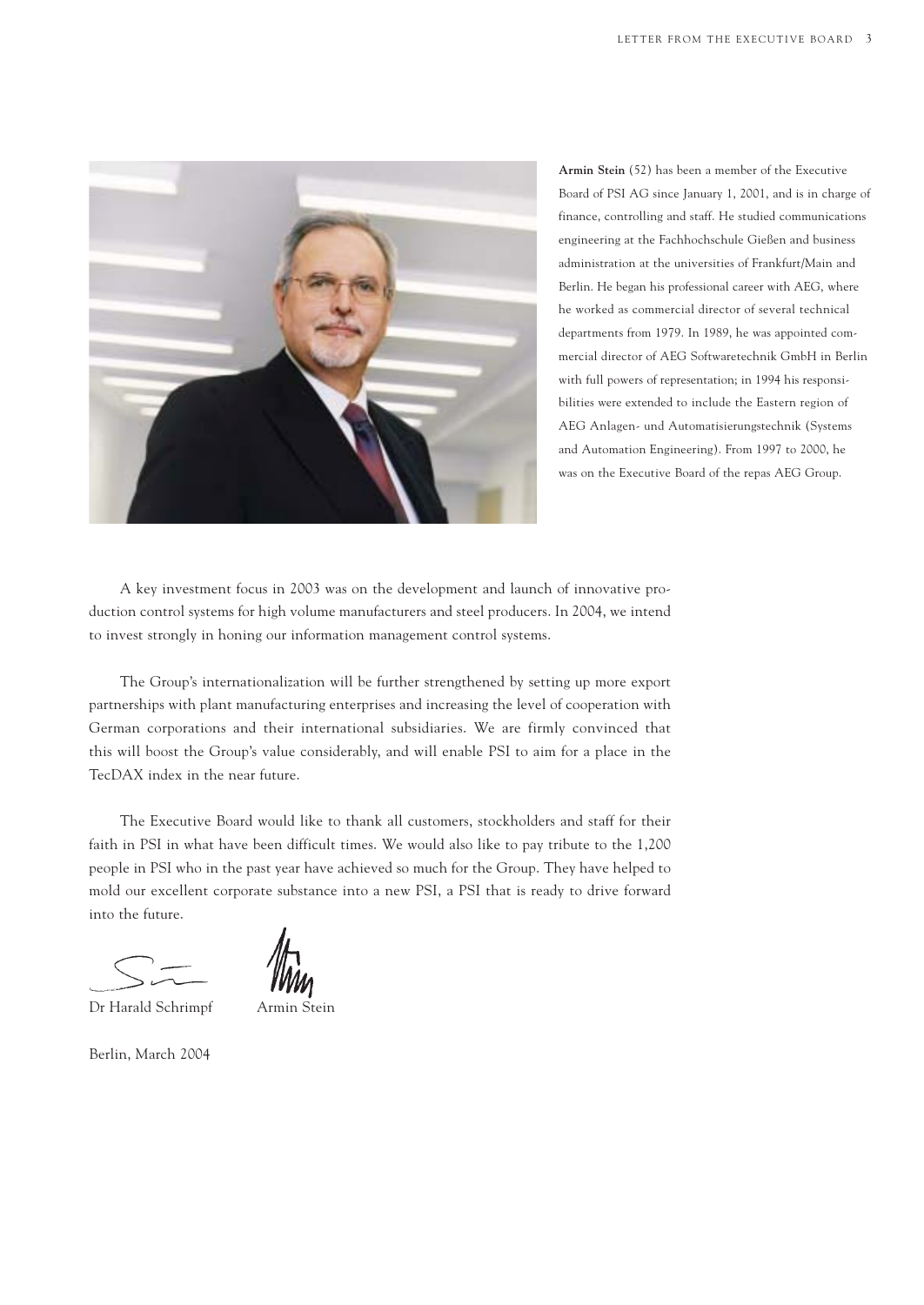**Armin Stein** (52) has been a member of the Executive Board of PSI AG since January 1, 2001, and is in charge of finance, controlling and staff. He studied communications engineering at the Fachhochschule Gießen and business administration at the universities of Frankfurt/Main and Berlin. He began his professional career with AEG, where he worked as commercial director of several technical departments from 1979. In 1989, he was appointed commercial director of AEG Softwaretechnik GmbH in Berlin with full powers of representation; in 1994 his responsibilities were extended to include the Eastern region of AEG Anlagen- und Automatisierungstechnik (Systems and Automation Engineering). From 1997 to 2000, he was on the Executive Board of the repas AEG Group.

A key investment focus in 2003 was on the development and launch of innovative production control systems for high volume manufacturers and steel producers. In 2004, we intend to invest strongly in honing our information management control systems.

The Group's internationalization will be further strengthened by setting up more export partnerships with plant manufacturing enterprises and increasing the level of cooperation with German corporations and their international subsidiaries. We are firmly convinced that this will boost the Group's value considerably, and will enable PSI to aim for a place in the TecDAX index in the near future.

The Executive Board would like to thank all customers, stockholders and staff for their faith in PSI in what have been difficult times. We would also like to pay tribute to the 1,200 people in PSI who in the past year have achieved so much for the Group. They have helped to mold our excellent corporate substance into a new PSI, a PSI that is ready to drive forward into the future.

Dr Harald Schrimpf    Armin Stein

Berlin, March 2004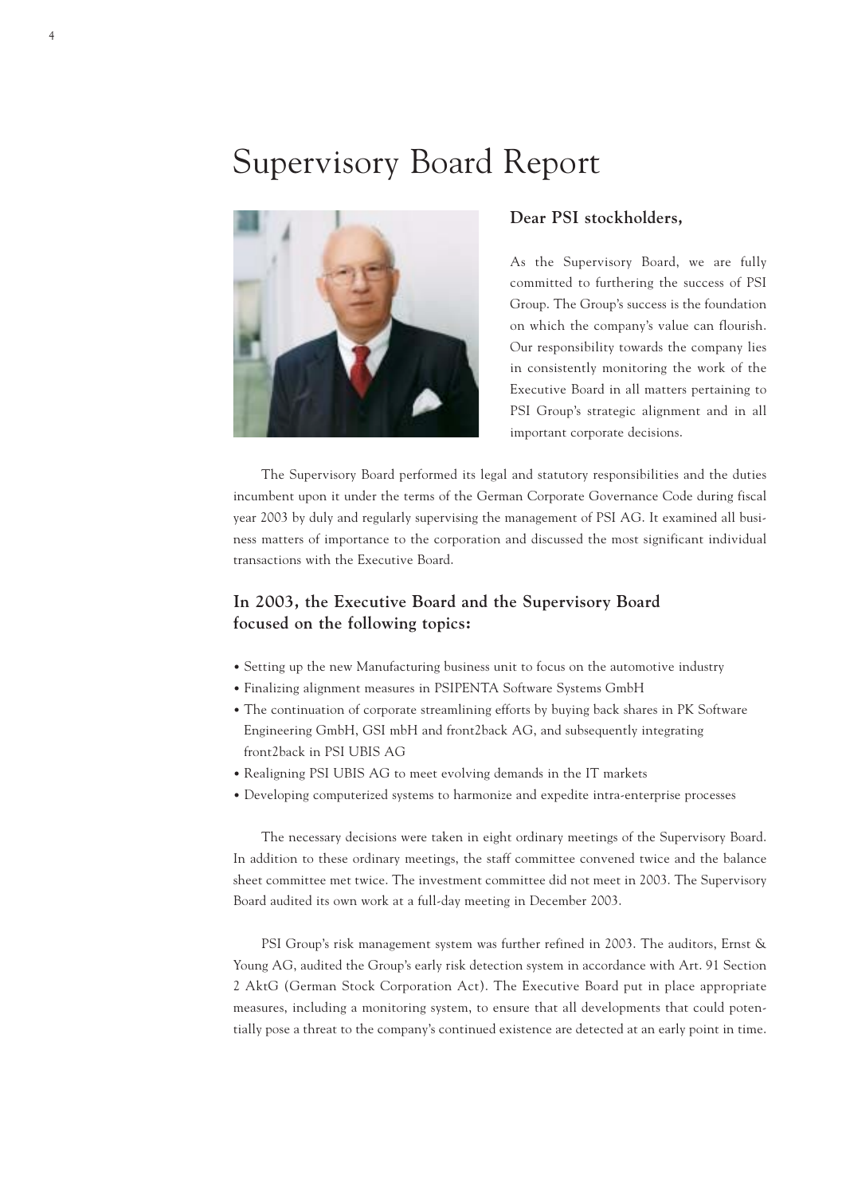# Supervisory Board Report

**Dear PSI stockholders,**

As the Supervisory Board, we are fully committed to furthering the success of PSI Group. The Group's success is the foundation on which the company's value can flourish. Our responsibility towards the company lies in consistently monitoring the work of the Executive Board in all matters pertaining to PSI Group's strategic alignment and in all important corporate decisions.

The Supervisory Board performed its legal and statutory responsibilities and the duties incumbent upon it under the terms of the German Corporate Governance Code during fiscal year 2003 by duly and regularly supervising the management of PSI AG. It examined all business matters of importance to the corporation and discussed the most significant individual transactions with the Executive Board.

## In 2003, the Executive Board and the Supervisory Board focused on the following topics:

- Setting up the new Manufacturing business unit to focus on the automotive industry
- Finalizing alignment measures in PSIPENTA Software Systems GmbH
- The continuation of corporate streamlining efforts by buying back shares in PK Software Engineering GmbH, GSI mbH and front2back AG, and subsequently integrating front2back in PSI UBIS AG
- Realigning PSI UBIS AG to meet evolving demands in the IT markets
- Developing computerized systems to harmonize and expedite intra-enterprise processes

The necessary decisions were taken in eight ordinary meetings of the Supervisory Board. In addition to these ordinary meetings, the staff committee convened twice and the balance sheet committee met twice. The investment committee did not meet in 2003. The Supervisory Board audited its own work at a full-day meeting in December 2003.

PSI Group's risk management system was further refined in 2003. The auditors, Ernst & Young AG, audited the Group's early risk detection system in accordance with Art. 91 Section 2 AktG (German Stock Corporation Act). The Executive Board put in place appropriate measures, including a monitoring system, to ensure that all developments that could potentially pose a threat to the company's continued existence are detected at an early point in time.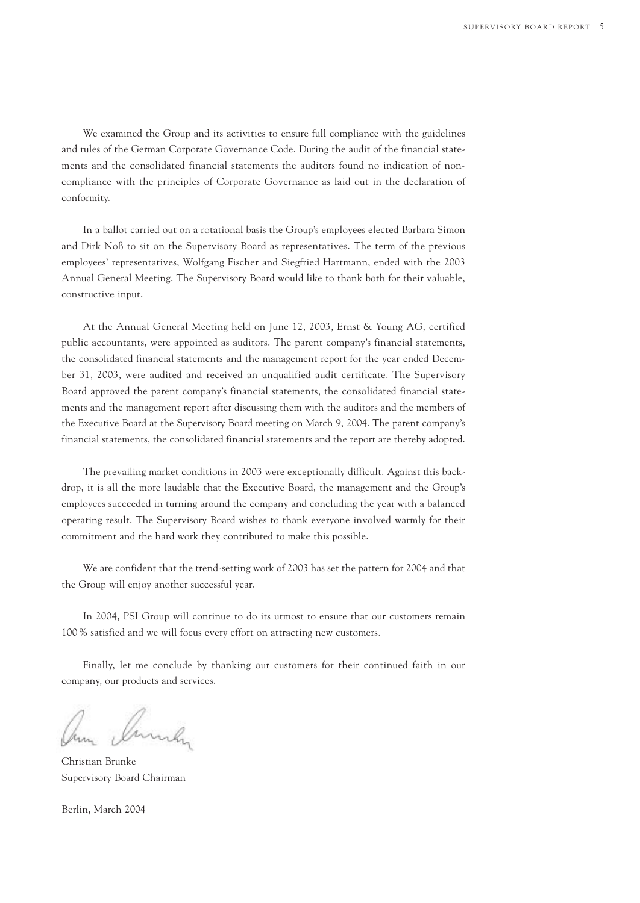We examined the Group and its activities to ensure full compliance with the guidelines and rules of the German Corporate Governance Code. During the audit of the financial statements and the consolidated financial statements the auditors found no indication of non-compliance with the principles of Corporate Governance as laid out in the declaration of conformity.

In a ballot carried out on a rotational basis the Group's employees elected Barbara Simon and Dirk Noß to sit on the Supervisory Board as representatives. The term of the previous employees' representatives, Wolfgang Fischer and Siegfried Hartmann, ended with the 2003 Annual General Meeting. The Supervisory Board would like to thank both for their valuable, constructive input.

At the Annual General Meeting held on June 12, 2003, Ernst & Young AG, certified public accountants, were appointed as auditors. The parent company's financial statements, the consolidated financial statements and the management report for the year ended December 31, 2003, were audited and received an unqualified audit certificate. The Supervisory Board approved the parent company's financial statements, the consolidated financial statements and the management report after discussing them with the auditors and the members of the Executive Board at the Supervisory Board meeting on March 9, 2004. The parent company's financial statements, the consolidated financial statements and the report are thereby adopted.

The prevailing market conditions in 2003 were exceptionally difficult. Against this backdrop, it is all the more laudable that the Executive Board, the management and the Group's employees succeeded in turning around the company and concluding the year with a balanced operating result. The Supervisory Board wishes to thank everyone involved warmly for their commitment and the hard work they contributed to make this possible.

We are confident that the trend-setting work of 2003 has set the pattern for 2004 and that the Group will enjoy another successful year.

In 2004, PSI Group will continue to do its utmost to ensure that our customers remain 100 % satisfied and we will focus every effort on attracting new customers.

Finally, let me conclude by thanking our customers for their continued faith in our company, our products and services.

Christian Brunke
Supervisory Board Chairman

Berlin, March 2004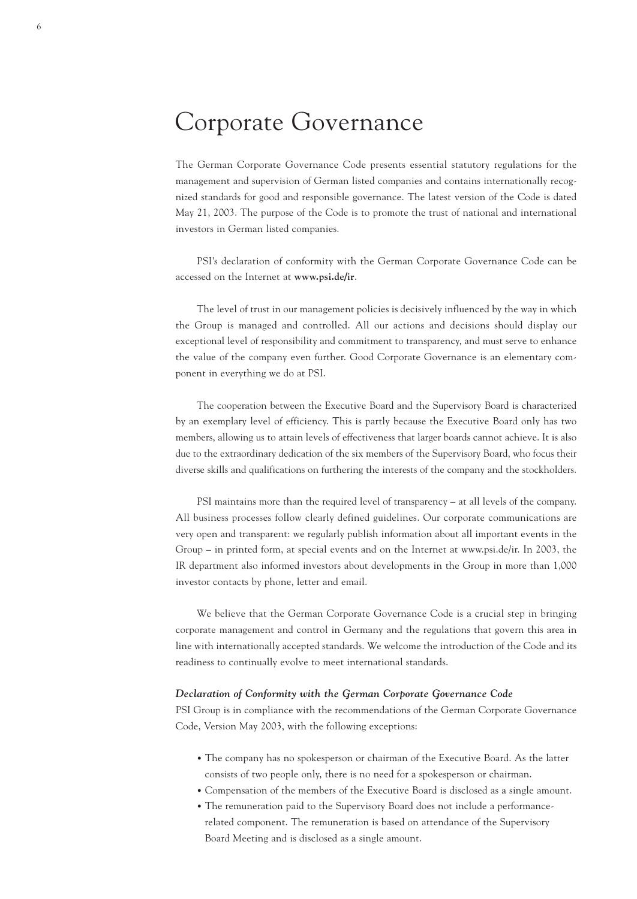# Corporate Governance

The German Corporate Governance Code presents essential statutory regulations for the management and supervision of German listed companies and contains internationally recognized standards for good and responsible governance. The latest version of the Code is dated May 21, 2003. The purpose of the Code is to promote the trust of national and international investors in German listed companies.

PSI's declaration of conformity with the German Corporate Governance Code can be accessed on the Internet at **www.psi.de/ir**.

The level of trust in our management policies is decisively influenced by the way in which the Group is managed and controlled. All our actions and decisions should display our exceptional level of responsibility and commitment to transparency, and must serve to enhance the value of the company even further. Good Corporate Governance is an elementary component in everything we do at PSI.

The cooperation between the Executive Board and the Supervisory Board is characterized by an exemplary level of efficiency. This is partly because the Executive Board only has two members, allowing us to attain levels of effectiveness that larger boards cannot achieve. It is also due to the extraordinary dedication of the six members of the Supervisory Board, who focus their diverse skills and qualifications on furthering the interests of the company and the stockholders.

PSI maintains more than the required level of transparency – at all levels of the company. All business processes follow clearly defined guidelines. Our corporate communications are very open and transparent: we regularly publish information about all important events in the Group – in printed form, at special events and on the Internet at www.psi.de/ir. In 2003, the IR department also informed investors about developments in the Group in more than 1,000 investor contacts by phone, letter and email.

We believe that the German Corporate Governance Code is a crucial step in bringing corporate management and control in Germany and the regulations that govern this area in line with internationally accepted standards. We welcome the introduction of the Code and its readiness to continually evolve to meet international standards.

***Declaration of Conformity with the German Corporate Governance Code***

PSI Group is in compliance with the recommendations of the German Corporate Governance Code, Version May 2003, with the following exceptions:

- The company has no spokesperson or chairman of the Executive Board. As the latter consists of two people only, there is no need for a spokesperson or chairman.
- Compensation of the members of the Executive Board is disclosed as a single amount.
- The remuneration paid to the Supervisory Board does not include a performance-related component. The remuneration is based on attendance of the Supervisory Board Meeting and is disclosed as a single amount.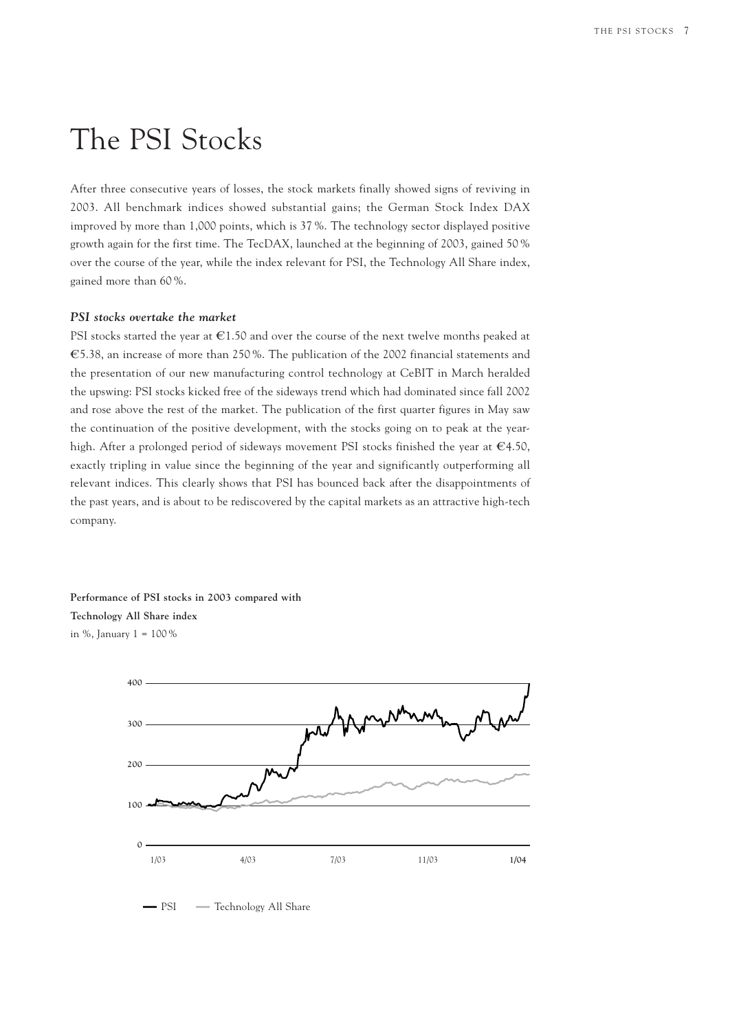# The PSI Stocks

After three consecutive years of losses, the stock markets finally showed signs of reviving in 2003. All benchmark indices showed substantial gains; the German Stock Index DAX improved by more than 1,000 points, which is 37 %. The technology sector displayed positive growth again for the first time. The TecDAX, launched at the beginning of 2003, gained 50 % over the course of the year, while the index relevant for PSI, the Technology All Share index, gained more than 60 %.

### *PSI stocks overtake the market*

PSI stocks started the year at €1.50 and over the course of the next twelve months peaked at €5.38, an increase of more than 250 %. The publication of the 2002 financial statements and the presentation of our new manufacturing control technology at CeBIT in March heralded the upswing: PSI stocks kicked free of the sideways trend which had dominated since fall 2002 and rose above the rest of the market. The publication of the first quarter figures in May saw the continuation of the positive development, with the stocks going on to peak at the year-high. After a prolonged period of sideways movement PSI stocks finished the year at €4.50, exactly tripling in value since the beginning of the year and significantly outperforming all relevant indices. This clearly shows that PSI has bounced back after the disappointments of the past years, and is about to be rediscovered by the capital markets as an attractive high-tech company.

**Performance of PSI stocks in 2003 compared with Technology All Share index**
in %, January 1 = 100 %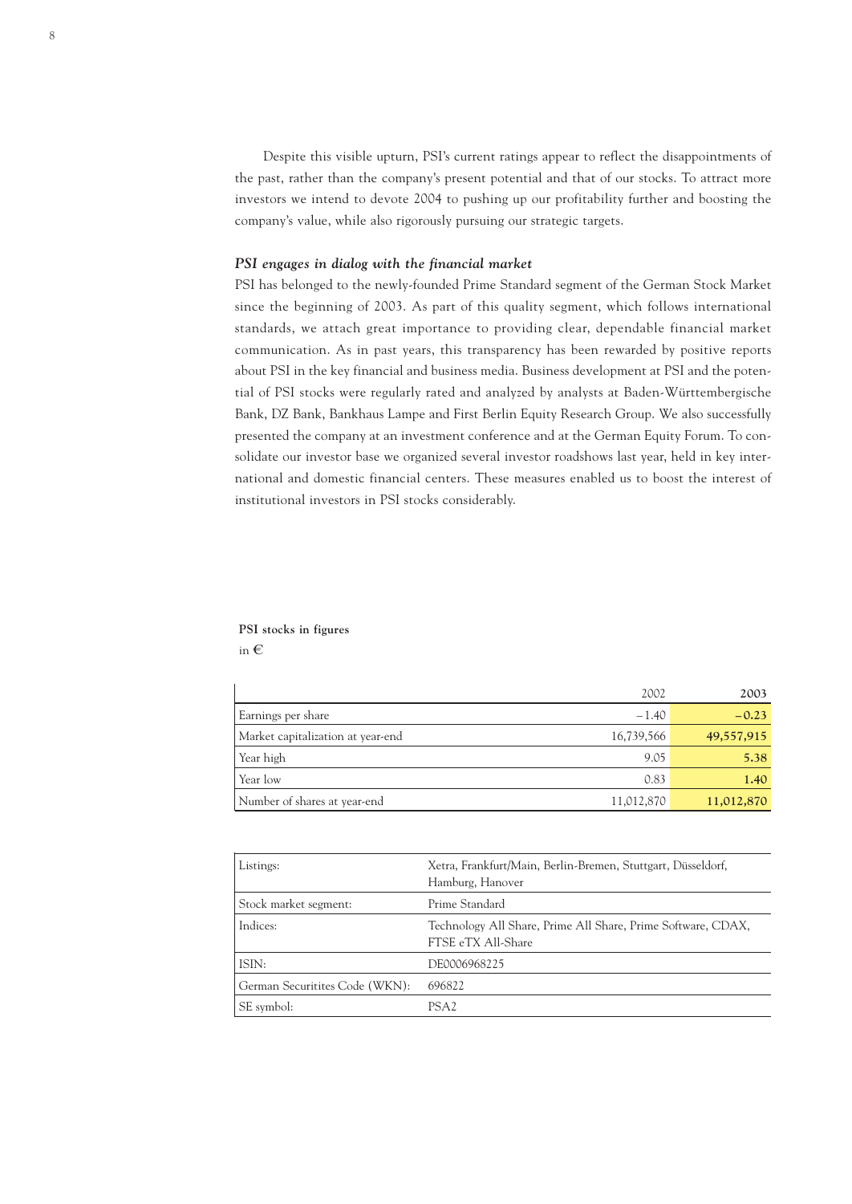Despite this visible upturn, PSI's current ratings appear to reflect the disappointments of the past, rather than the company's present potential and that of our stocks. To attract more investors we intend to devote 2004 to pushing up our profitability further and boosting the company's value, while also rigorously pursuing our strategic targets.

### *PSI engages in dialog with the financial market*

PSI has belonged to the newly-founded Prime Standard segment of the German Stock Market since the beginning of 2003. As part of this quality segment, which follows international standards, we attach great importance to providing clear, dependable financial market communication. As in past years, this transparency has been rewarded by positive reports about PSI in the key financial and business media. Business development at PSI and the potential of PSI stocks were regularly rated and analyzed by analysts at Baden-Württembergische Bank, DZ Bank, Bankhaus Lampe and First Berlin Equity Research Group. We also successfully presented the company at an investment conference and at the German Equity Forum. To consolidate our investor base we organized several investor roadshows last year, held in key international and domestic financial centers. These measures enabled us to boost the interest of institutional investors in PSI stocks considerably.

**PSI stocks in figures**
in €

| | 2002 | **2003** |
|---|---|---|
| Earnings per share | –1.40 | **–0.23** |
| Market capitalization at year-end | 16,739,566 | **49,557,915** |
| Year high | 9.05 | **5.38** |
| Year low | 0.83 | **1.40** |
| Number of shares at year-end | 11,012,870 | **11,012,870** |

| | |
|---|---|
| Listings: | Xetra, Frankfurt/Main, Berlin-Bremen, Stuttgart, Düsseldorf, Hamburg, Hanover |
| Stock market segment: | Prime Standard |
| Indices: | Technology All Share, Prime All Share, Prime Software, CDAX, FTSE eTX All-Share |
| ISIN: | DE0006968225 |
| German Securitites Code (WKN): | 696822 |
| SE symbol: | PSA2 |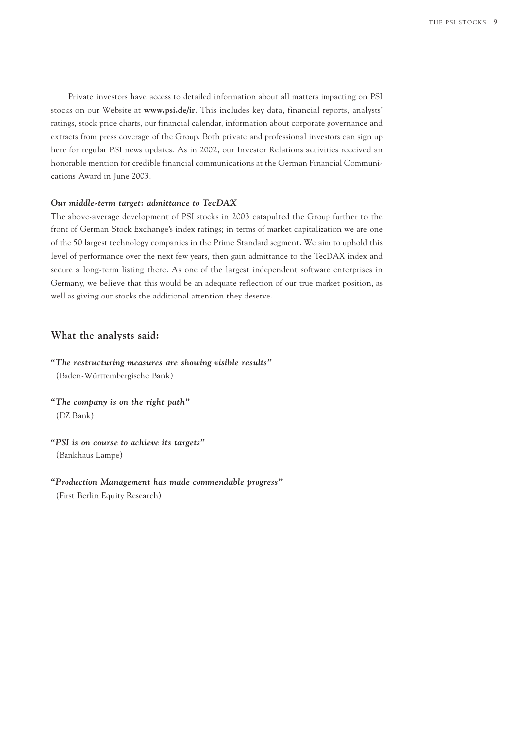Private investors have access to detailed information about all matters impacting on PSI stocks on our Website at **www.psi.de/ir**. This includes key data, financial reports, analysts' ratings, stock price charts, our financial calendar, information about corporate governance and extracts from press coverage of the Group. Both private and professional investors can sign up here for regular PSI news updates. As in 2002, our Investor Relations activities received an honorable mention for credible financial communications at the German Financial Communications Award in June 2003.

***Our middle-term target: admittance to TecDAX***

The above-average development of PSI stocks in 2003 catapulted the Group further to the front of German Stock Exchange's index ratings; in terms of market capitalization we are one of the 50 largest technology companies in the Prime Standard segment. We aim to uphold this level of performance over the next few years, then gain admittance to the TecDAX index and secure a long-term listing there. As one of the largest independent software enterprises in Germany, we believe that this would be an adequate reflection of our true market position, as well as giving our stocks the additional attention they deserve.

## What the analysts said:

***"The restructuring measures are showing visible results"***
(Baden-Württembergische Bank)

***"The company is on the right path"***
(DZ Bank)

***"PSI is on course to achieve its targets"***
(Bankhaus Lampe)

***"Production Management has made commendable progress"***
(First Berlin Equity Research)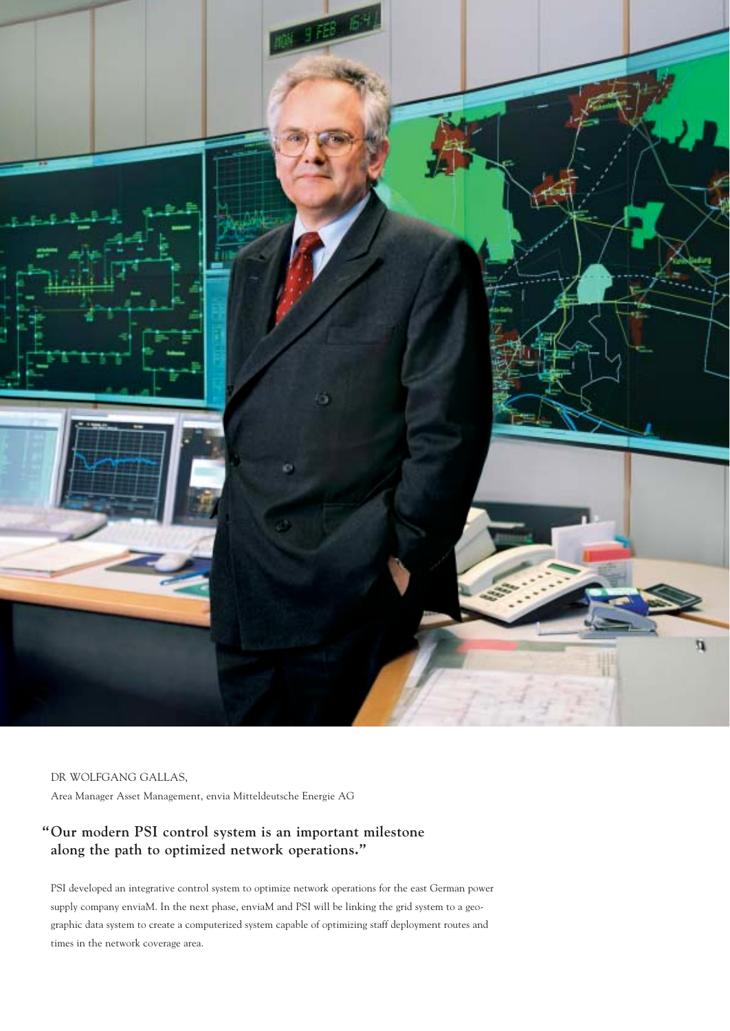DR WOLFGANG GALLAS,

Area Manager Asset Management, envia Mitteldeutsche Energie AG

**"Our modern PSI control system is an important milestone along the path to optimized network operations."**

PSI developed an integrative control system to optimize network operations for the east German power supply company enviaM. In the next phase, enviaM and PSI will be linking the grid system to a geographic data system to create a computerized system capable of optimizing staff deployment routes and times in the network coverage area.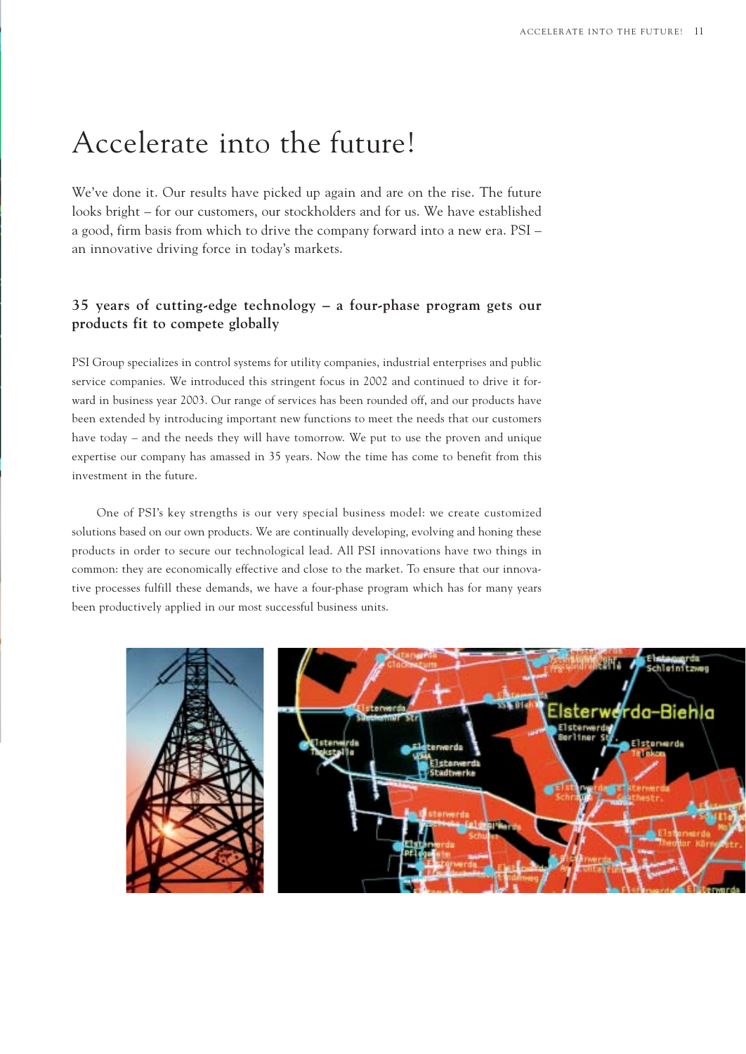# Accelerate into the future!

We've done it. Our results have picked up again and are on the rise. The future looks bright – for our customers, our stockholders and for us. We have established a good, firm basis from which to drive the company forward into a new era. PSI – an innovative driving force in today's markets.

## 35 years of cutting-edge technology – a four-phase program gets our products fit to compete globally

PSI Group specializes in control systems for utility companies, industrial enterprises and public service companies. We introduced this stringent focus in 2002 and continued to drive it forward in business year 2003. Our range of services has been rounded off, and our products have been extended by introducing important new functions to meet the needs that our customers have today – and the needs they will have tomorrow. We put to use the proven and unique expertise our company has amassed in 35 years. Now the time has come to benefit from this investment in the future.

One of PSI's key strengths is our very special business model: we create customized solutions based on our own products. We are continually developing, evolving and honing these products in order to secure our technological lead. All PSI innovations have two things in common: they are economically effective and close to the market. To ensure that our innovative processes fulfill these demands, we have a four-phase program which has for many years been productively applied in our most successful business units.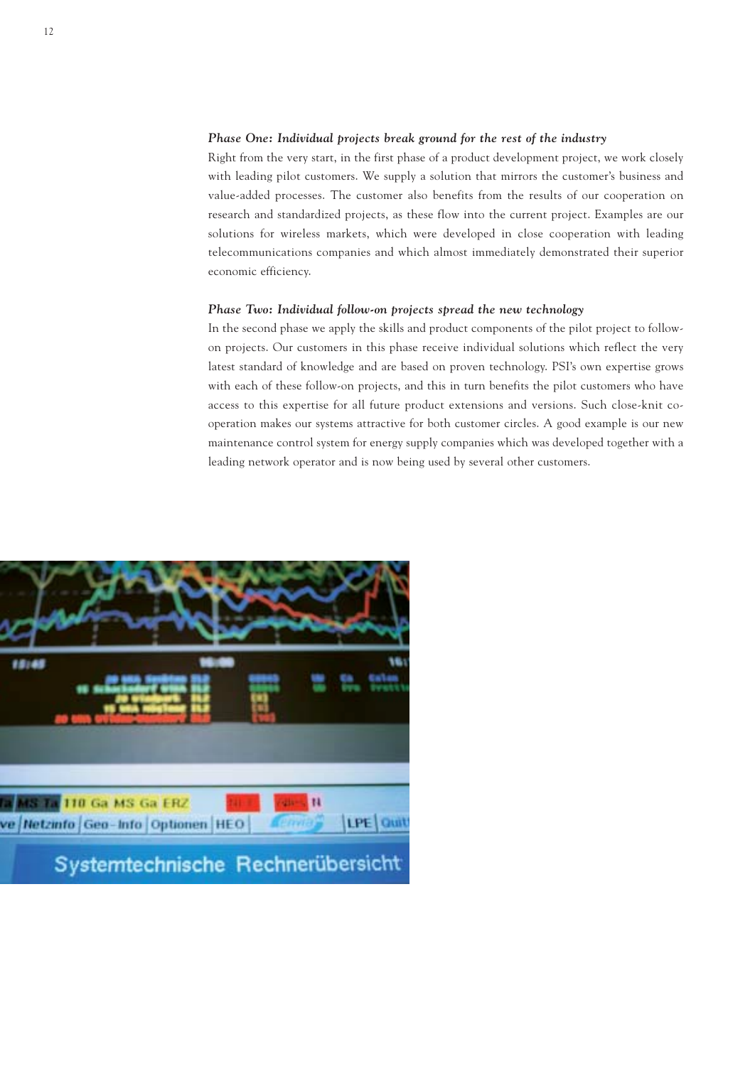***Phase One: Individual projects break ground for the rest of the industry***

Right from the very start, in the first phase of a product development project, we work closely with leading pilot customers. We supply a solution that mirrors the customer's business and value-added processes. The customer also benefits from the results of our cooperation on research and standardized projects, as these flow into the current project. Examples are our solutions for wireless markets, which were developed in close cooperation with leading telecommunications companies and which almost immediately demonstrated their superior economic efficiency.

***Phase Two: Individual follow-on projects spread the new technology***

In the second phase we apply the skills and product components of the pilot project to follow-on projects. Our customers in this phase receive individual solutions which reflect the very latest standard of knowledge and are based on proven technology. PSI's own expertise grows with each of these follow-on projects, and this in turn benefits the pilot customers who have access to this expertise for all future product extensions and versions. Such close-knit co-operation makes our systems attractive for both customer circles. A good example is our new maintenance control system for energy supply companies which was developed together with a leading network operator and is now being used by several other customers.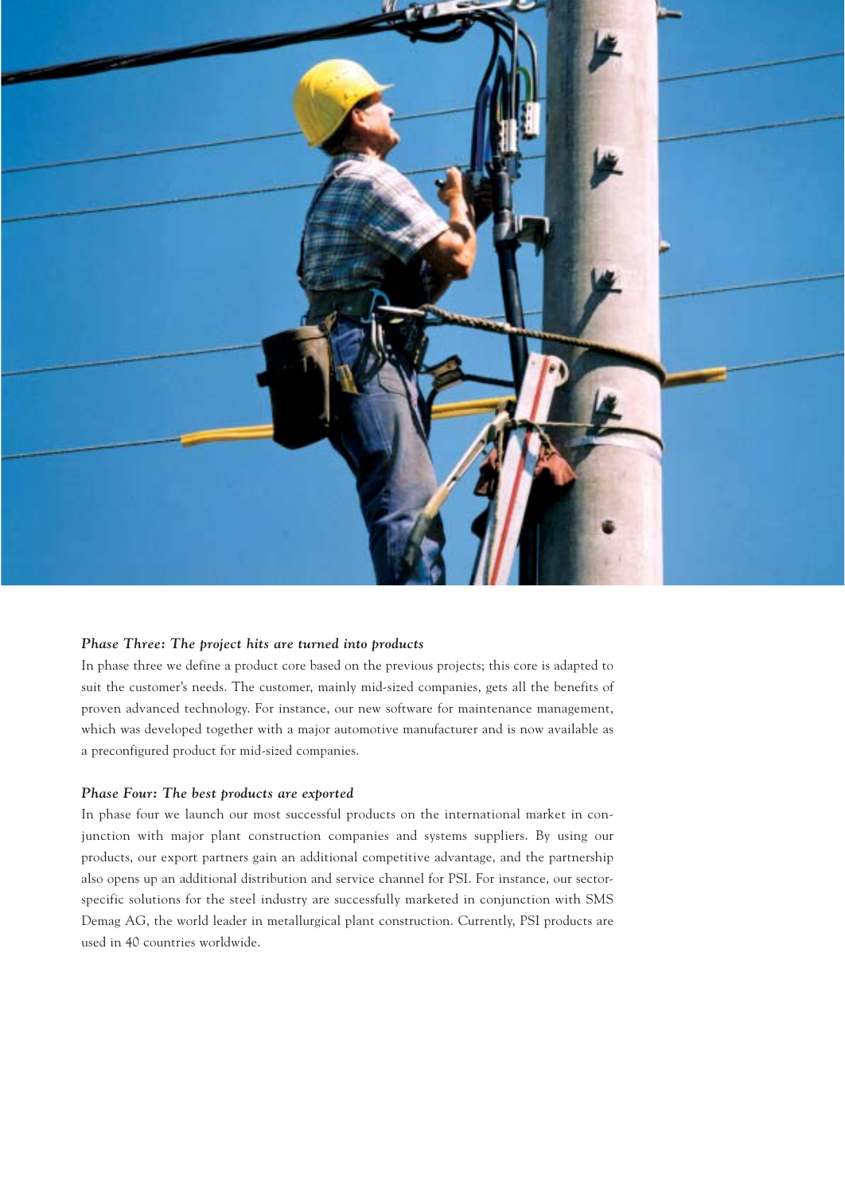### *Phase Three: The project hits are turned into products*

In phase three we define a product core based on the previous projects; this core is adapted to suit the customer's needs. The customer, mainly mid-sized companies, gets all the benefits of proven advanced technology. For instance, our new software for maintenance management, which was developed together with a major automotive manufacturer and is now available as a preconfigured product for mid-sized companies.

### *Phase Four: The best products are exported*

In phase four we launch our most successful products on the international market in conjunction with major plant construction companies and systems suppliers. By using our products, our export partners gain an additional competitive advantage, and the partnership also opens up an additional distribution and service channel for PSI. For instance, our sector-specific solutions for the steel industry are successfully marketed in conjunction with SMS Demag AG, the world leader in metallurgical plant construction. Currently, PSI products are used in 40 countries worldwide.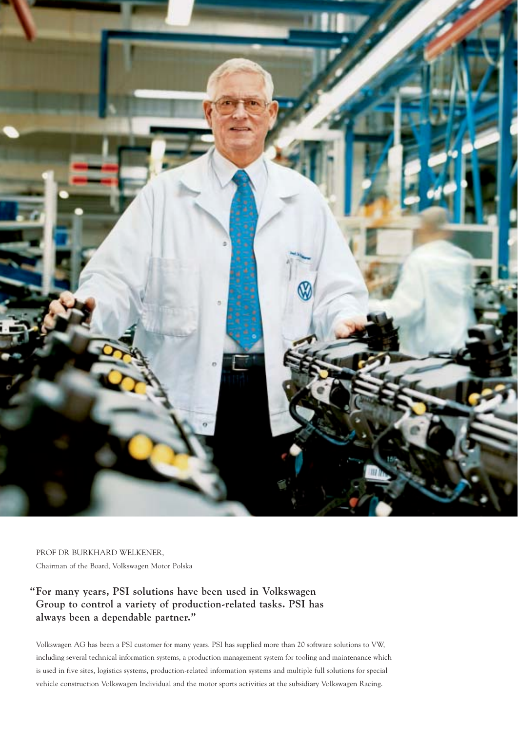PROF DR BURKHARD WELKENER,
Chairman of the Board, Volkswagen Motor Polska

**"For many years, PSI solutions have been used in Volkswagen Group to control a variety of production-related tasks. PSI has always been a dependable partner."**

Volkswagen AG has been a PSI customer for many years. PSI has supplied more than 20 software solutions to VW, including several technical information systems, a production management system for tooling and maintenance which is used in five sites, logistics systems, production-related information systems and multiple full solutions for special vehicle construction Volkswagen Individual and the motor sports activities at the subsidiary Volkswagen Racing.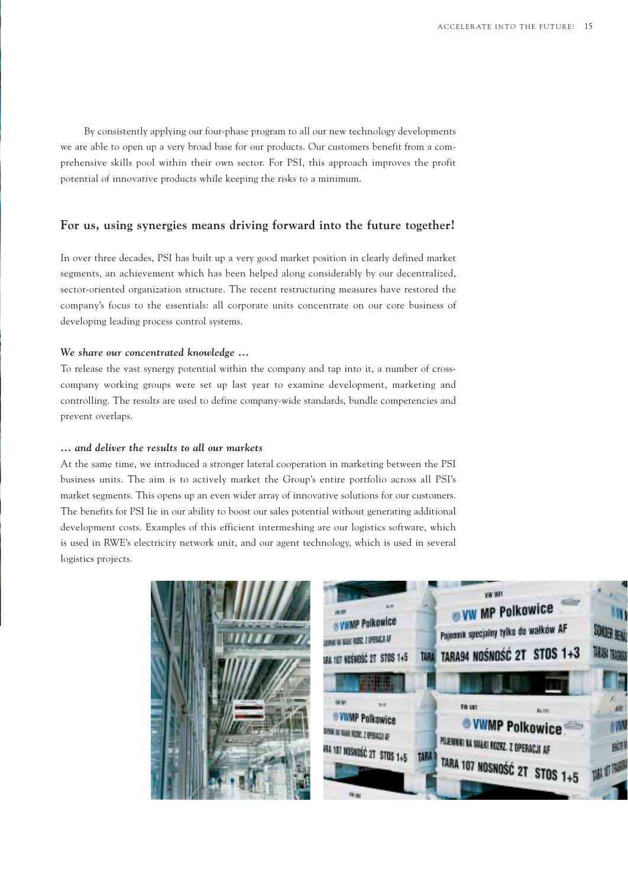By consistently applying our four-phase program to all our new technology developments we are able to open up a very broad base for our products. Our customers benefit from a comprehensive skills pool within their own sector. For PSI, this approach improves the profit potential of innovative products while keeping the risks to a minimum.

## For us, using synergies means driving forward into the future together!

In over three decades, PSI has built up a very good market position in clearly defined market segments, an achievement which has been helped along considerably by our decentralized, sector-oriented organization structure. The recent restructuring measures have restored the company's focus to the essentials: all corporate units concentrate on our core business of developing leading process control systems.

### *We share our concentrated knowledge …*

To release the vast synergy potential within the company and tap into it, a number of cross-company working groups were set up last year to examine development, marketing and controlling. The results are used to define company-wide standards, bundle competencies and prevent overlaps.

### *… and deliver the results to all our markets*

At the same time, we introduced a stronger lateral cooperation in marketing between the PSI business units. The aim is to actively market the Group's entire portfolio across all PSI's market segments. This opens up an even wider array of innovative solutions for our customers. The benefits for PSI lie in our ability to boost our sales potential without generating additional development costs. Examples of this efficient intermeshing are our logistics software, which is used in RWE's electricity network unit, and our agent technology, which is used in several logistics projects.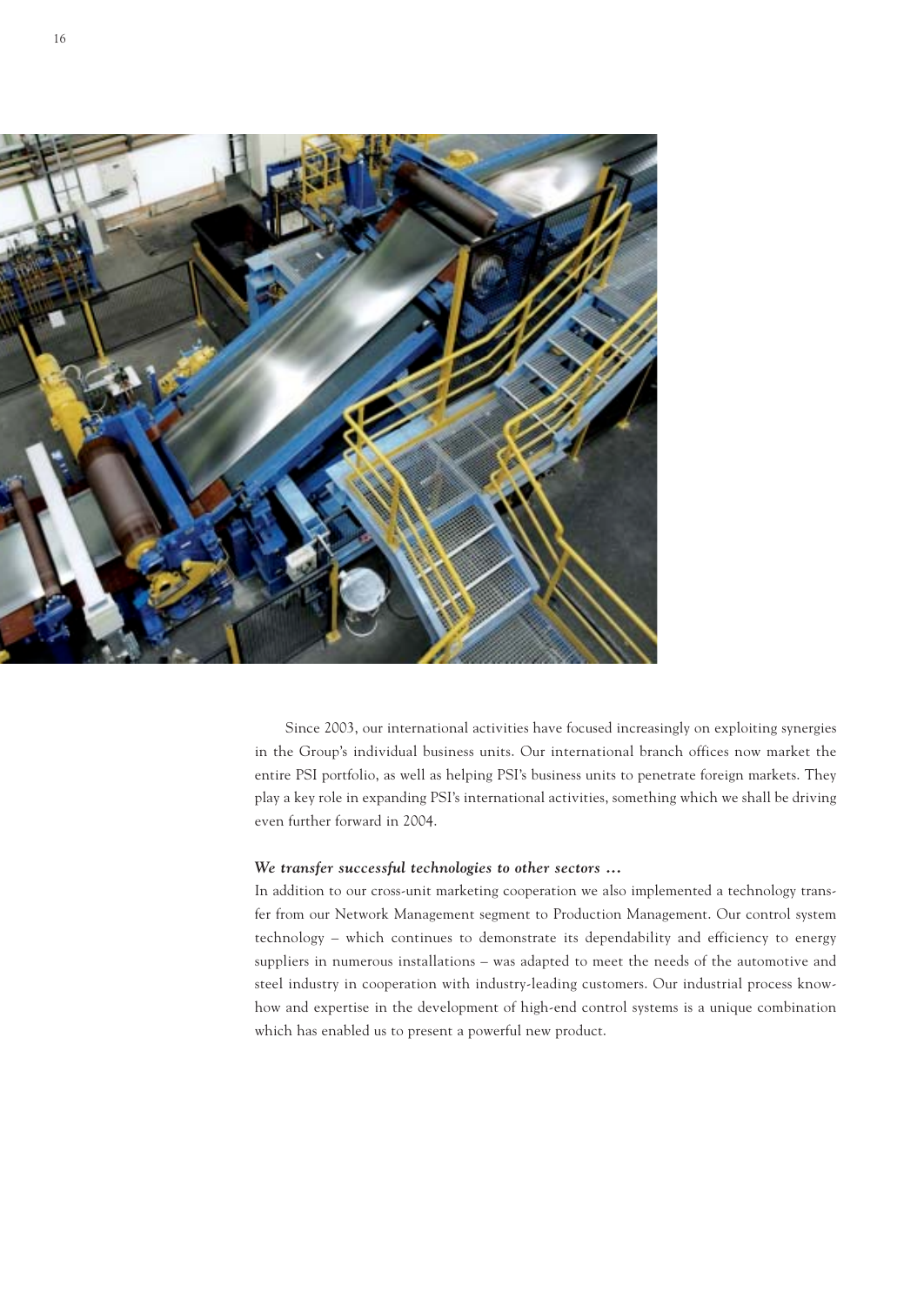Since 2003, our international activities have focused increasingly on exploiting synergies in the Group's individual business units. Our international branch offices now market the entire PSI portfolio, as well as helping PSI's business units to penetrate foreign markets. They play a key role in expanding PSI's international activities, something which we shall be driving even further forward in 2004.

***We transfer successful technologies to other sectors …***

In addition to our cross-unit marketing cooperation we also implemented a technology transfer from our Network Management segment to Production Management. Our control system technology – which continues to demonstrate its dependability and efficiency to energy suppliers in numerous installations – was adapted to meet the needs of the automotive and steel industry in cooperation with industry-leading customers. Our industrial process know-how and expertise in the development of high-end control systems is a unique combination which has enabled us to present a powerful new product.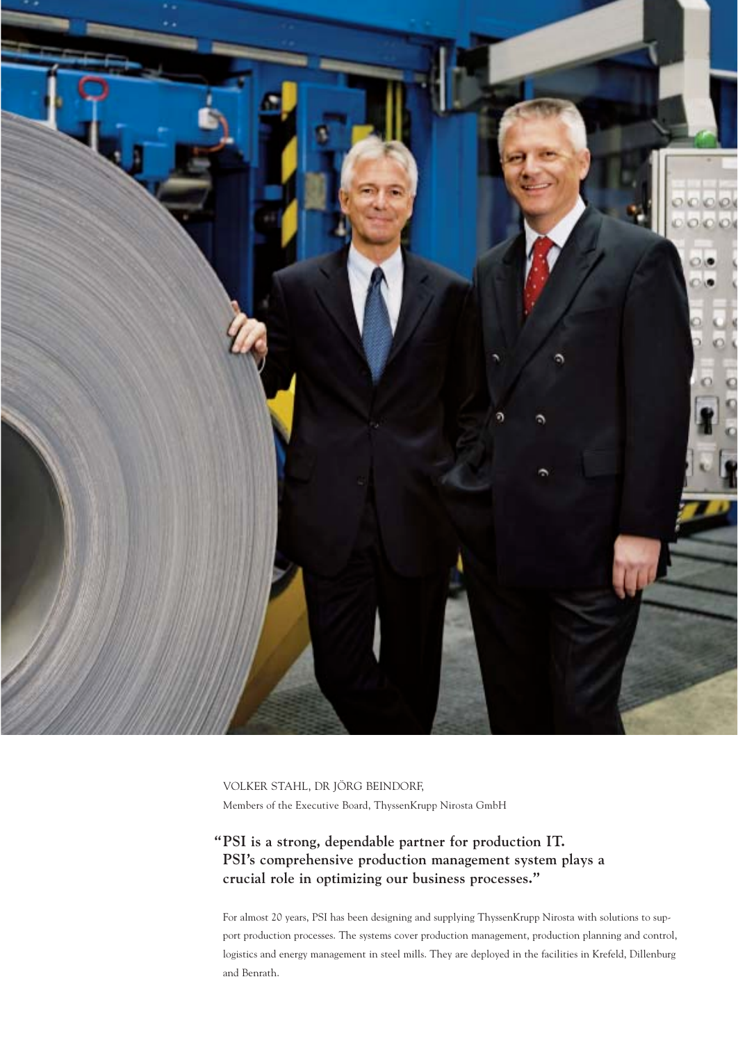VOLKER STAHL, DR JÖRG BEINDORF,
Members of the Executive Board, ThyssenKrupp Nirosta GmbH

**"PSI is a strong, dependable partner for production IT. PSI's comprehensive production management system plays a crucial role in optimizing our business processes."**

For almost 20 years, PSI has been designing and supplying ThyssenKrupp Nirosta with solutions to support production processes. The systems cover production management, production planning and control, logistics and energy management in steel mills. They are deployed in the facilities in Krefeld, Dillenburg and Benrath.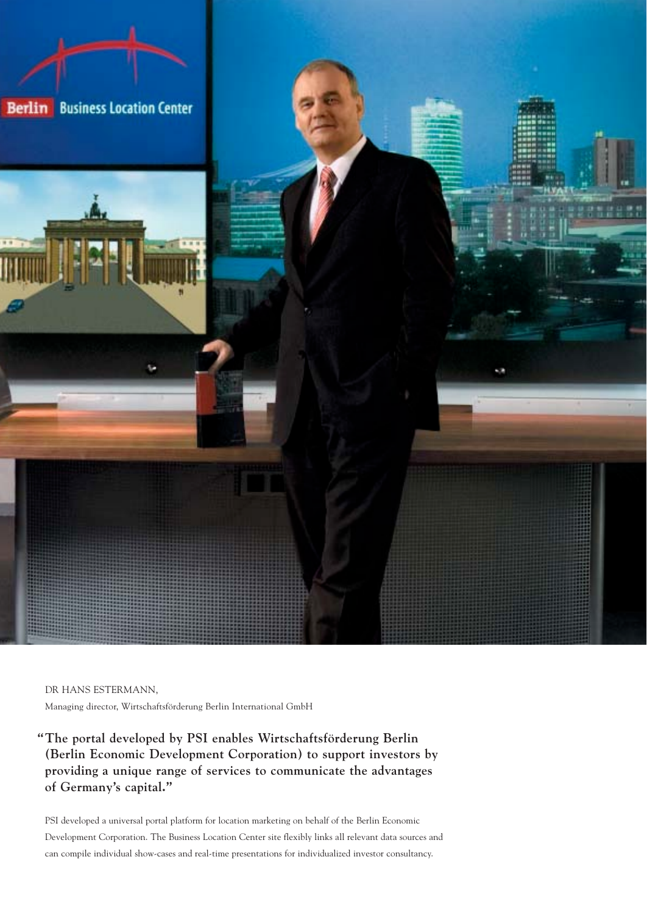DR HANS ESTERMANN,

Managing director, Wirtschaftsförderung Berlin International GmbH

**"The portal developed by PSI enables Wirtschaftsförderung Berlin (Berlin Economic Development Corporation) to support investors by providing a unique range of services to communicate the advantages of Germany's capital."**

PSI developed a universal portal platform for location marketing on behalf of the Berlin Economic Development Corporation. The Business Location Center site flexibly links all relevant data sources and can compile individual show-cases and real-time presentations for individualized investor consultancy.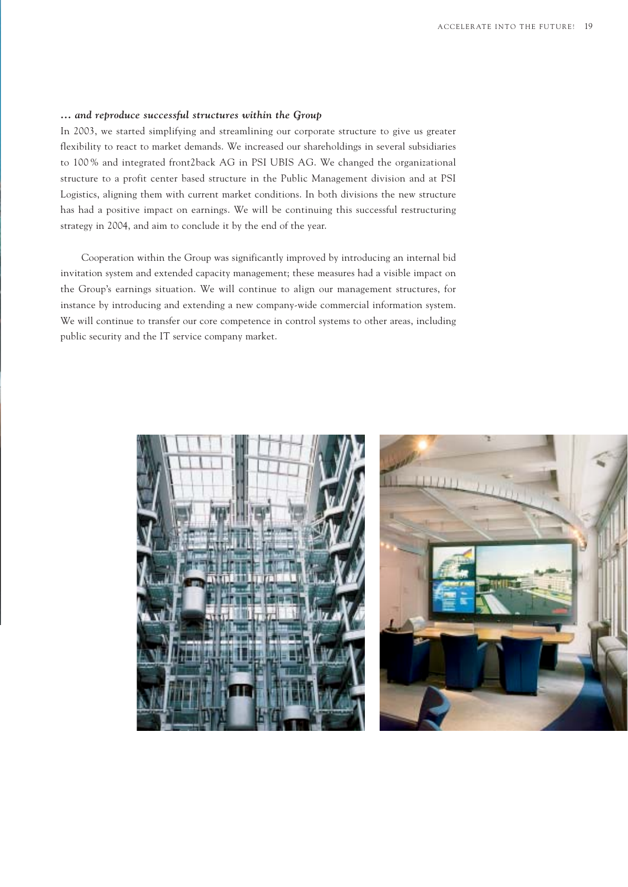### *… and reproduce successful structures within the Group*

In 2003, we started simplifying and streamlining our corporate structure to give us greater flexibility to react to market demands. We increased our shareholdings in several subsidiaries to 100 % and integrated front2back AG in PSI UBIS AG. We changed the organizational structure to a profit center based structure in the Public Management division and at PSI Logistics, aligning them with current market conditions. In both divisions the new structure has had a positive impact on earnings. We will be continuing this successful restructuring strategy in 2004, and aim to conclude it by the end of the year.

Cooperation within the Group was significantly improved by introducing an internal bid invitation system and extended capacity management; these measures had a visible impact on the Group's earnings situation. We will continue to align our management structures, for instance by introducing and extending a new company-wide commercial information system. We will continue to transfer our core competence in control systems to other areas, including public security and the IT service company market.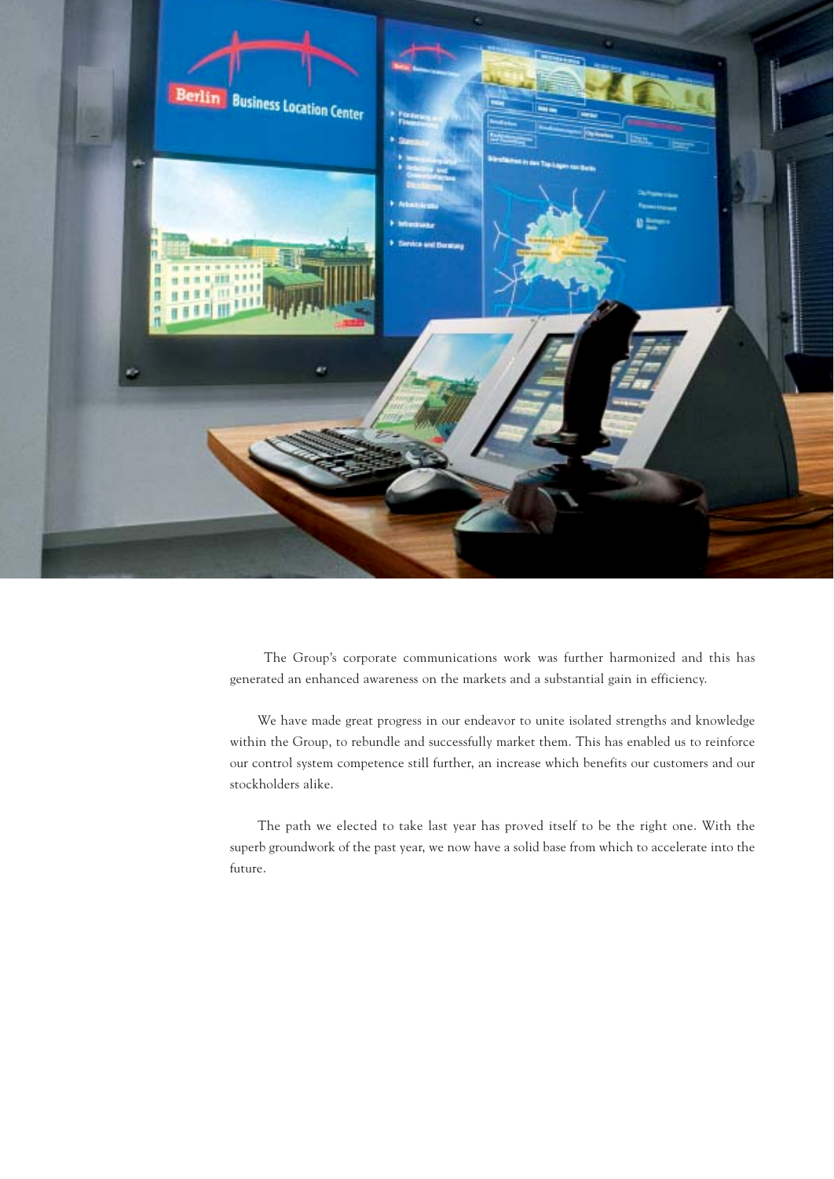The Group's corporate communications work was further harmonized and this has generated an enhanced awareness on the markets and a substantial gain in efficiency.

We have made great progress in our endeavor to unite isolated strengths and knowledge within the Group, to rebundle and successfully market them. This has enabled us to reinforce our control system competence still further, an increase which benefits our customers and our stockholders alike.

The path we elected to take last year has proved itself to be the right one. With the superb groundwork of the past year, we now have a solid base from which to accelerate into the future.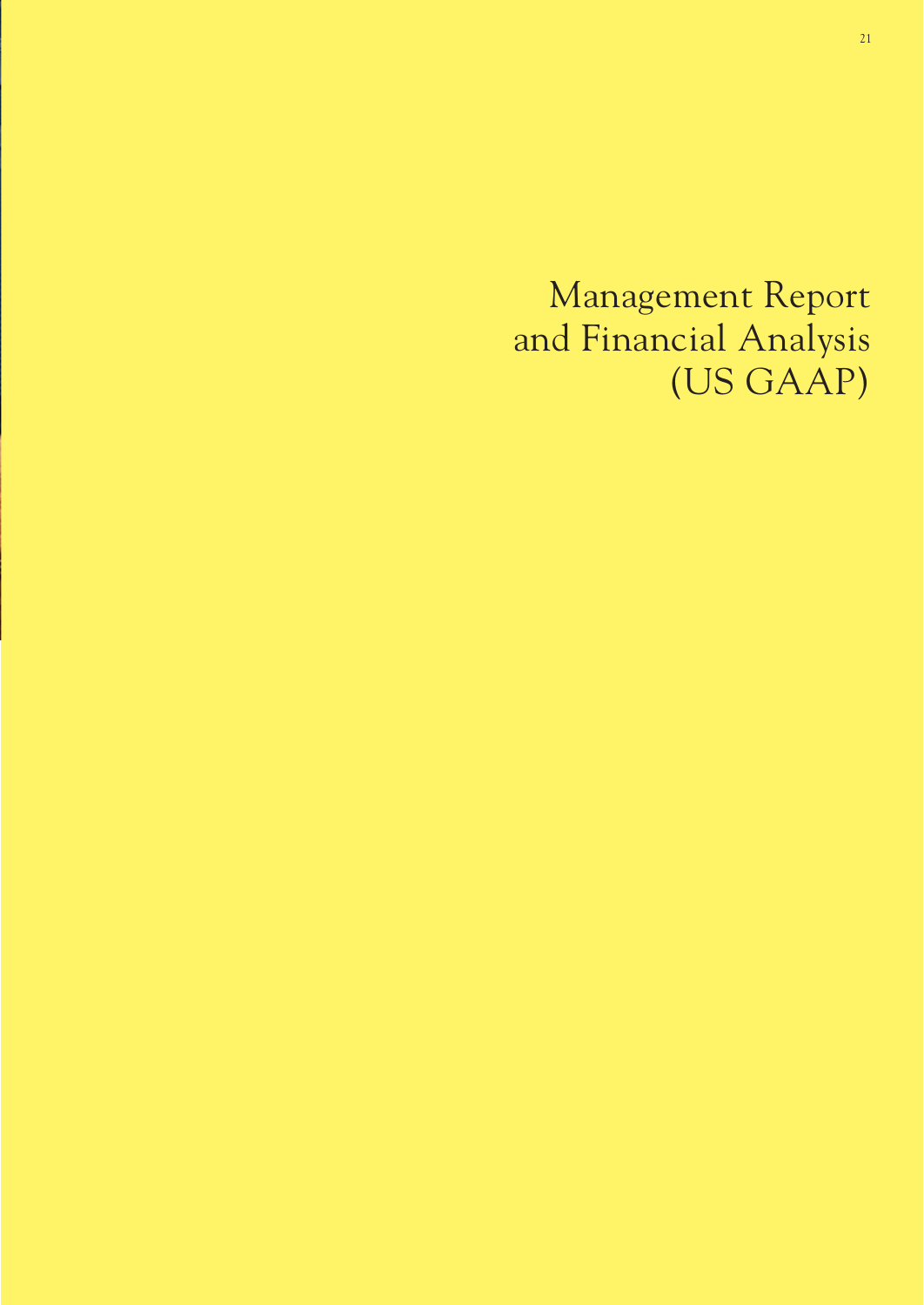# Management Report and Financial Analysis (US GAAP)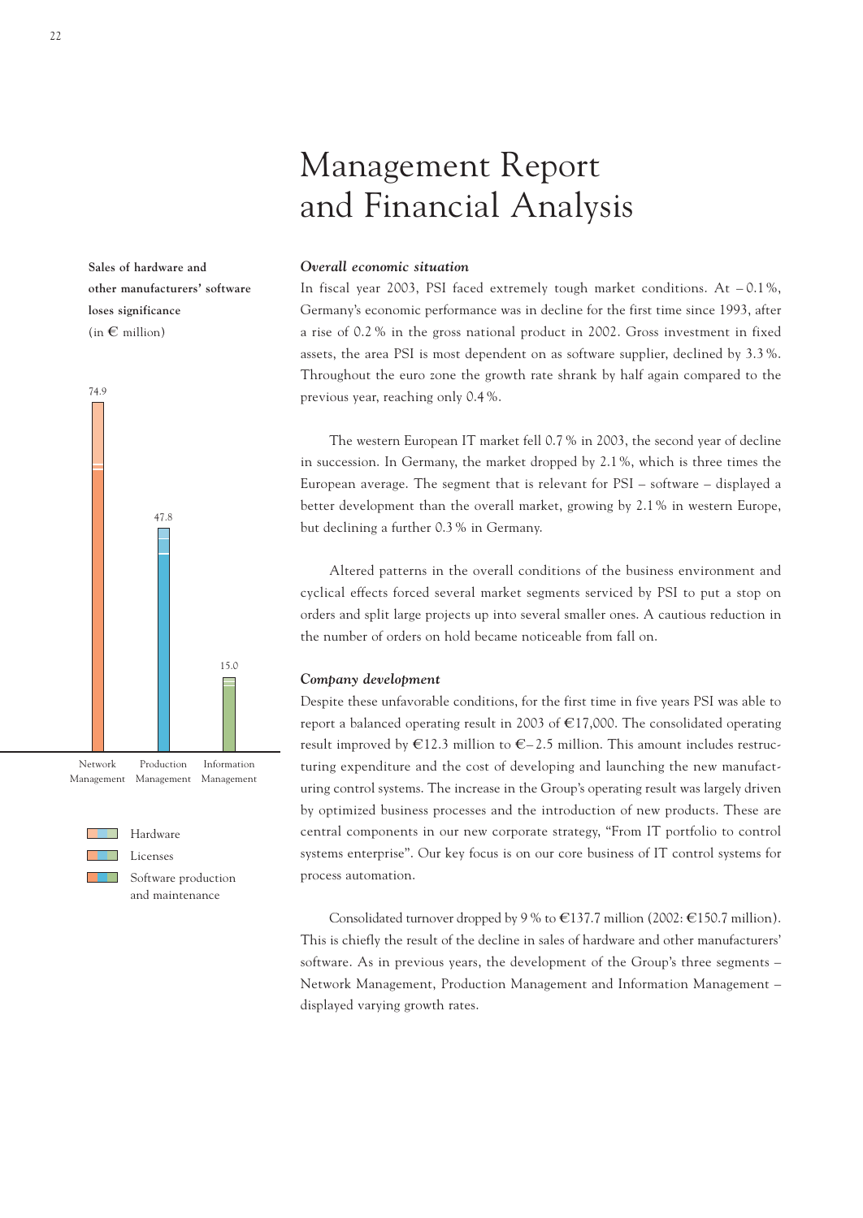# Management Report and Financial Analysis

**Sales of hardware and other manufacturers' software loses significance**
(in € million)

| | Network Management | Production Management | Information Management |
|---|---|---|---|
| Total | 74.9 | 47.8 | 15.0 |

Hardware
Licenses
Software production and maintenance

### *Overall economic situation*

In fiscal year 2003, PSI faced extremely tough market conditions. At – 0.1 %, Germany's economic performance was in decline for the first time since 1993, after a rise of 0.2 % in the gross national product in 2002. Gross investment in fixed assets, the area PSI is most dependent on as software supplier, declined by 3.3 %. Throughout the euro zone the growth rate shrank by half again compared to the previous year, reaching only 0.4 %.

The western European IT market fell 0.7 % in 2003, the second year of decline in succession. In Germany, the market dropped by 2.1 %, which is three times the European average. The segment that is relevant for PSI – software – displayed a better development than the overall market, growing by 2.1 % in western Europe, but declining a further 0.3 % in Germany.

Altered patterns in the overall conditions of the business environment and cyclical effects forced several market segments serviced by PSI to put a stop on orders and split large projects up into several smaller ones. A cautious reduction in the number of orders on hold became noticeable from fall on.

### *Company development*

Despite these unfavorable conditions, for the first time in five years PSI was able to report a balanced operating result in 2003 of €17,000. The consolidated operating result improved by €12.3 million to €– 2.5 million. This amount includes restructuring expenditure and the cost of developing and launching the new manufacturing control systems. The increase in the Group's operating result was largely driven by optimized business processes and the introduction of new products. These are central components in our new corporate strategy, "From IT portfolio to control systems enterprise". Our key focus is on our core business of IT control systems for process automation.

Consolidated turnover dropped by 9 % to €137.7 million (2002: €150.7 million). This is chiefly the result of the decline in sales of hardware and other manufacturers' software. As in previous years, the development of the Group's three segments – Network Management, Production Management and Information Management – displayed varying growth rates.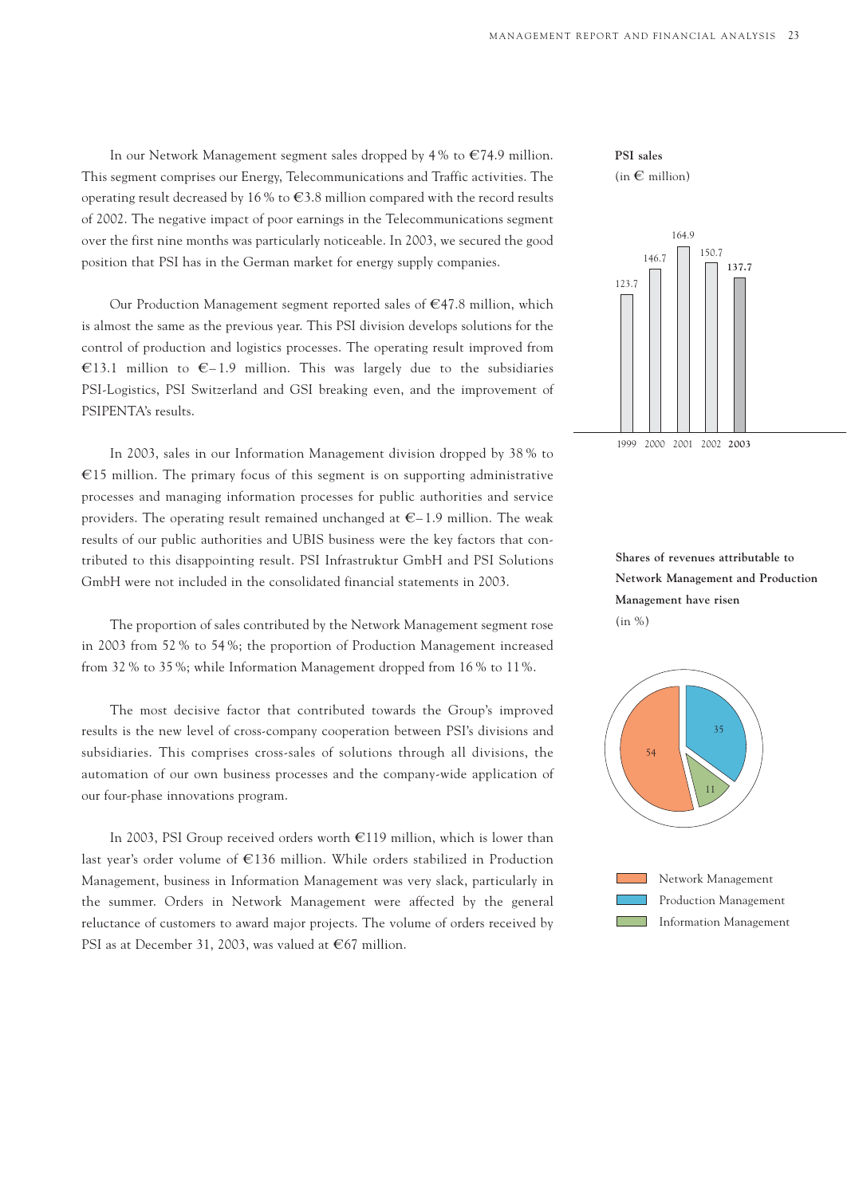In our Network Management segment sales dropped by 4 % to €74.9 million. This segment comprises our Energy, Telecommunications and Traffic activities. The operating result decreased by 16 % to €3.8 million compared with the record results of 2002. The negative impact of poor earnings in the Telecommunications segment over the first nine months was particularly noticeable. In 2003, we secured the good position that PSI has in the German market for energy supply companies.

Our Production Management segment reported sales of €47.8 million, which is almost the same as the previous year. This PSI division develops solutions for the control of production and logistics processes. The operating result improved from €13.1 million to €–1.9 million. This was largely due to the subsidiaries PSI-Logistics, PSI Switzerland and GSI breaking even, and the improvement of PSIPENTA's results.

In 2003, sales in our Information Management division dropped by 38 % to €15 million. The primary focus of this segment is on supporting administrative processes and managing information processes for public authorities and service providers. The operating result remained unchanged at €–1.9 million. The weak results of our public authorities and UBIS business were the key factors that contributed to this disappointing result. PSI Infrastruktur GmbH and PSI Solutions GmbH were not included in the consolidated financial statements in 2003.

The proportion of sales contributed by the Network Management segment rose in 2003 from 52 % to 54 %; the proportion of Production Management increased from 32 % to 35 %; while Information Management dropped from 16 % to 11 %.

The most decisive factor that contributed towards the Group's improved results is the new level of cross-company cooperation between PSI's divisions and subsidiaries. This comprises cross-sales of solutions through all divisions, the automation of our own business processes and the company-wide application of our four-phase innovations program.

In 2003, PSI Group received orders worth €119 million, which is lower than last year's order volume of €136 million. While orders stabilized in Production Management, business in Information Management was very slack, particularly in the summer. Orders in Network Management were affected by the general reluctance of customers to award major projects. The volume of orders received by PSI as at December 31, 2003, was valued at €67 million.

**PSI sales**
(in € million)

| 1999 | 2000 | 2001 | 2002 | **2003** |
|---|---|---|---|---|
| 123.7 | 146.7 | 164.9 | 150.7 | **137.7** |

**Shares of revenues attributable to Network Management and Production Management have risen**
(in %)

| Segment | % |
|---|---|
| Network Management | 54 |
| Production Management | 35 |
| Information Management | 11 |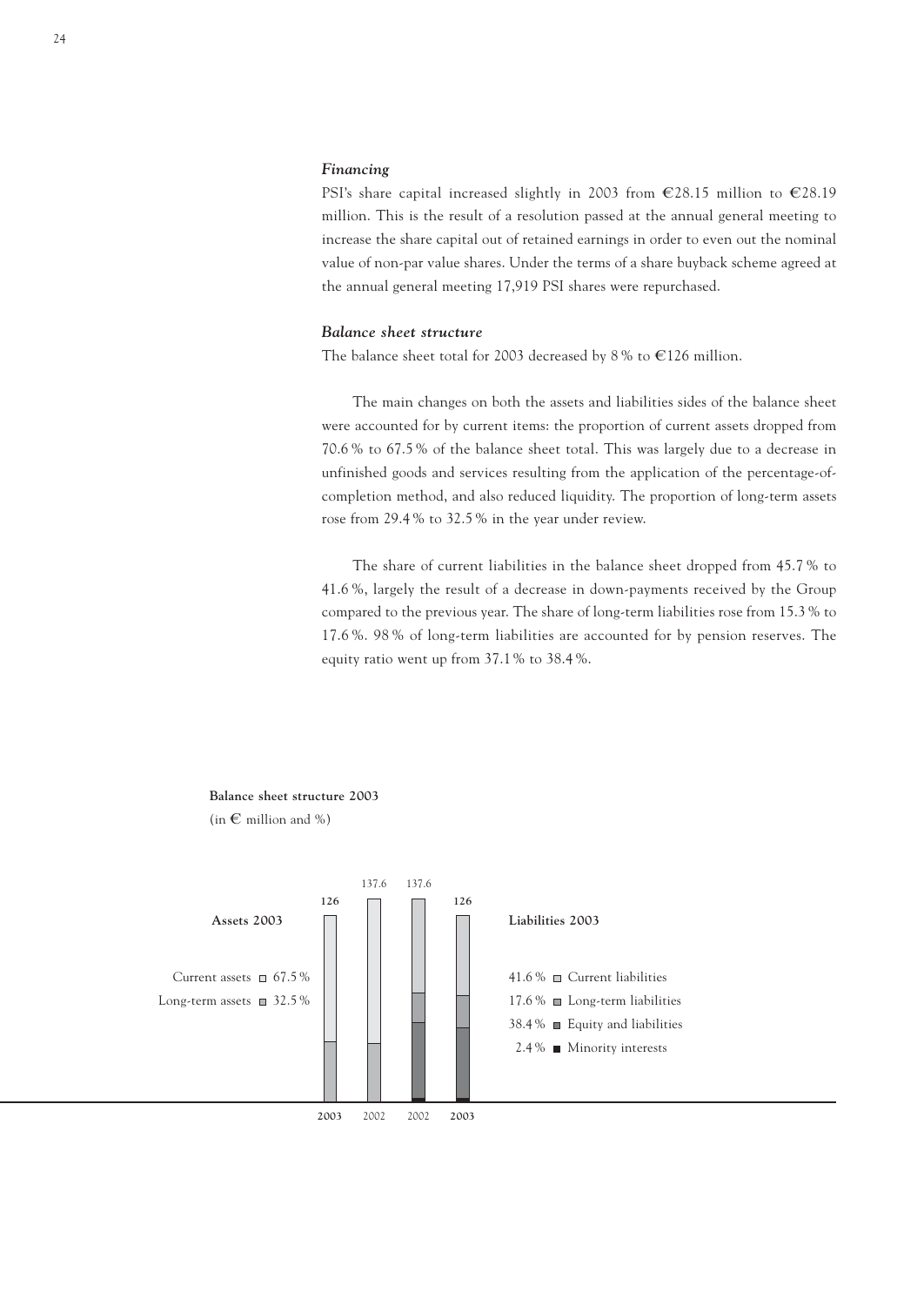### *Financing*

PSI's share capital increased slightly in 2003 from €28.15 million to €28.19 million. This is the result of a resolution passed at the annual general meeting to increase the share capital out of retained earnings in order to even out the nominal value of non-par value shares. Under the terms of a share buyback scheme agreed at the annual general meeting 17,919 PSI shares were repurchased.

### *Balance sheet structure*

The balance sheet total for 2003 decreased by 8 % to €126 million.

The main changes on both the assets and liabilities sides of the balance sheet were accounted for by current items: the proportion of current assets dropped from 70.6 % to 67.5 % of the balance sheet total. This was largely due to a decrease in unfinished goods and services resulting from the application of the percentage-of-completion method, and also reduced liquidity. The proportion of long-term assets rose from 29.4 % to 32.5 % in the year under review.

The share of current liabilities in the balance sheet dropped from 45.7 % to 41.6 %, largely the result of a decrease in down-payments received by the Group compared to the previous year. The share of long-term liabilities rose from 15.3 % to 17.6 %. 98 % of long-term liabilities are accounted for by pension reserves. The equity ratio went up from 37.1 % to 38.4 %.

**Balance sheet structure 2003**

(in € million and %)

**Assets 2003**

Current assets 67.5 %
Long-term assets 32.5 %

| **2003** | 2002 | 2002 | **2003** |
|---|---|---|---|
| **126** | 137.6 | 137.6 | **126** |

**Liabilities 2003**

41.6 % Current liabilities
17.6 % Long-term liabilities
38.4 % Equity and liabilities
2.4 % Minority interests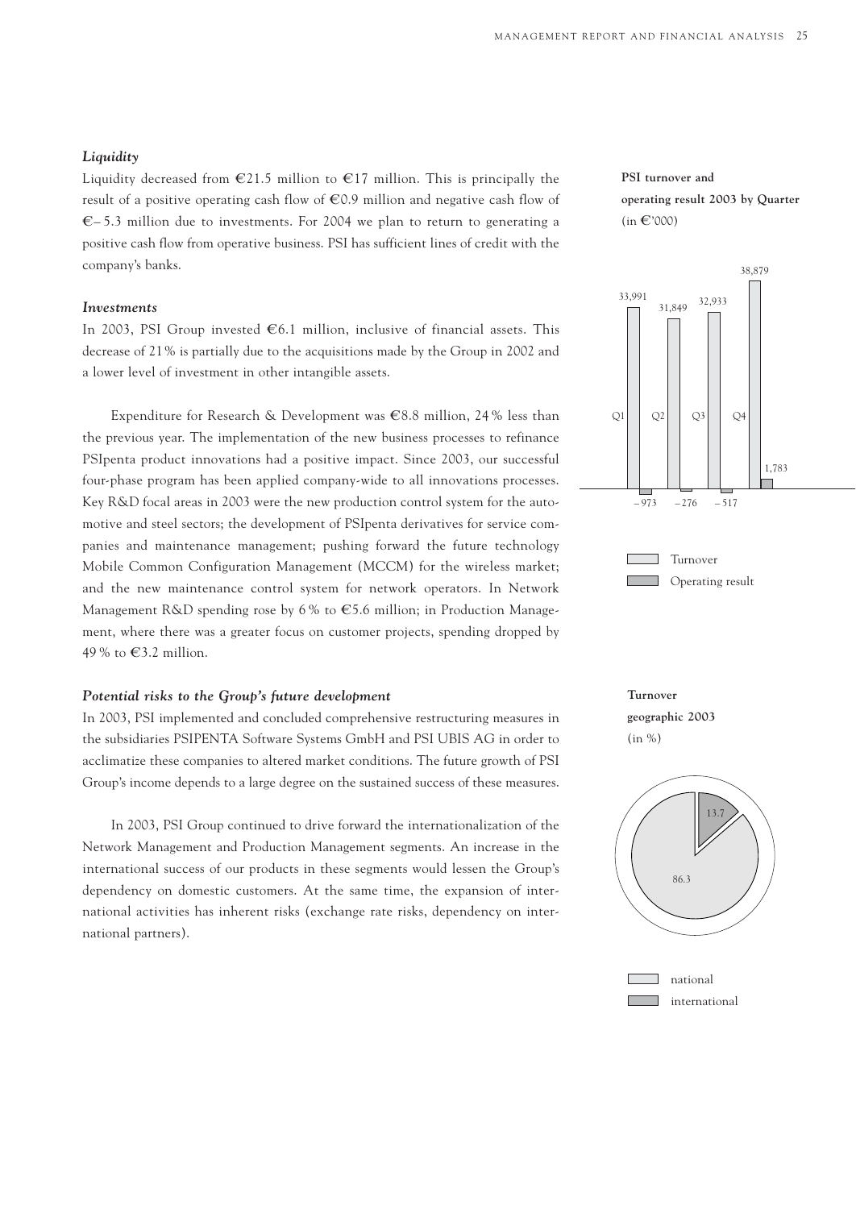### *Liquidity*

Liquidity decreased from €21.5 million to €17 million. This is principally the result of a positive operating cash flow of €0.9 million and negative cash flow of €– 5.3 million due to investments. For 2004 we plan to return to generating a positive cash flow from operative business. PSI has sufficient lines of credit with the company's banks.

### *Investments*

In 2003, PSI Group invested €6.1 million, inclusive of financial assets. This decrease of 21% is partially due to the acquisitions made by the Group in 2002 and a lower level of investment in other intangible assets.

Expenditure for Research & Development was €8.8 million, 24% less than the previous year. The implementation of the new business processes to refinance PSIpenta product innovations had a positive impact. Since 2003, our successful four-phase program has been applied company-wide to all innovations processes. Key R&D focal areas in 2003 were the new production control system for the automotive and steel sectors; the development of PSIpenta derivatives for service companies and maintenance management; pushing forward the future technology Mobile Common Configuration Management (MCCM) for the wireless market; and the new maintenance control system for network operators. In Network Management R&D spending rose by 6% to €5.6 million; in Production Management, where there was a greater focus on customer projects, spending dropped by 49% to €3.2 million.

### *Potential risks to the Group's future development*

In 2003, PSI implemented and concluded comprehensive restructuring measures in the subsidiaries PSIPENTA Software Systems GmbH and PSI UBIS AG in order to acclimatize these companies to altered market conditions. The future growth of PSI Group's income depends to a large degree on the sustained success of these measures.

In 2003, PSI Group continued to drive forward the internationalization of the Network Management and Production Management segments. An increase in the international success of our products in these segments would lessen the Group's dependency on domestic customers. At the same time, the expansion of international activities has inherent risks (exchange rate risks, dependency on international partners).

**PSI turnover and operating result 2003 by Quarter** (in €'000)

| | Q1 | Q2 | Q3 | Q4 |
|---|---|---|---|---|
| Turnover | 33,991 | 31,849 | 32,933 | 38,879 |
| Operating result | – 973 | – 276 | – 517 | 1,783 |

**Turnover geographic 2003** (in %)

| | % |
|---|---|
| national | 86.3 |
| international | 13.7 |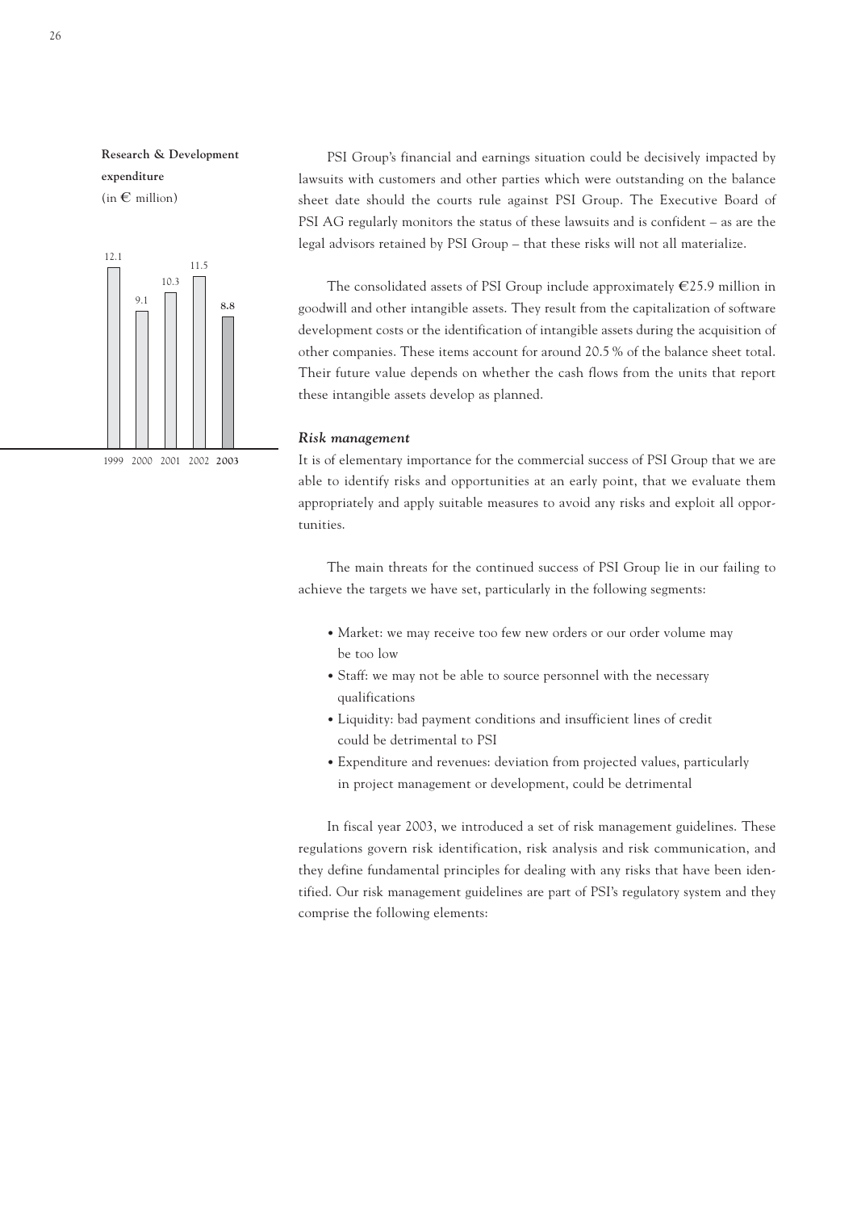**Research & Development expenditure**
(in € million)

| 1999 | 2000 | 2001 | 2002 | **2003** |
|---|---|---|---|---|
| 12.1 | 9.1 | 10.3 | 11.5 | **8.8** |

PSI Group's financial and earnings situation could be decisively impacted by lawsuits with customers and other parties which were outstanding on the balance sheet date should the courts rule against PSI Group. The Executive Board of PSI AG regularly monitors the status of these lawsuits and is confident – as are the legal advisors retained by PSI Group – that these risks will not all materialize.

The consolidated assets of PSI Group include approximately €25.9 million in goodwill and other intangible assets. They result from the capitalization of software development costs or the identification of intangible assets during the acquisition of other companies. These items account for around 20.5 % of the balance sheet total. Their future value depends on whether the cash flows from the units that report these intangible assets develop as planned.

***Risk management***

It is of elementary importance for the commercial success of PSI Group that we are able to identify risks and opportunities at an early point, that we evaluate them appropriately and apply suitable measures to avoid any risks and exploit all opportunities.

The main threats for the continued success of PSI Group lie in our failing to achieve the targets we have set, particularly in the following segments:

- Market: we may receive too few new orders or our order volume may be too low
- Staff: we may not be able to source personnel with the necessary qualifications
- Liquidity: bad payment conditions and insufficient lines of credit could be detrimental to PSI
- Expenditure and revenues: deviation from projected values, particularly in project management or development, could be detrimental

In fiscal year 2003, we introduced a set of risk management guidelines. These regulations govern risk identification, risk analysis and risk communication, and they define fundamental principles for dealing with any risks that have been identified. Our risk management guidelines are part of PSI's regulatory system and they comprise the following elements: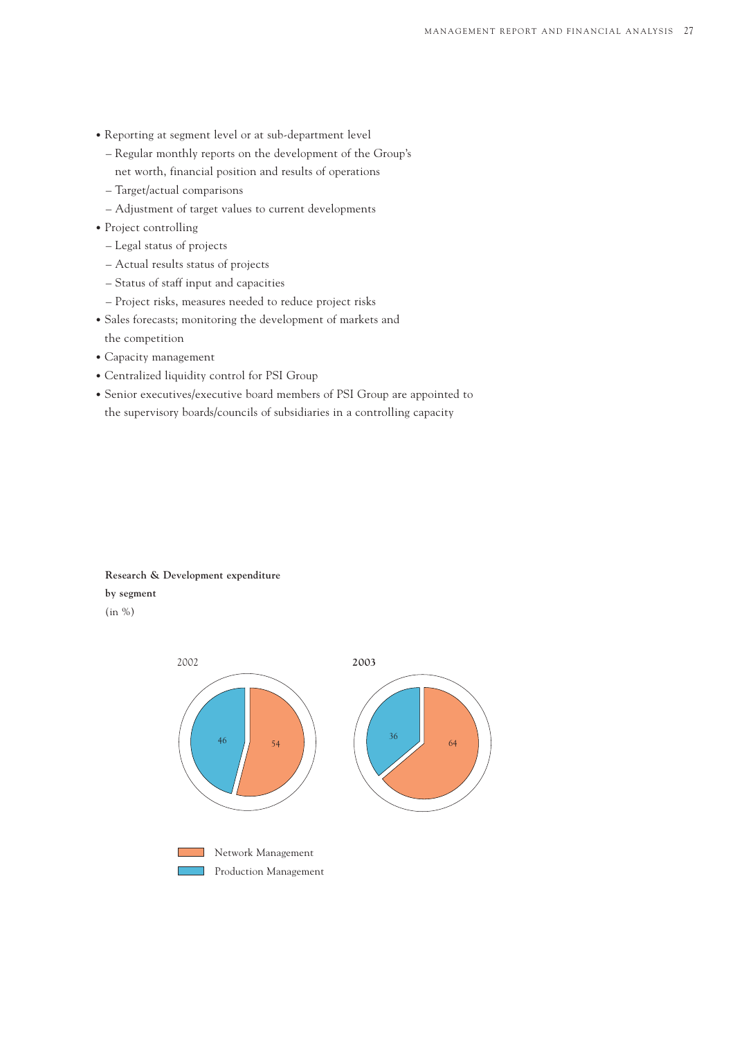- Reporting at segment level or at sub-department level
  - Regular monthly reports on the development of the Group's net worth, financial position and results of operations
  - Target/actual comparisons
  - Adjustment of target values to current developments
- Project controlling
  - Legal status of projects
  - Actual results status of projects
  - Status of staff input and capacities
  - Project risks, measures needed to reduce project risks
- Sales forecasts; monitoring the development of markets and the competition
- Capacity management
- Centralized liquidity control for PSI Group
- Senior executives/executive board members of PSI Group are appointed to the supervisory boards/councils of subsidiaries in a controlling capacity

**Research & Development expenditure by segment**
(in %)

| Segment | 2002 | **2003** |
|---|---|---|
| Network Management | 54 | 64 |
| Production Management | 46 | 36 |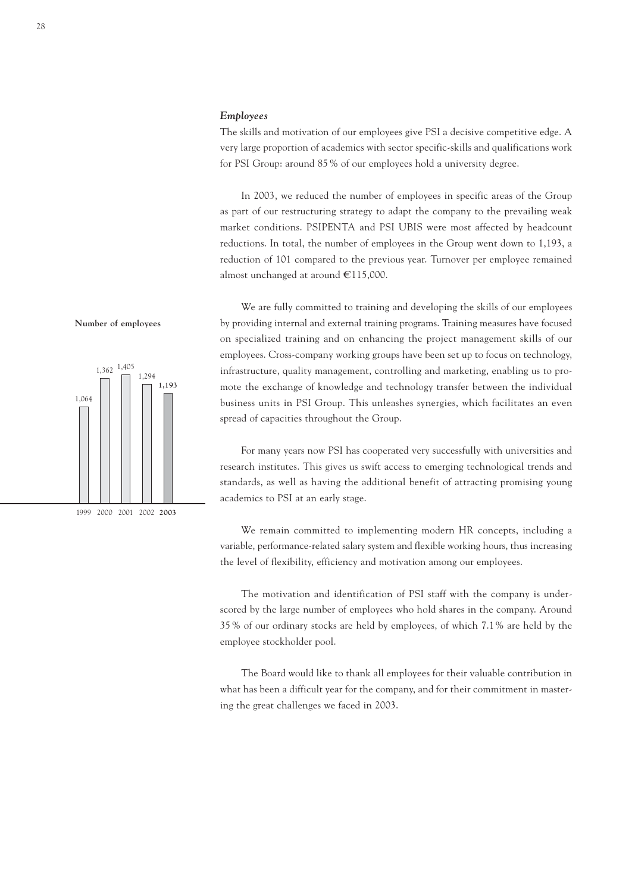### *Employees*

The skills and motivation of our employees give PSI a decisive competitive edge. A very large proportion of academics with sector specific-skills and qualifications work for PSI Group: around 85 % of our employees hold a university degree.

In 2003, we reduced the number of employees in specific areas of the Group as part of our restructuring strategy to adapt the company to the prevailing weak market conditions. PSIPENTA and PSI UBIS were most affected by headcount reductions. In total, the number of employees in the Group went down to 1,193, a reduction of 101 compared to the previous year. Turnover per employee remained almost unchanged at around €115,000.

**Number of employees**

| 1999 | 2000 | 2001 | 2002 | **2003** |
|---|---|---|---|---|
| 1,064 | 1,362 | 1,405 | 1,294 | **1,193** |

We are fully committed to training and developing the skills of our employees by providing internal and external training programs. Training measures have focused on specialized training and on enhancing the project management skills of our employees. Cross-company working groups have been set up to focus on technology, infrastructure, quality management, controlling and marketing, enabling us to promote the exchange of knowledge and technology transfer between the individual business units in PSI Group. This unleashes synergies, which facilitates an even spread of capacities throughout the Group.

For many years now PSI has cooperated very successfully with universities and research institutes. This gives us swift access to emerging technological trends and standards, as well as having the additional benefit of attracting promising young academics to PSI at an early stage.

We remain committed to implementing modern HR concepts, including a variable, performance-related salary system and flexible working hours, thus increasing the level of flexibility, efficiency and motivation among our employees.

The motivation and identification of PSI staff with the company is underscored by the large number of employees who hold shares in the company. Around 35 % of our ordinary stocks are held by employees, of which 7.1 % are held by the employee stockholder pool.

The Board would like to thank all employees for their valuable contribution in what has been a difficult year for the company, and for their commitment in mastering the great challenges we faced in 2003.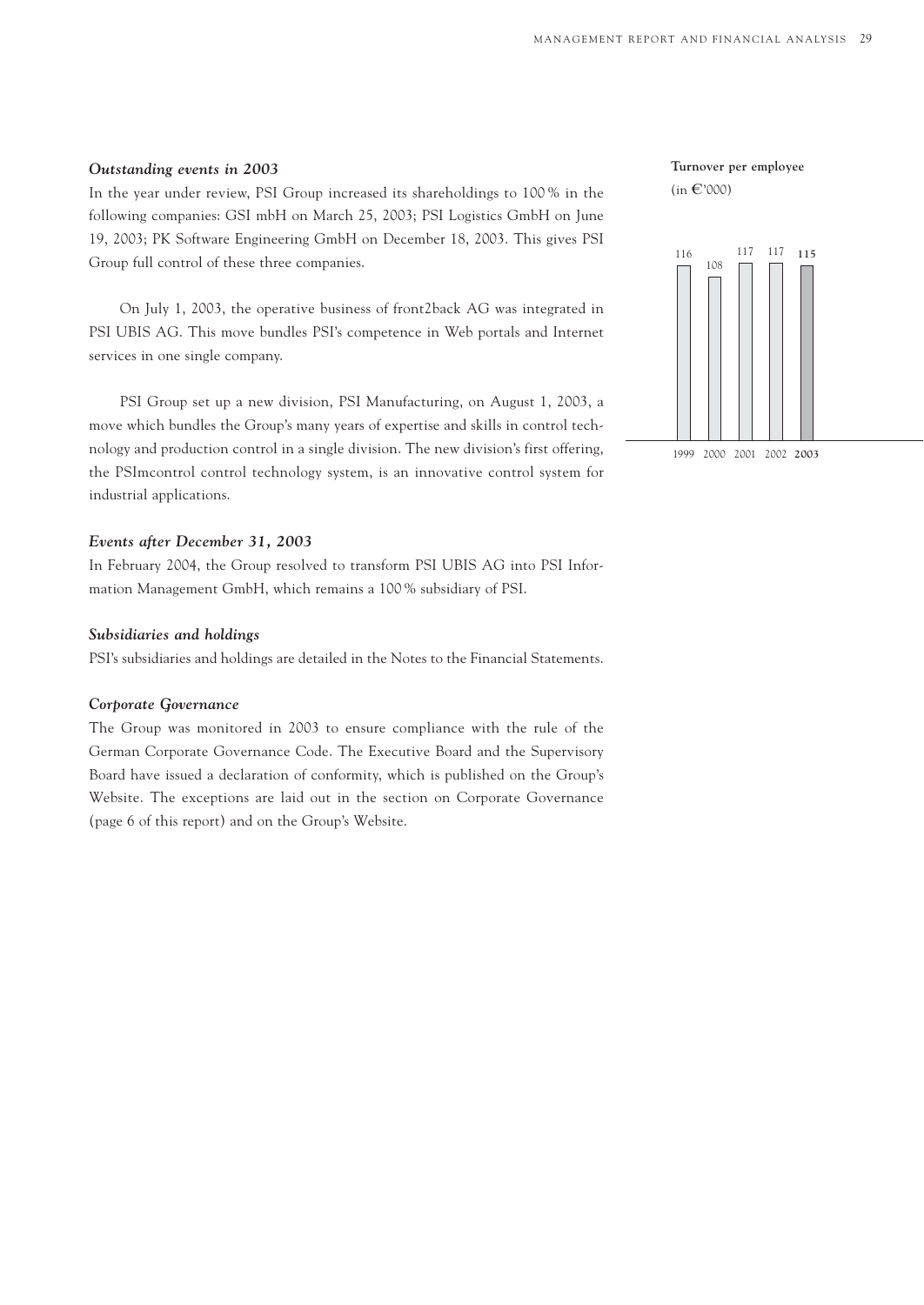### *Outstanding events in 2003*

In the year under review, PSI Group increased its shareholdings to 100 % in the following companies: GSI mbH on March 25, 2003; PSI Logistics GmbH on June 19, 2003; PK Software Engineering GmbH on December 18, 2003. This gives PSI Group full control of these three companies.

On July 1, 2003, the operative business of front2back AG was integrated in PSI UBIS AG. This move bundles PSI's competence in Web portals and Internet services in one single company.

PSI Group set up a new division, PSI Manufacturing, on August 1, 2003, a move which bundles the Group's many years of expertise and skills in control technology and production control in a single division. The new division's first offering, the PSImcontrol control technology system, is an innovative control system for industrial applications.

**Turnover per employee**
(in €'000)

| 1999 | 2000 | 2001 | 2002 | **2003** |
|---|---|---|---|---|
| 116 | 108 | 117 | 117 | **115** |

### *Events after December 31, 2003*

In February 2004, the Group resolved to transform PSI UBIS AG into PSI Information Management GmbH, which remains a 100 % subsidiary of PSI.

### *Subsidiaries and holdings*

PSI's subsidiaries and holdings are detailed in the Notes to the Financial Statements.

### *Corporate Governance*

The Group was monitored in 2003 to ensure compliance with the rule of the German Corporate Governance Code. The Executive Board and the Supervisory Board have issued a declaration of conformity, which is published on the Group's Website. The exceptions are laid out in the section on Corporate Governance (page 6 of this report) and on the Group's Website.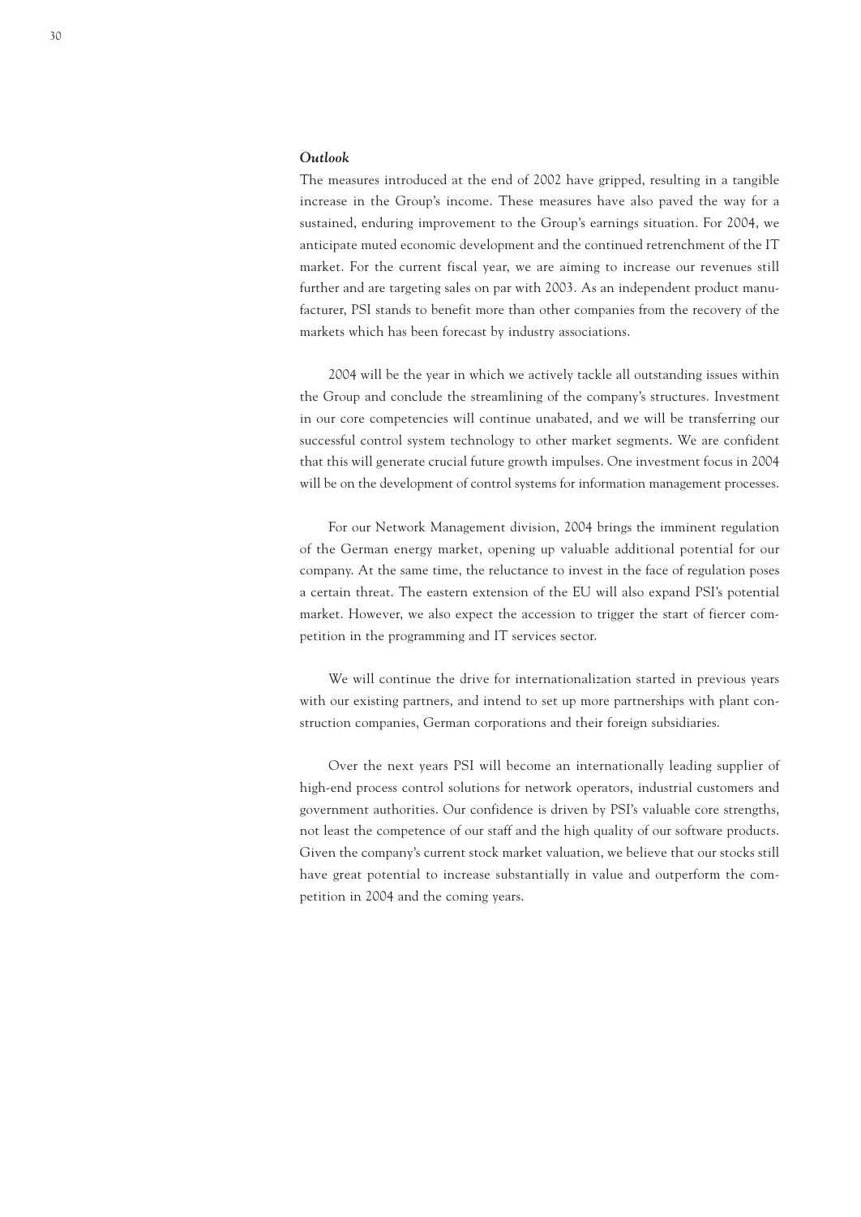### *Outlook*

The measures introduced at the end of 2002 have gripped, resulting in a tangible increase in the Group's income. These measures have also paved the way for a sustained, enduring improvement to the Group's earnings situation. For 2004, we anticipate muted economic development and the continued retrenchment of the IT market. For the current fiscal year, we are aiming to increase our revenues still further and are targeting sales on par with 2003. As an independent product manufacturer, PSI stands to benefit more than other companies from the recovery of the markets which has been forecast by industry associations.

2004 will be the year in which we actively tackle all outstanding issues within the Group and conclude the streamlining of the company's structures. Investment in our core competencies will continue unabated, and we will be transferring our successful control system technology to other market segments. We are confident that this will generate crucial future growth impulses. One investment focus in 2004 will be on the development of control systems for information management processes.

For our Network Management division, 2004 brings the imminent regulation of the German energy market, opening up valuable additional potential for our company. At the same time, the reluctance to invest in the face of regulation poses a certain threat. The eastern extension of the EU will also expand PSI's potential market. However, we also expect the accession to trigger the start of fiercer competition in the programming and IT services sector.

We will continue the drive for internationalization started in previous years with our existing partners, and intend to set up more partnerships with plant construction companies, German corporations and their foreign subsidiaries.

Over the next years PSI will become an internationally leading supplier of high-end process control solutions for network operators, industrial customers and government authorities. Our confidence is driven by PSI's valuable core strengths, not least the competence of our staff and the high quality of our software products. Given the company's current stock market valuation, we believe that our stocks still have great potential to increase substantially in value and outperform the competition in 2004 and the coming years.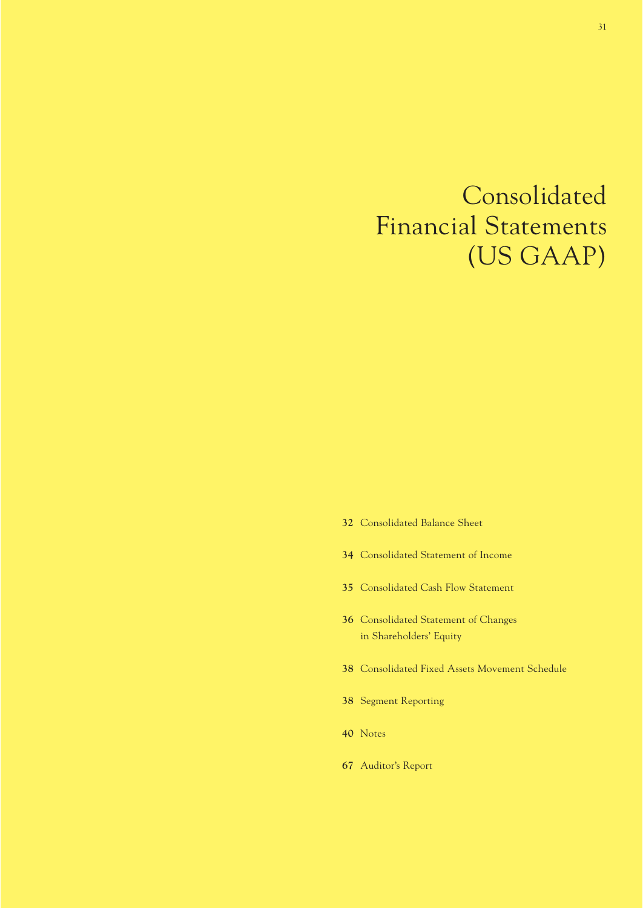# Consolidated Financial Statements (US GAAP)

- **32** Consolidated Balance Sheet
- **34** Consolidated Statement of Income
- **35** Consolidated Cash Flow Statement
- **36** Consolidated Statement of Changes in Shareholders' Equity
- **38** Consolidated Fixed Assets Movement Schedule
- **38** Segment Reporting
- **40** Notes
- **67** Auditor's Report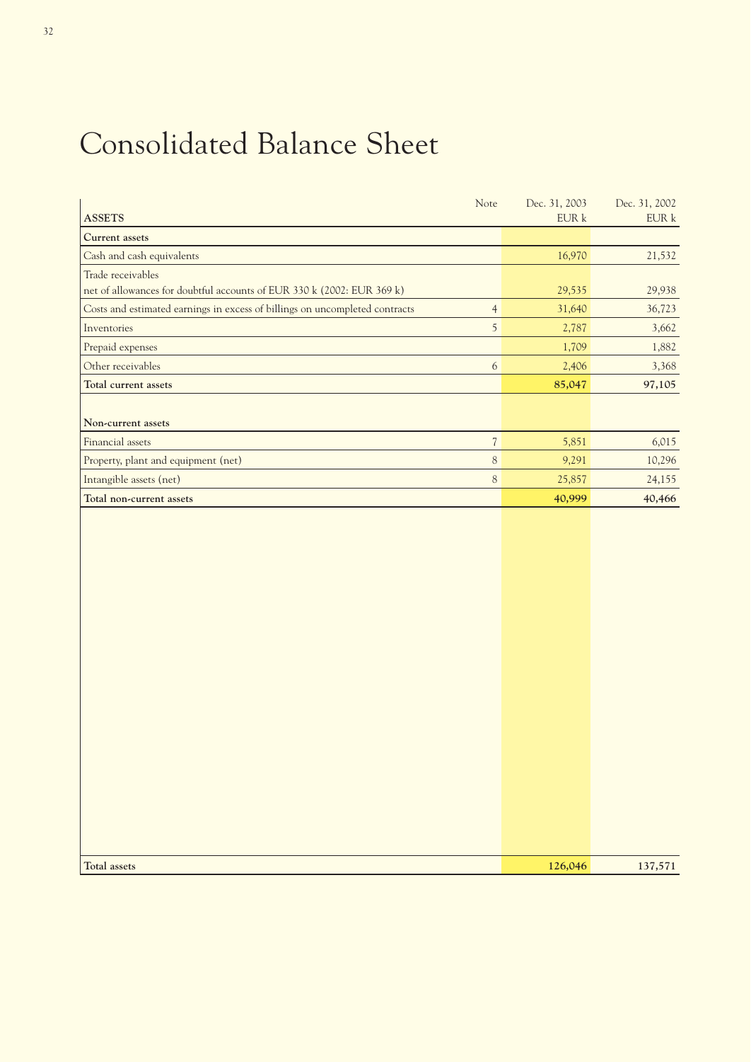# Consolidated Balance Sheet

| ASSETS | Note | Dec. 31, 2003<br>EUR k | Dec. 31, 2002<br>EUR k |
|---|---|---|---|
| **Current assets** | | | |
| Cash and cash equivalents | | 16,970 | 21,532 |
| Trade receivables<br>net of allowances for doubtful accounts of EUR 330 k (2002: EUR 369 k) | | 29,535 | 29,938 |
| Costs and estimated earnings in excess of billings on uncompleted contracts | 4 | 31,640 | 36,723 |
| Inventories | 5 | 2,787 | 3,662 |
| Prepaid expenses | | 1,709 | 1,882 |
| Other receivables | 6 | 2,406 | 3,368 |
| **Total current assets** | | **85,047** | **97,105** |
| **Non-current assets** | | | |
| Financial assets | 7 | 5,851 | 6,015 |
| Property, plant and equipment (net) | 8 | 9,291 | 10,296 |
| Intangible assets (net) | 8 | 25,857 | 24,155 |
| **Total non-current assets** | | **40,999** | **40,466** |
| **Total assets** | | **126,046** | **137,571** |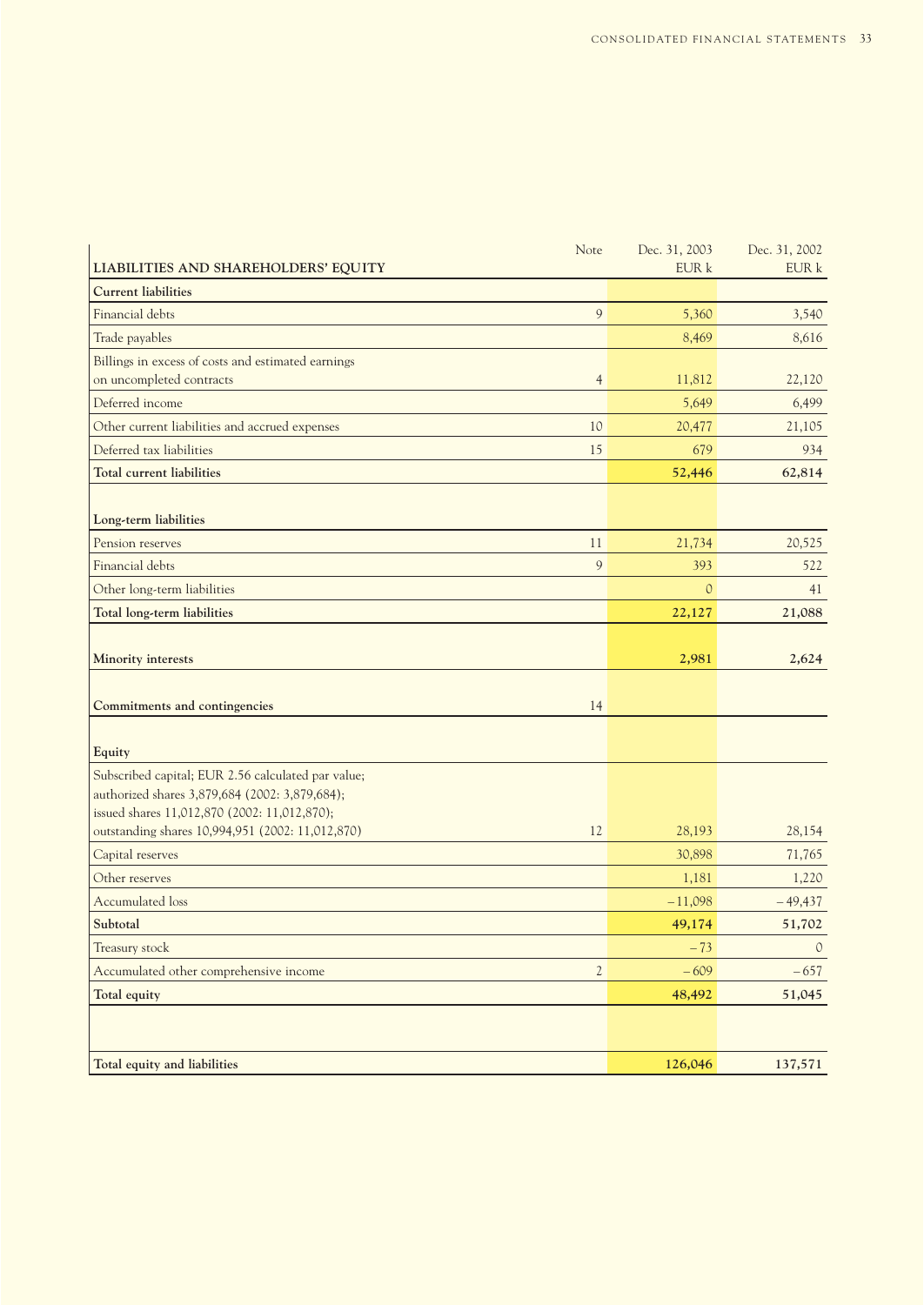| LIABILITIES AND SHAREHOLDERS' EQUITY | Note | Dec. 31, 2003 EUR k | Dec. 31, 2002 EUR k |
|---|---|---|---|
| **Current liabilities** | | | |
| Financial debts | 9 | 5,360 | 3,540 |
| Trade payables | | 8,469 | 8,616 |
| Billings in excess of costs and estimated earnings on uncompleted contracts | 4 | 11,812 | 22,120 |
| Deferred income | | 5,649 | 6,499 |
| Other current liabilities and accrued expenses | 10 | 20,477 | 21,105 |
| Deferred tax liabilities | 15 | 679 | 934 |
| **Total current liabilities** | | **52,446** | **62,814** |
| | | | |
| **Long-term liabilities** | | | |
| Pension reserves | 11 | 21,734 | 20,525 |
| Financial debts | 9 | 393 | 522 |
| Other long-term liabilities | | 0 | 41 |
| **Total long-term liabilities** | | **22,127** | **21,088** |
| | | | |
| **Minority interests** | | **2,981** | **2,624** |
| | | | |
| **Commitments and contingencies** | 14 | | |
| | | | |
| **Equity** | | | |
| Subscribed capital; EUR 2.56 calculated par value; authorized shares 3,879,684 (2002: 3,879,684); issued shares 11,012,870 (2002: 11,012,870); outstanding shares 10,994,951 (2002: 11,012,870) | 12 | 28,193 | 28,154 |
| Capital reserves | | 30,898 | 71,765 |
| Other reserves | | 1,181 | 1,220 |
| Accumulated loss | | –11,098 | –49,437 |
| **Subtotal** | | **49,174** | **51,702** |
| Treasury stock | | –73 | 0 |
| Accumulated other comprehensive income | 2 | –609 | –657 |
| **Total equity** | | **48,492** | **51,045** |
| | | | |
| **Total equity and liabilities** | | **126,046** | **137,571** |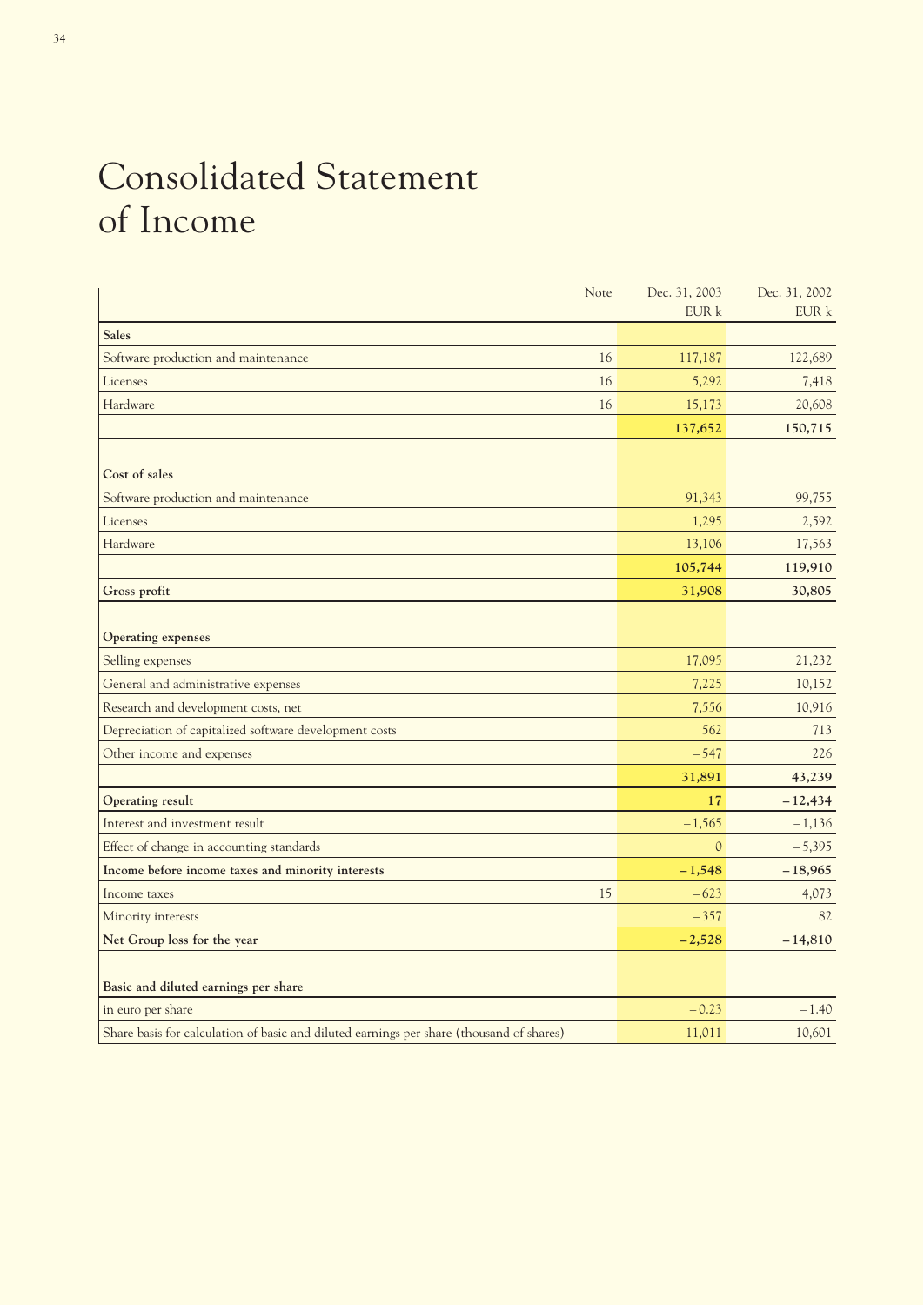# Consolidated Statement of Income

| | Note | Dec. 31, 2003 EUR k | Dec. 31, 2002 EUR k |
|---|---|---|---|
| **Sales** | | | |
| Software production and maintenance | 16 | 117,187 | 122,689 |
| Licenses | 16 | 5,292 | 7,418 |
| Hardware | 16 | 15,173 | 20,608 |
| | | **137,652** | **150,715** |
| **Cost of sales** | | | |
| Software production and maintenance | | 91,343 | 99,755 |
| Licenses | | 1,295 | 2,592 |
| Hardware | | 13,106 | 17,563 |
| | | **105,744** | **119,910** |
| **Gross profit** | | **31,908** | **30,805** |
| **Operating expenses** | | | |
| Selling expenses | | 17,095 | 21,232 |
| General and administrative expenses | | 7,225 | 10,152 |
| Research and development costs, net | | 7,556 | 10,916 |
| Depreciation of capitalized software development costs | | 562 | 713 |
| Other income and expenses | | –547 | 226 |
| | | **31,891** | **43,239** |
| **Operating result** | | **17** | **–12,434** |
| Interest and investment result | | –1,565 | –1,136 |
| Effect of change in accounting standards | | 0 | –5,395 |
| **Income before income taxes and minority interests** | | **–1,548** | **–18,965** |
| Income taxes | 15 | –623 | 4,073 |
| Minority interests | | –357 | 82 |
| **Net Group loss for the year** | | **–2,528** | **–14,810** |
| **Basic and diluted earnings per share** | | | |
| in euro per share | | –0.23 | –1.40 |
| Share basis for calculation of basic and diluted earnings per share (thousand of shares) | | 11,011 | 10,601 |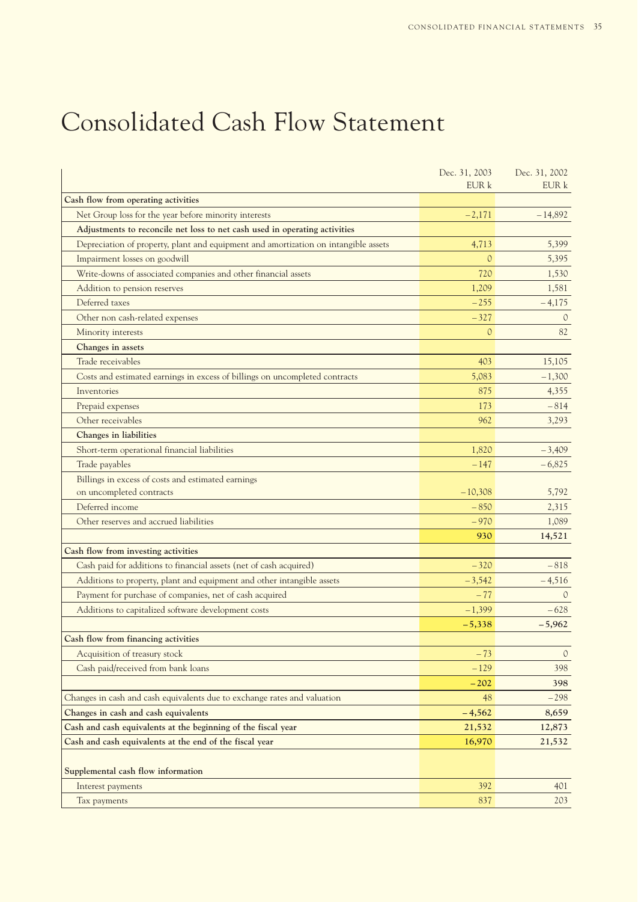# Consolidated Cash Flow Statement

| | Dec. 31, 2003 EUR k | Dec. 31, 2002 EUR k |
|---|---|---|
| **Cash flow from operating activities** | | |
| Net Group loss for the year before minority interests | –2,171 | –14,892 |
| **Adjustments to reconcile net loss to net cash used in operating activities** | | |
| Depreciation of property, plant and equipment and amortization on intangible assets | 4,713 | 5,399 |
| Impairment losses on goodwill | 0 | 5,395 |
| Write-downs of associated companies and other financial assets | 720 | 1,530 |
| Addition to pension reserves | 1,209 | 1,581 |
| Deferred taxes | –255 | –4,175 |
| Other non cash-related expenses | –327 | 0 |
| Minority interests | 0 | 82 |
| **Changes in assets** | | |
| Trade receivables | 403 | 15,105 |
| Costs and estimated earnings in excess of billings on uncompleted contracts | 5,083 | –1,300 |
| Inventories | 875 | 4,355 |
| Prepaid expenses | 173 | –814 |
| Other receivables | 962 | 3,293 |
| **Changes in liabilities** | | |
| Short-term operational financial liabilities | 1,820 | –3,409 |
| Trade payables | –147 | –6,825 |
| Billings in excess of costs and estimated earnings on uncompleted contracts | –10,308 | 5,792 |
| Deferred income | –850 | 2,315 |
| Other reserves and accrued liabilities | –970 | 1,089 |
| | **930** | **14,521** |
| **Cash flow from investing activities** | | |
| Cash paid for additions to financial assets (net of cash acquired) | –320 | –818 |
| Additions to property, plant and equipment and other intangible assets | –3,542 | –4,516 |
| Payment for purchase of companies, net of cash acquired | –77 | 0 |
| Additions to capitalized software development costs | –1,399 | –628 |
| | **–5,338** | **–5,962** |
| **Cash flow from financing activities** | | |
| Acquisition of treasury stock | –73 | 0 |
| Cash paid/received from bank loans | –129 | 398 |
| | **–202** | **398** |
| Changes in cash and cash equivalents due to exchange rates and valuation | 48 | –298 |
| **Changes in cash and cash equivalents** | **–4,562** | **8,659** |
| **Cash and cash equivalents at the beginning of the fiscal year** | **21,532** | **12,873** |
| **Cash and cash equivalents at the end of the fiscal year** | **16,970** | **21,532** |
| | | |
| **Supplemental cash flow information** | | |
| Interest payments | 392 | 401 |
| Tax payments | 837 | 203 |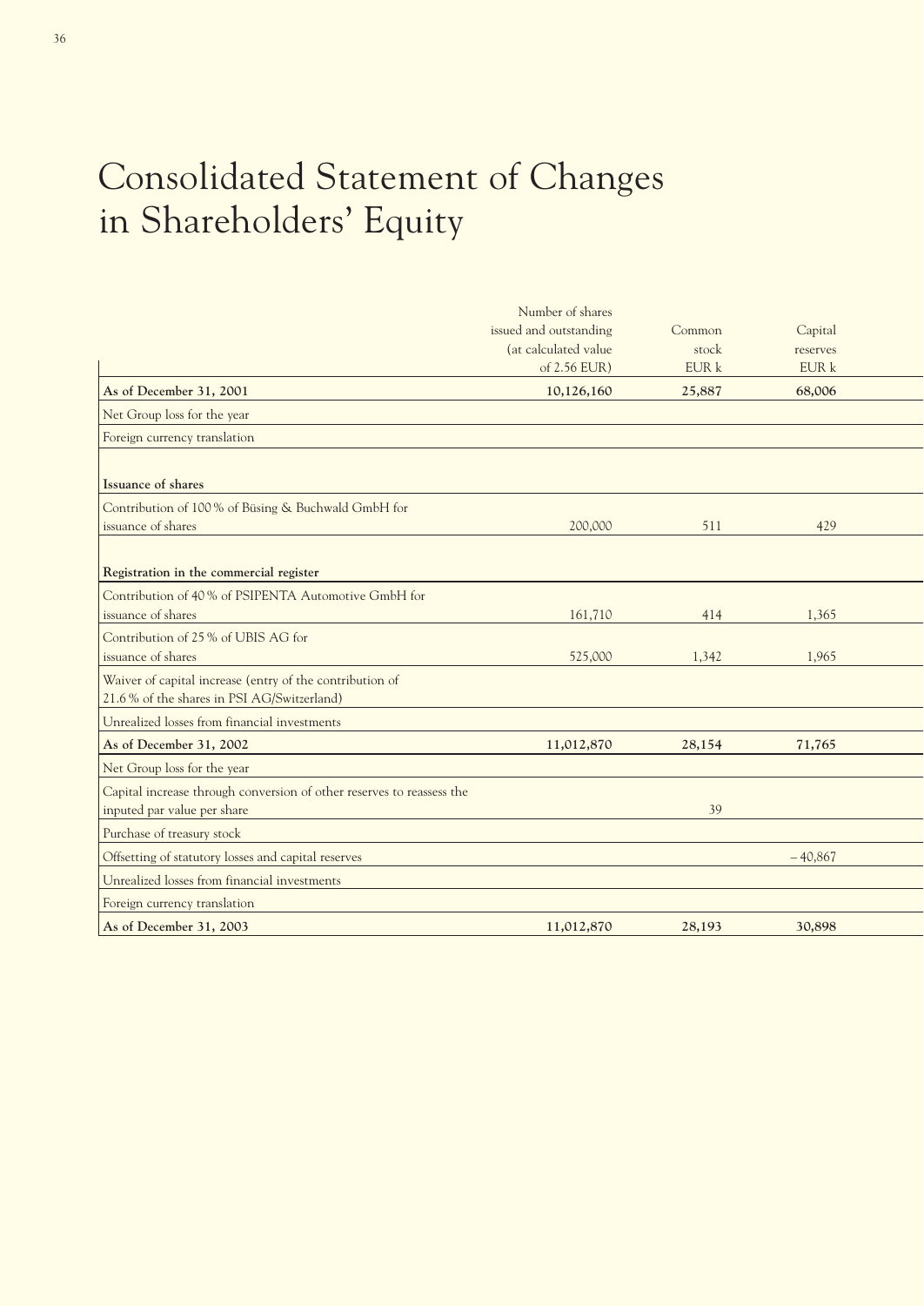# Consolidated Statement of Changes in Shareholders' Equity

| | Number of shares issued and outstanding (at calculated value of 2.56 EUR) | Common stock EUR k | Capital reserves EUR k |
|---|---|---|---|
| **As of December 31, 2001** | **10,126,160** | **25,887** | **68,006** |
| Net Group loss for the year | | | |
| Foreign currency translation | | | |
| **Issuance of shares** | | | |
| Contribution of 100 % of Büsing & Buchwald GmbH for issuance of shares | 200,000 | 511 | 429 |
| **Registration in the commercial register** | | | |
| Contribution of 40 % of PSIPENTA Automotive GmbH for issuance of shares | 161,710 | 414 | 1,365 |
| Contribution of 25 % of UBIS AG for issuance of shares | 525,000 | 1,342 | 1,965 |
| Waiver of capital increase (entry of the contribution of 21.6 % of the shares in PSI AG/Switzerland) | | | |
| Unrealized losses from financial investments | | | |
| **As of December 31, 2002** | **11,012,870** | **28,154** | **71,765** |
| Net Group loss for the year | | | |
| Capital increase through conversion of other reserves to reassess the inputed par value per share | | 39 | |
| Purchase of treasury stock | | | |
| Offsetting of statutory losses and capital reserves | | | – 40,867 |
| Unrealized losses from financial investments | | | |
| Foreign currency translation | | | |
| **As of December 31, 2003** | **11,012,870** | **28,193** | **30,898** |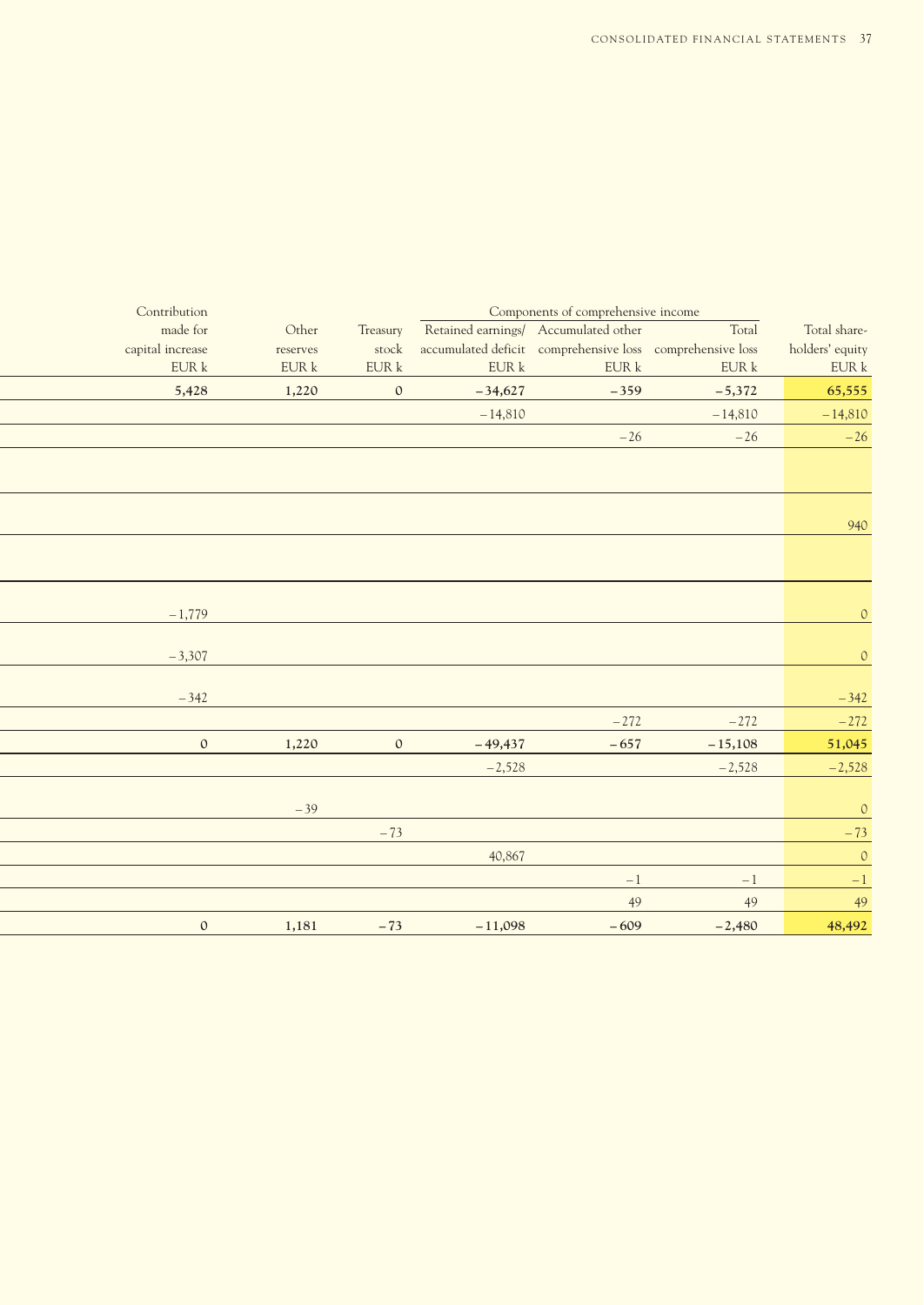| Contribution made for capital increase EUR k | Other reserves EUR k | Treasury stock EUR k | Components of comprehensive income: Retained earnings/ accumulated deficit EUR k | Accumulated other comprehensive loss EUR k | Total comprehensive loss EUR k | Total share-holders' equity EUR k |
|---|---|---|---|---|---|---|
| **5,428** | **1,220** | **0** | **– 34,627** | **– 359** | **– 5,372** | **65,555** |
| | | | – 14,810 | | – 14,810 | – 14,810 |
| | | | | – 26 | – 26 | – 26 |
| | | | | | | |
| | | | | | | 940 |
| | | | | | | |
| – 1,779 | | | | | | 0 |
| – 3,307 | | | | | | 0 |
| – 342 | | | | | | – 342 |
| | | | | – 272 | – 272 | – 272 |
| **0** | **1,220** | **0** | **– 49,437** | **– 657** | **– 15,108** | **51,045** |
| | | | – 2,528 | | – 2,528 | – 2,528 |
| | – 39 | | | | | 0 |
| | | – 73 | | | | – 73 |
| | | | 40,867 | | | 0 |
| | | | | – 1 | – 1 | – 1 |
| | | | | 49 | 49 | 49 |
| **0** | **1,181** | **– 73** | **– 11,098** | **– 609** | **– 2,480** | **48,492** |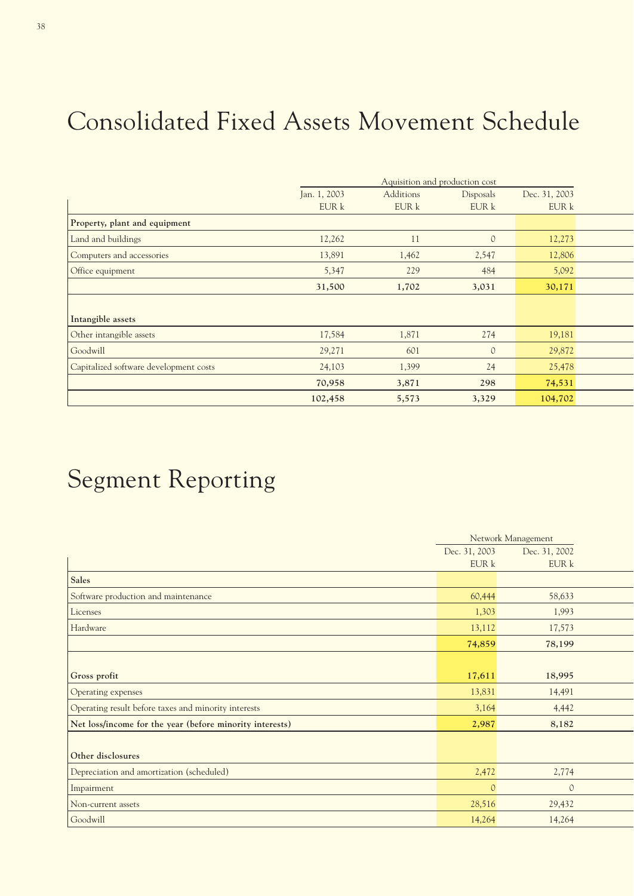# Consolidated Fixed Assets Movement Schedule

| | Aquisition and production cost | | | |
|---|---|---|---|---|
| | Jan. 1, 2003 EUR k | Additions EUR k | Disposals EUR k | Dec. 31, 2003 EUR k |
| **Property, plant and equipment** | | | | |
| Land and buildings | 12,262 | 11 | 0 | 12,273 |
| Computers and accessories | 13,891 | 1,462 | 2,547 | 12,806 |
| Office equipment | 5,347 | 229 | 484 | 5,092 |
| | **31,500** | **1,702** | **3,031** | **30,171** |
| **Intangible assets** | | | | |
| Other intangible assets | 17,584 | 1,871 | 274 | 19,181 |
| Goodwill | 29,271 | 601 | 0 | 29,872 |
| Capitalized software development costs | 24,103 | 1,399 | 24 | 25,478 |
| | **70,958** | **3,871** | **298** | **74,531** |
| | **102,458** | **5,573** | **3,329** | **104,702** |

# Segment Reporting

| | Network Management | |
|---|---|---|
| | Dec. 31, 2003 EUR k | Dec. 31, 2002 EUR k |
| **Sales** | | |
| Software production and maintenance | 60,444 | 58,633 |
| Licenses | 1,303 | 1,993 |
| Hardware | 13,112 | 17,573 |
| | **74,859** | **78,199** |
| **Gross profit** | **17,611** | **18,995** |
| Operating expenses | 13,831 | 14,491 |
| Operating result before taxes and minority interests | 3,164 | 4,442 |
| **Net loss/income for the year (before minority interests)** | **2,987** | **8,182** |
| **Other disclosures** | | |
| Depreciation and amortization (scheduled) | 2,472 | 2,774 |
| Impairment | 0 | 0 |
| Non-current assets | 28,516 | 29,432 |
| Goodwill | 14,264 | 14,264 |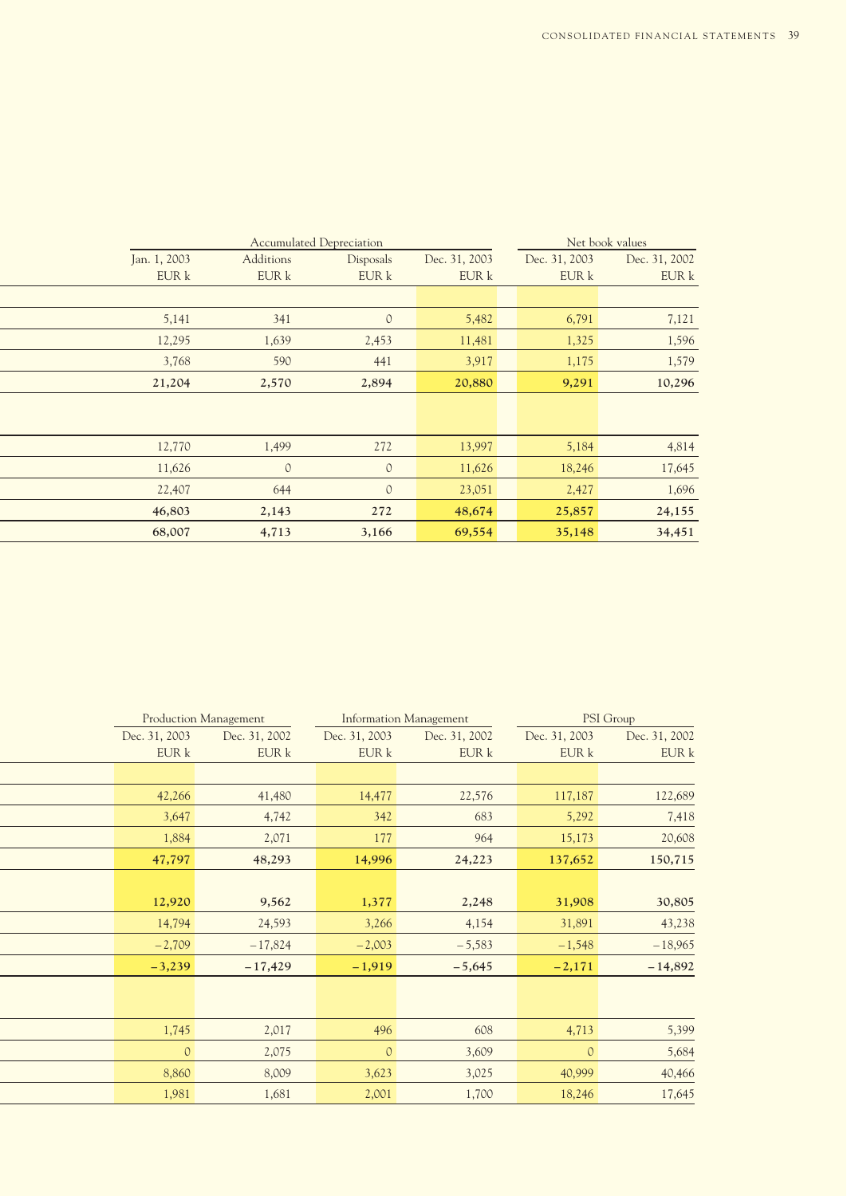| Accumulated Depreciation | | | | Net book values | |
|---|---|---|---|---|---|
| Jan. 1, 2003 | Additions | Disposals | Dec. 31, 2003 | Dec. 31, 2003 | Dec. 31, 2002 |
| EUR k | EUR k | EUR k | EUR k | EUR k | EUR k |
| | | | | | |
| 5,141 | 341 | 0 | 5,482 | 6,791 | 7,121 |
| 12,295 | 1,639 | 2,453 | 11,481 | 1,325 | 1,596 |
| 3,768 | 590 | 441 | 3,917 | 1,175 | 1,579 |
| **21,204** | **2,570** | **2,894** | **20,880** | **9,291** | **10,296** |
| | | | | | |
| 12,770 | 1,499 | 272 | 13,997 | 5,184 | 4,814 |
| 11,626 | 0 | 0 | 11,626 | 18,246 | 17,645 |
| 22,407 | 644 | 0 | 23,051 | 2,427 | 1,696 |
| **46,803** | **2,143** | **272** | **48,674** | **25,857** | **24,155** |
| **68,007** | **4,713** | **3,166** | **69,554** | **35,148** | **34,451** |

| Production Management | | Information Management | | PSI Group | |
|---|---|---|---|---|---|
| Dec. 31, 2003 | Dec. 31, 2002 | Dec. 31, 2003 | Dec. 31, 2002 | Dec. 31, 2003 | Dec. 31, 2002 |
| EUR k | EUR k | EUR k | EUR k | EUR k | EUR k |
| | | | | | |
| 42,266 | 41,480 | 14,477 | 22,576 | 117,187 | 122,689 |
| 3,647 | 4,742 | 342 | 683 | 5,292 | 7,418 |
| 1,884 | 2,071 | 177 | 964 | 15,173 | 20,608 |
| **47,797** | **48,293** | **14,996** | **24,223** | **137,652** | **150,715** |
| | | | | | |
| **12,920** | **9,562** | **1,377** | **2,248** | **31,908** | **30,805** |
| 14,794 | 24,593 | 3,266 | 4,154 | 31,891 | 43,238 |
| –2,709 | –17,824 | –2,003 | –5,583 | –1,548 | –18,965 |
| **–3,239** | **–17,429** | **–1,919** | **–5,645** | **–2,171** | **–14,892** |
| | | | | | |
| 1,745 | 2,017 | 496 | 608 | 4,713 | 5,399 |
| 0 | 2,075 | 0 | 3,609 | 0 | 5,684 |
| 8,860 | 8,009 | 3,623 | 3,025 | 40,999 | 40,466 |
| 1,981 | 1,681 | 2,001 | 1,700 | 18,246 | 17,645 |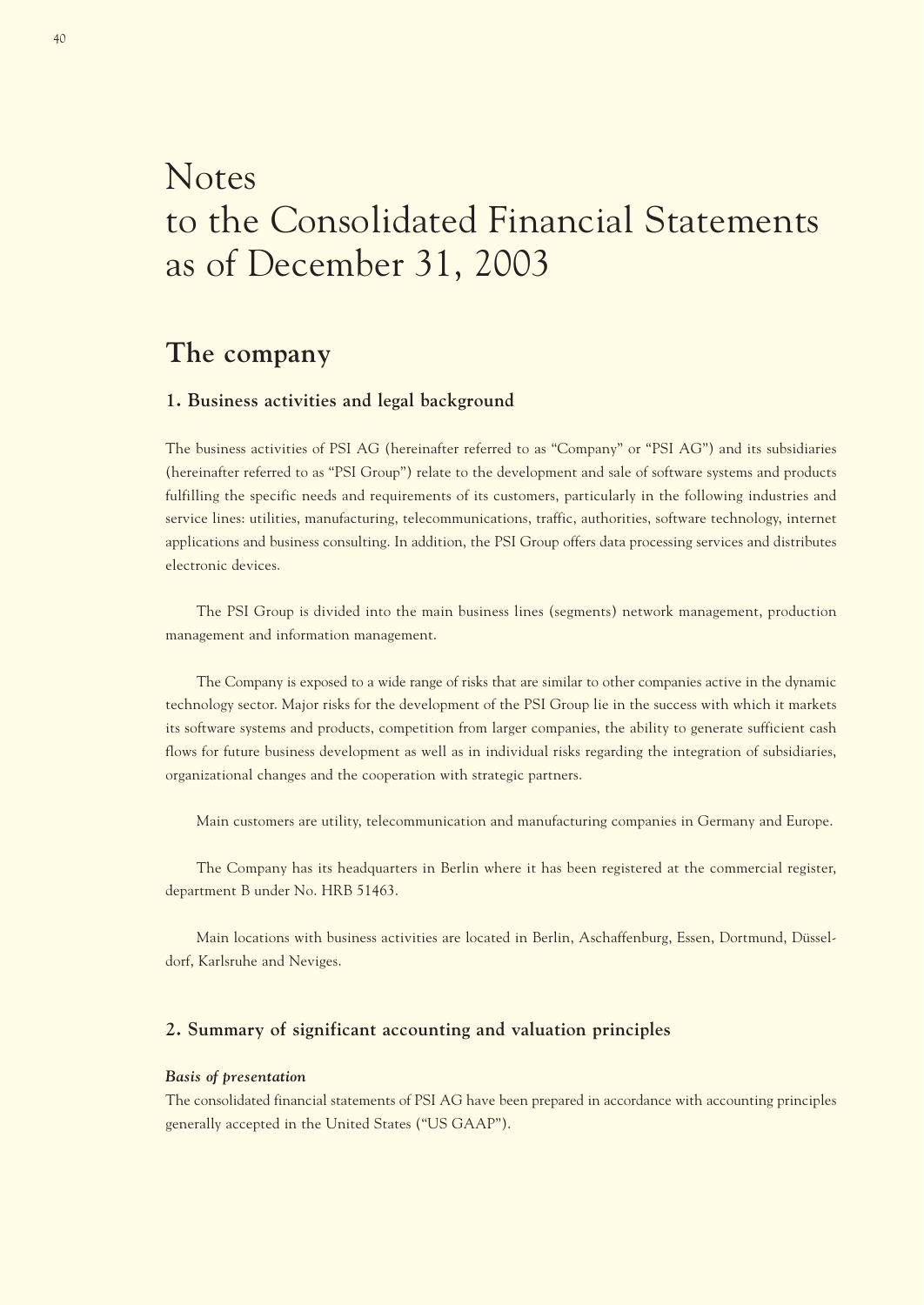# Notes to the Consolidated Financial Statements as of December 31, 2003

## The company

### 1. Business activities and legal background

The business activities of PSI AG (hereinafter referred to as "Company" or "PSI AG") and its subsidiaries (hereinafter referred to as "PSI Group") relate to the development and sale of software systems and products fulfilling the specific needs and requirements of its customers, particularly in the following industries and service lines: utilities, manufacturing, telecommunications, traffic, authorities, software technology, internet applications and business consulting. In addition, the PSI Group offers data processing services and distributes electronic devices.

The PSI Group is divided into the main business lines (segments) network management, production management and information management.

The Company is exposed to a wide range of risks that are similar to other companies active in the dynamic technology sector. Major risks for the development of the PSI Group lie in the success with which it markets its software systems and products, competition from larger companies, the ability to generate sufficient cash flows for future business development as well as in individual risks regarding the integration of subsidiaries, organizational changes and the cooperation with strategic partners.

Main customers are utility, telecommunication and manufacturing companies in Germany and Europe.

The Company has its headquarters in Berlin where it has been registered at the commercial register, department B under No. HRB 51463.

Main locations with business activities are located in Berlin, Aschaffenburg, Essen, Dortmund, Düsseldorf, Karlsruhe and Neviges.

### 2. Summary of significant accounting and valuation principles

***Basis of presentation***

The consolidated financial statements of PSI AG have been prepared in accordance with accounting principles generally accepted in the United States ("US GAAP").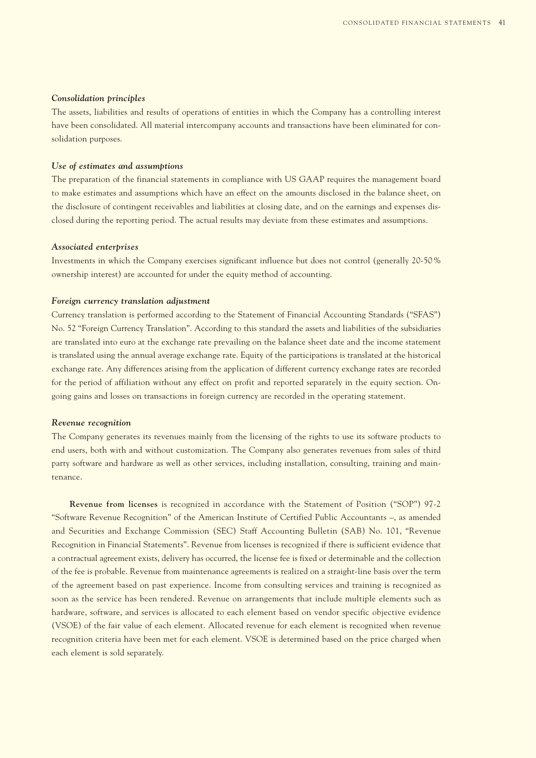*Consolidation principles*

The assets, liabilities and results of operations of entities in which the Company has a controlling interest have been consolidated. All material intercompany accounts and transactions have been eliminated for consolidation purposes.

*Use of estimates and assumptions*

The preparation of the financial statements in compliance with US GAAP requires the management board to make estimates and assumptions which have an effect on the amounts disclosed in the balance sheet, on the disclosure of contingent receivables and liabilities at closing date, and on the earnings and expenses disclosed during the reporting period. The actual results may deviate from these estimates and assumptions.

*Associated enterprises*

Investments in which the Company exercises significant influence but does not control (generally 20-50% ownership interest) are accounted for under the equity method of accounting.

*Foreign currency translation adjustment*

Currency translation is performed according to the Statement of Financial Accounting Standards ("SFAS") No. 52 "Foreign Currency Translation". According to this standard the assets and liabilities of the subsidiaries are translated into euro at the exchange rate prevailing on the balance sheet date and the income statement is translated using the annual average exchange rate. Equity of the participations is translated at the historical exchange rate. Any differences arising from the application of different currency exchange rates are recorded for the period of affiliation without any effect on profit and reported separately in the equity section. Ongoing gains and losses on transactions in foreign currency are recorded in the operating statement.

*Revenue recognition*

The Company generates its revenues mainly from the licensing of the rights to use its software products to end users, both with and without customization. The Company also generates revenues from sales of third party software and hardware as well as other services, including installation, consulting, training and maintenance.

**Revenue from licenses** is recognized in accordance with the Statement of Position ("SOP") 97-2 "Software Revenue Recognition" of the American Institute of Certified Public Accountants –, as amended and Securities and Exchange Commission (SEC) Staff Accounting Bulletin (SAB) No. 101, "Revenue Recognition in Financial Statements". Revenue from licenses is recognized if there is sufficient evidence that a contractual agreement exists, delivery has occurred, the license fee is fixed or determinable and the collection of the fee is probable. Revenue from maintenance agreements is realized on a straight-line basis over the term of the agreement based on past experience. Income from consulting services and training is recognized as soon as the service has been rendered. Revenue on arrangements that include multiple elements such as hardware, software, and services is allocated to each element based on vendor specific objective evidence (VSOE) of the fair value of each element. Allocated revenue for each element is recognized when revenue recognition criteria have been met for each element. VSOE is determined based on the price charged when each element is sold separately.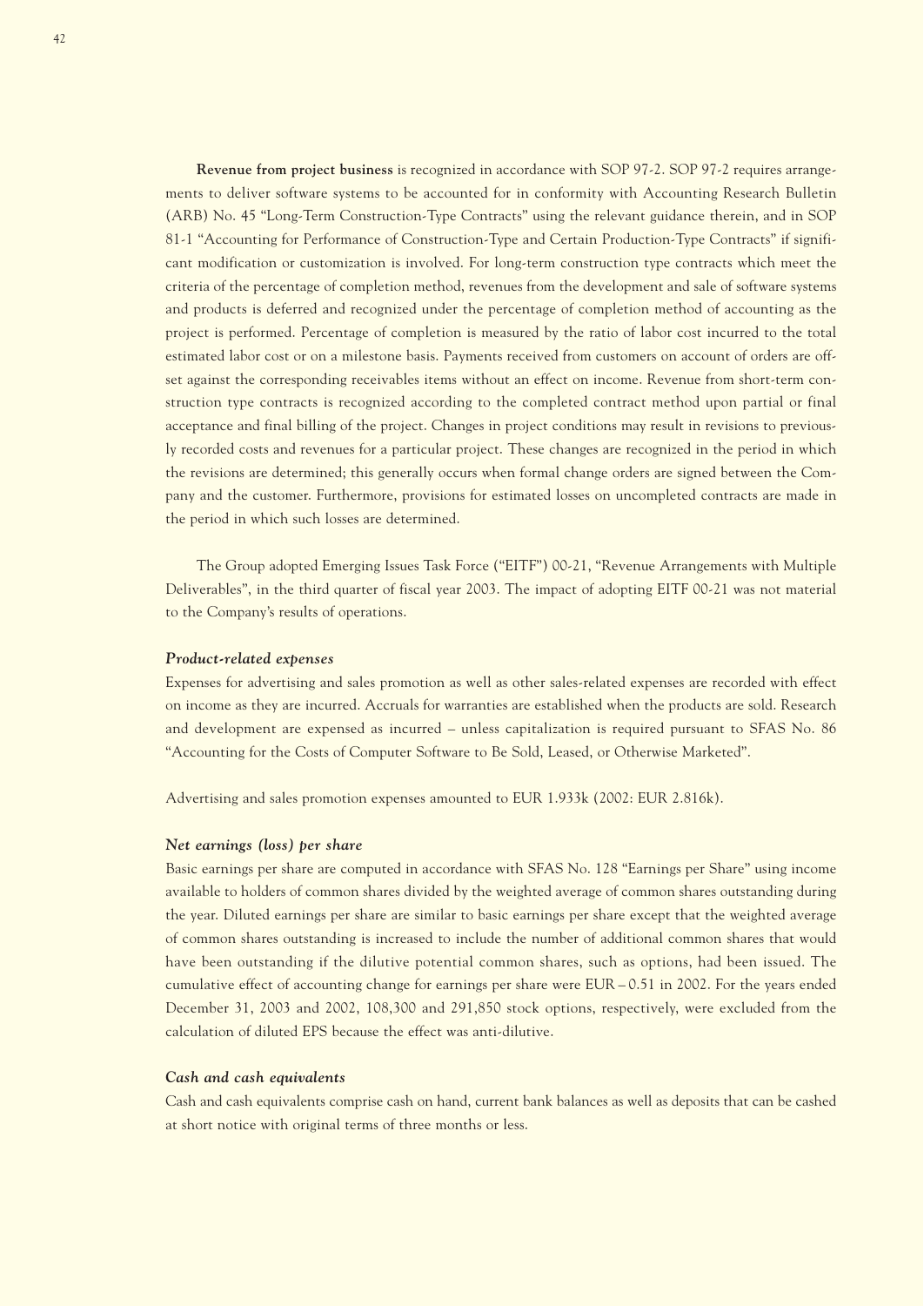**Revenue from project business** is recognized in accordance with SOP 97-2. SOP 97-2 requires arrangements to deliver software systems to be accounted for in conformity with Accounting Research Bulletin (ARB) No. 45 "Long-Term Construction-Type Contracts" using the relevant guidance therein, and in SOP 81-1 "Accounting for Performance of Construction-Type and Certain Production-Type Contracts" if significant modification or customization is involved. For long-term construction type contracts which meet the criteria of the percentage of completion method, revenues from the development and sale of software systems and products is deferred and recognized under the percentage of completion method of accounting as the project is performed. Percentage of completion is measured by the ratio of labor cost incurred to the total estimated labor cost or on a milestone basis. Payments received from customers on account of orders are offset against the corresponding receivables items without an effect on income. Revenue from short-term construction type contracts is recognized according to the completed contract method upon partial or final acceptance and final billing of the project. Changes in project conditions may result in revisions to previously recorded costs and revenues for a particular project. These changes are recognized in the period in which the revisions are determined; this generally occurs when formal change orders are signed between the Company and the customer. Furthermore, provisions for estimated losses on uncompleted contracts are made in the period in which such losses are determined.

The Group adopted Emerging Issues Task Force ("EITF") 00-21, "Revenue Arrangements with Multiple Deliverables", in the third quarter of fiscal year 2003. The impact of adopting EITF 00-21 was not material to the Company's results of operations.

### *Product-related expenses*

Expenses for advertising and sales promotion as well as other sales-related expenses are recorded with effect on income as they are incurred. Accruals for warranties are established when the products are sold. Research and development are expensed as incurred – unless capitalization is required pursuant to SFAS No. 86 "Accounting for the Costs of Computer Software to Be Sold, Leased, or Otherwise Marketed".

Advertising and sales promotion expenses amounted to EUR 1.933k (2002: EUR 2.816k).

### *Net earnings (loss) per share*

Basic earnings per share are computed in accordance with SFAS No. 128 "Earnings per Share" using income available to holders of common shares divided by the weighted average of common shares outstanding during the year. Diluted earnings per share are similar to basic earnings per share except that the weighted average of common shares outstanding is increased to include the number of additional common shares that would have been outstanding if the dilutive potential common shares, such as options, had been issued. The cumulative effect of accounting change for earnings per share were EUR – 0.51 in 2002. For the years ended December 31, 2003 and 2002, 108,300 and 291,850 stock options, respectively, were excluded from the calculation of diluted EPS because the effect was anti-dilutive.

### *Cash and cash equivalents*

Cash and cash equivalents comprise cash on hand, current bank balances as well as deposits that can be cashed at short notice with original terms of three months or less.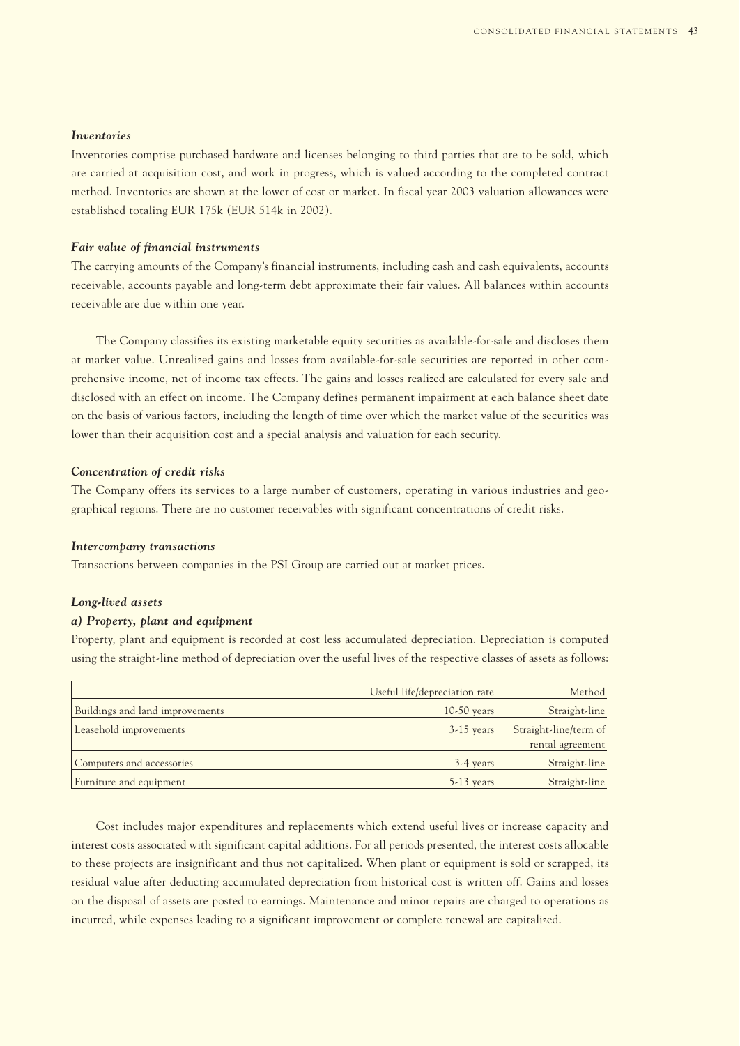### *Inventories*

Inventories comprise purchased hardware and licenses belonging to third parties that are to be sold, which are carried at acquisition cost, and work in progress, which is valued according to the completed contract method. Inventories are shown at the lower of cost or market. In fiscal year 2003 valuation allowances were established totaling EUR 175k (EUR 514k in 2002).

### *Fair value of financial instruments*

The carrying amounts of the Company's financial instruments, including cash and cash equivalents, accounts receivable, accounts payable and long-term debt approximate their fair values. All balances within accounts receivable are due within one year.

The Company classifies its existing marketable equity securities as available-for-sale and discloses them at market value. Unrealized gains and losses from available-for-sale securities are reported in other comprehensive income, net of income tax effects. The gains and losses realized are calculated for every sale and disclosed with an effect on income. The Company defines permanent impairment at each balance sheet date on the basis of various factors, including the length of time over which the market value of the securities was lower than their acquisition cost and a special analysis and valuation for each security.

### *Concentration of credit risks*

The Company offers its services to a large number of customers, operating in various industries and geographical regions. There are no customer receivables with significant concentrations of credit risks.

### *Intercompany transactions*

Transactions between companies in the PSI Group are carried out at market prices.

### *Long-lived assets*

#### *a) Property, plant and equipment*

Property, plant and equipment is recorded at cost less accumulated depreciation. Depreciation is computed using the straight-line method of depreciation over the useful lives of the respective classes of assets as follows:

| | Useful life/depreciation rate | Method |
|---|---|---|
| Buildings and land improvements | 10-50 years | Straight-line |
| Leasehold improvements | 3-15 years | Straight-line/term of rental agreement |
| Computers and accessories | 3-4 years | Straight-line |
| Furniture and equipment | 5-13 years | Straight-line |

Cost includes major expenditures and replacements which extend useful lives or increase capacity and interest costs associated with significant capital additions. For all periods presented, the interest costs allocable to these projects are insignificant and thus not capitalized. When plant or equipment is sold or scrapped, its residual value after deducting accumulated depreciation from historical cost is written off. Gains and losses on the disposal of assets are posted to earnings. Maintenance and minor repairs are charged to operations as incurred, while expenses leading to a significant improvement or complete renewal are capitalized.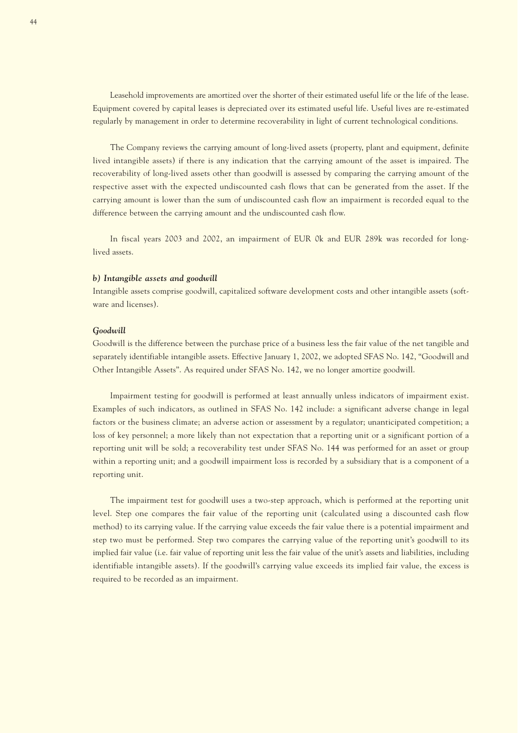Leasehold improvements are amortized over the shorter of their estimated useful life or the life of the lease. Equipment covered by capital leases is depreciated over its estimated useful life. Useful lives are re-estimated regularly by management in order to determine recoverability in light of current technological conditions.

The Company reviews the carrying amount of long-lived assets (property, plant and equipment, definite lived intangible assets) if there is any indication that the carrying amount of the asset is impaired. The recoverability of long-lived assets other than goodwill is assessed by comparing the carrying amount of the respective asset with the expected undiscounted cash flows that can be generated from the asset. If the carrying amount is lower than the sum of undiscounted cash flow an impairment is recorded equal to the difference between the carrying amount and the undiscounted cash flow.

In fiscal years 2003 and 2002, an impairment of EUR 0k and EUR 289k was recorded for long-lived assets.

***b) Intangible assets and goodwill***

Intangible assets comprise goodwill, capitalized software development costs and other intangible assets (software and licenses).

***Goodwill***

Goodwill is the difference between the purchase price of a business less the fair value of the net tangible and separately identifiable intangible assets. Effective January 1, 2002, we adopted SFAS No. 142, "Goodwill and Other Intangible Assets". As required under SFAS No. 142, we no longer amortize goodwill.

Impairment testing for goodwill is performed at least annually unless indicators of impairment exist. Examples of such indicators, as outlined in SFAS No. 142 include: a significant adverse change in legal factors or the business climate; an adverse action or assessment by a regulator; unanticipated competition; a loss of key personnel; a more likely than not expectation that a reporting unit or a significant portion of a reporting unit will be sold; a recoverability test under SFAS No. 144 was performed for an asset or group within a reporting unit; and a goodwill impairment loss is recorded by a subsidiary that is a component of a reporting unit.

The impairment test for goodwill uses a two-step approach, which is performed at the reporting unit level. Step one compares the fair value of the reporting unit (calculated using a discounted cash flow method) to its carrying value. If the carrying value exceeds the fair value there is a potential impairment and step two must be performed. Step two compares the carrying value of the reporting unit's goodwill to its implied fair value (i.e. fair value of reporting unit less the fair value of the unit's assets and liabilities, including identifiable intangible assets). If the goodwill's carrying value exceeds its implied fair value, the excess is required to be recorded as an impairment.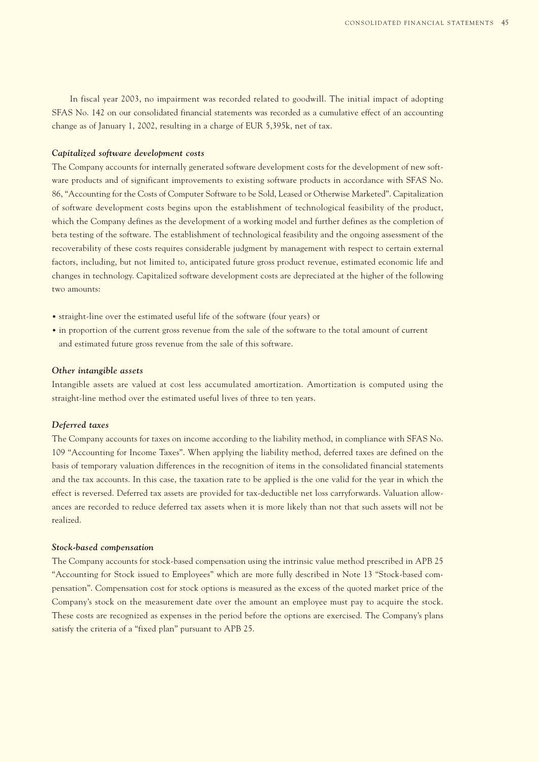In fiscal year 2003, no impairment was recorded related to goodwill. The initial impact of adopting SFAS No. 142 on our consolidated financial statements was recorded as a cumulative effect of an accounting change as of January 1, 2002, resulting in a charge of EUR 5,395k, net of tax.

***Capitalized software development costs***

The Company accounts for internally generated software development costs for the development of new software products and of significant improvements to existing software products in accordance with SFAS No. 86, "Accounting for the Costs of Computer Software to be Sold, Leased or Otherwise Marketed". Capitalization of software development costs begins upon the establishment of technological feasibility of the product, which the Company defines as the development of a working model and further defines as the completion of beta testing of the software. The establishment of technological feasibility and the ongoing assessment of the recoverability of these costs requires considerable judgment by management with respect to certain external factors, including, but not limited to, anticipated future gross product revenue, estimated economic life and changes in technology. Capitalized software development costs are depreciated at the higher of the following two amounts:

- straight-line over the estimated useful life of the software (four years) or
- in proportion of the current gross revenue from the sale of the software to the total amount of current and estimated future gross revenue from the sale of this software.

***Other intangible assets***

Intangible assets are valued at cost less accumulated amortization. Amortization is computed using the straight-line method over the estimated useful lives of three to ten years.

***Deferred taxes***

The Company accounts for taxes on income according to the liability method, in compliance with SFAS No. 109 "Accounting for Income Taxes". When applying the liability method, deferred taxes are defined on the basis of temporary valuation differences in the recognition of items in the consolidated financial statements and the tax accounts. In this case, the taxation rate to be applied is the one valid for the year in which the effect is reversed. Deferred tax assets are provided for tax-deductible net loss carryforwards. Valuation allowances are recorded to reduce deferred tax assets when it is more likely than not that such assets will not be realized.

***Stock-based compensation***

The Company accounts for stock-based compensation using the intrinsic value method prescribed in APB 25 "Accounting for Stock issued to Employees" which are more fully described in Note 13 "Stock-based compensation". Compensation cost for stock options is measured as the excess of the quoted market price of the Company's stock on the measurement date over the amount an employee must pay to acquire the stock. These costs are recognized as expenses in the period before the options are exercised. The Company's plans satisfy the criteria of a "fixed plan" pursuant to APB 25.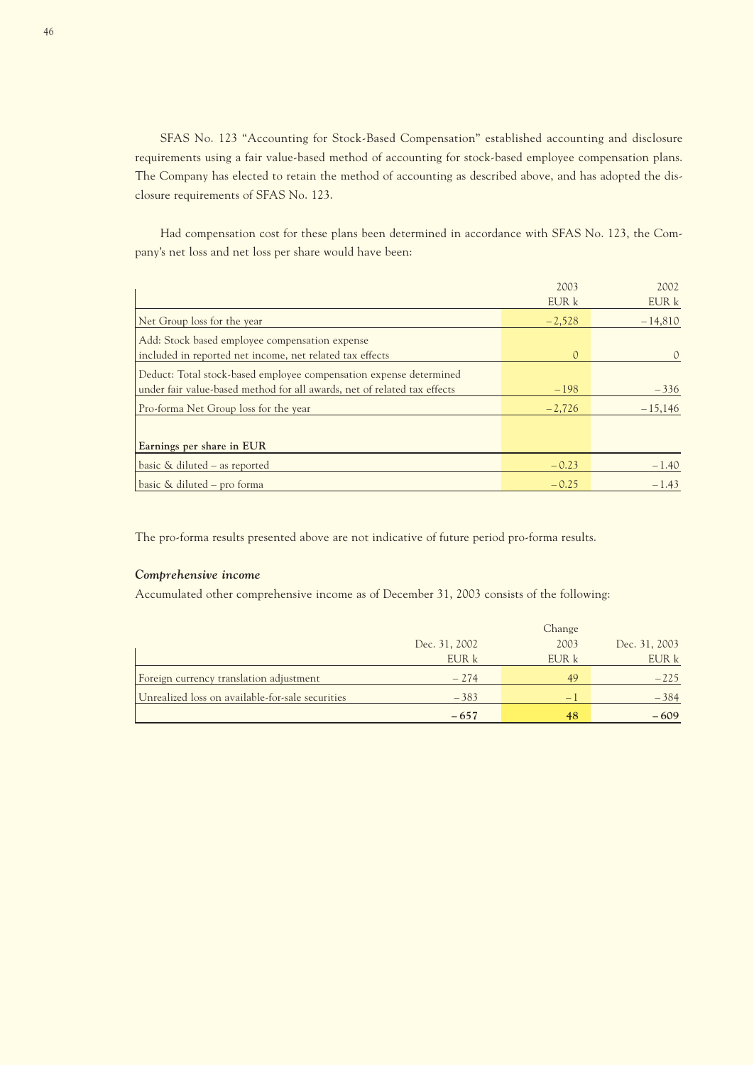SFAS No. 123 "Accounting for Stock-Based Compensation" established accounting and disclosure requirements using a fair value-based method of accounting for stock-based employee compensation plans. The Company has elected to retain the method of accounting as described above, and has adopted the disclosure requirements of SFAS No. 123.

Had compensation cost for these plans been determined in accordance with SFAS No. 123, the Company's net loss and net loss per share would have been:

| | 2003<br>EUR k | 2002<br>EUR k |
|---|---|---|
| Net Group loss for the year | –2,528 | –14,810 |
| Add: Stock based employee compensation expense included in reported net income, net related tax effects | 0 | 0 |
| Deduct: Total stock-based employee compensation expense determined under fair value-based method for all awards, net of related tax effects | –198 | –336 |
| Pro-forma Net Group loss for the year | –2,726 | –15,146 |
| | | |
| **Earnings per share in EUR** | | |
| basic & diluted – as reported | –0.23 | –1.40 |
| basic & diluted – pro forma | –0.25 | –1.43 |

The pro-forma results presented above are not indicative of future period pro-forma results.

***Comprehensive income***

Accumulated other comprehensive income as of December 31, 2003 consists of the following:

| | Dec. 31, 2002<br>EUR k | Change<br>2003<br>EUR k | Dec. 31, 2003<br>EUR k |
|---|---|---|---|
| Foreign currency translation adjustment | –274 | 49 | –225 |
| Unrealized loss on available-for-sale securities | –383 | –1 | –384 |
| | **–657** | **48** | **–609** |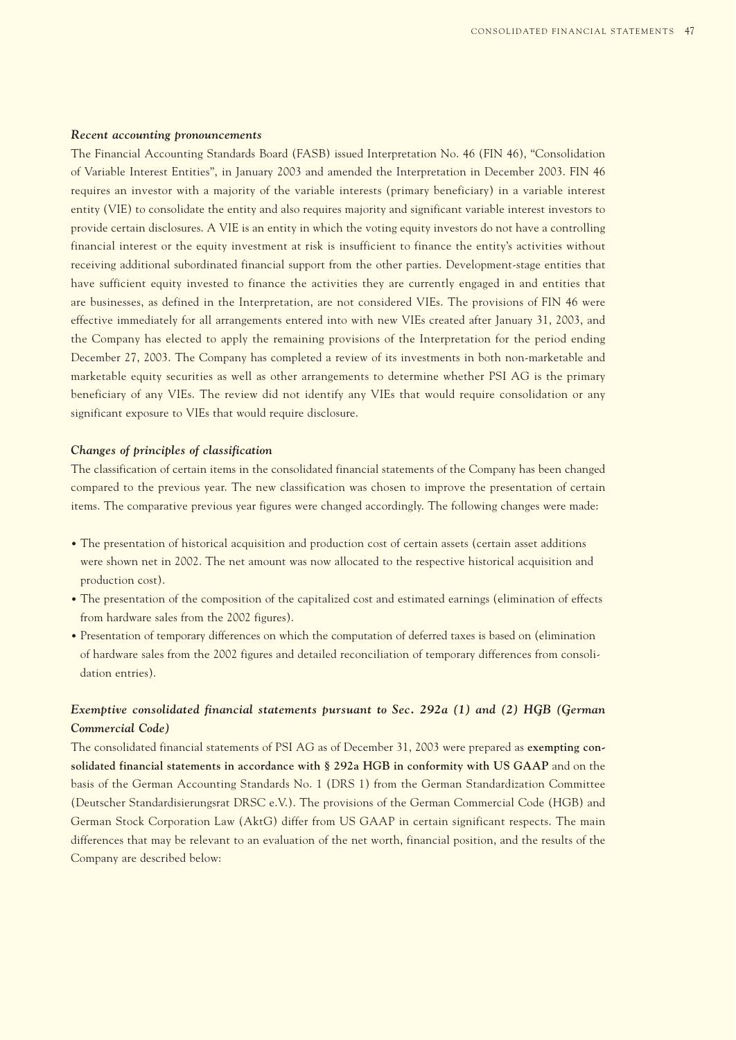### *Recent accounting pronouncements*

The Financial Accounting Standards Board (FASB) issued Interpretation No. 46 (FIN 46), "Consolidation of Variable Interest Entities", in January 2003 and amended the Interpretation in December 2003. FIN 46 requires an investor with a majority of the variable interests (primary beneficiary) in a variable interest entity (VIE) to consolidate the entity and also requires majority and significant variable interest investors to provide certain disclosures. A VIE is an entity in which the voting equity investors do not have a controlling financial interest or the equity investment at risk is insufficient to finance the entity's activities without receiving additional subordinated financial support from the other parties. Development-stage entities that have sufficient equity invested to finance the activities they are currently engaged in and entities that are businesses, as defined in the Interpretation, are not considered VIEs. The provisions of FIN 46 were effective immediately for all arrangements entered into with new VIEs created after January 31, 2003, and the Company has elected to apply the remaining provisions of the Interpretation for the period ending December 27, 2003. The Company has completed a review of its investments in both non-marketable and marketable equity securities as well as other arrangements to determine whether PSI AG is the primary beneficiary of any VIEs. The review did not identify any VIEs that would require consolidation or any significant exposure to VIEs that would require disclosure.

### *Changes of principles of classification*

The classification of certain items in the consolidated financial statements of the Company has been changed compared to the previous year. The new classification was chosen to improve the presentation of certain items. The comparative previous year figures were changed accordingly. The following changes were made:

- The presentation of historical acquisition and production cost of certain assets (certain asset additions were shown net in 2002. The net amount was now allocated to the respective historical acquisition and production cost).
- The presentation of the composition of the capitalized cost and estimated earnings (elimination of effects from hardware sales from the 2002 figures).
- Presentation of temporary differences on which the computation of deferred taxes is based on (elimination of hardware sales from the 2002 figures and detailed reconciliation of temporary differences from consolidation entries).

### *Exemptive consolidated financial statements pursuant to Sec. 292a (1) and (2) HGB (German Commercial Code)*

The consolidated financial statements of PSI AG as of December 31, 2003 were prepared as **exempting consolidated financial statements in accordance with § 292a HGB in conformity with US GAAP** and on the basis of the German Accounting Standards No. 1 (DRS 1) from the German Standardization Committee (Deutscher Standardisierungsrat DRSC e.V.). The provisions of the German Commercial Code (HGB) and German Stock Corporation Law (AktG) differ from US GAAP in certain significant respects. The main differences that may be relevant to an evaluation of the net worth, financial position, and the results of the Company are described below: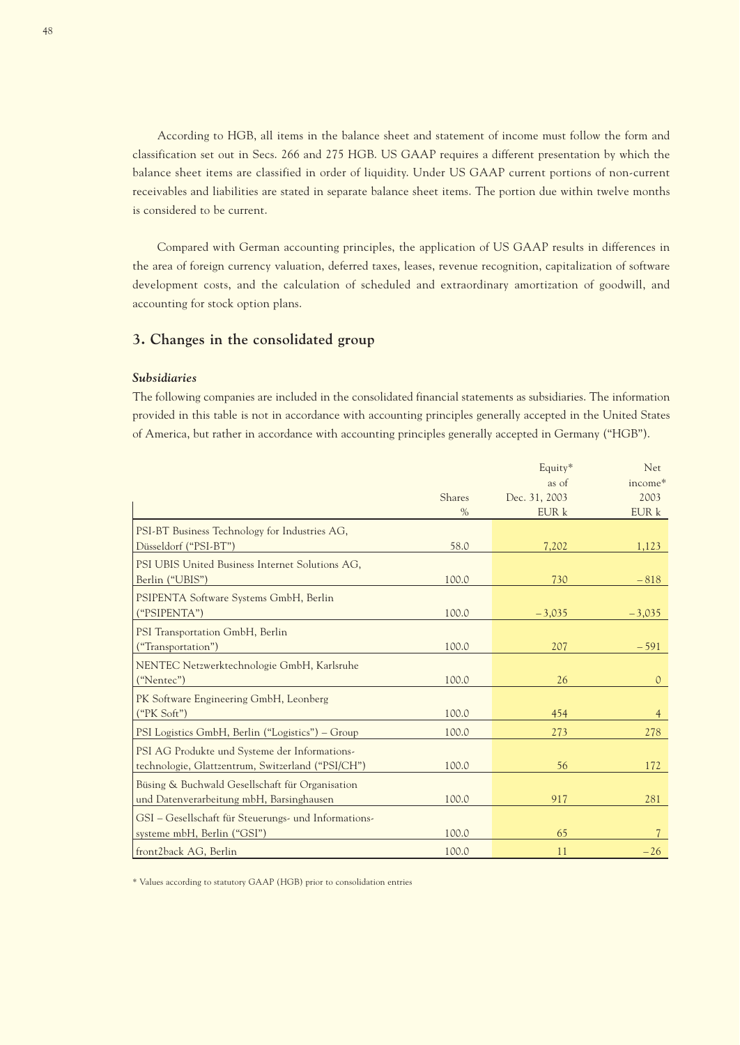According to HGB, all items in the balance sheet and statement of income must follow the form and classification set out in Secs. 266 and 275 HGB. US GAAP requires a different presentation by which the balance sheet items are classified in order of liquidity. Under US GAAP current portions of non-current receivables and liabilities are stated in separate balance sheet items. The portion due within twelve months is considered to be current.

Compared with German accounting principles, the application of US GAAP results in differences in the area of foreign currency valuation, deferred taxes, leases, revenue recognition, capitalization of software development costs, and the calculation of scheduled and extraordinary amortization of goodwill, and accounting for stock option plans.

## 3. Changes in the consolidated group

***Subsidiaries***

The following companies are included in the consolidated financial statements as subsidiaries. The information provided in this table is not in accordance with accounting principles generally accepted in the United States of America, but rather in accordance with accounting principles generally accepted in Germany ("HGB").

| | Shares % | Equity* as of Dec. 31, 2003 EUR k | Net income* 2003 EUR k |
|---|---|---|---|
| PSI-BT Business Technology for Industries AG, Düsseldorf ("PSI-BT") | 58.0 | 7,202 | 1,123 |
| PSI UBIS United Business Internet Solutions AG, Berlin ("UBIS") | 100.0 | 730 | –818 |
| PSIPENTA Software Systems GmbH, Berlin ("PSIPENTA") | 100.0 | –3,035 | –3,035 |
| PSI Transportation GmbH, Berlin ("Transportation") | 100.0 | 207 | –591 |
| NENTEC Netzwerktechnologie GmbH, Karlsruhe ("Nentec") | 100.0 | 26 | 0 |
| PK Software Engineering GmbH, Leonberg ("PK Soft") | 100.0 | 454 | 4 |
| PSI Logistics GmbH, Berlin ("Logistics") – Group | 100.0 | 273 | 278 |
| PSI AG Produkte und Systeme der Informationstechnologie, Glattzentrum, Switzerland ("PSI/CH") | 100.0 | 56 | 172 |
| Büsing & Buchwald Gesellschaft für Organisation und Datenverarbeitung mbH, Barsinghausen | 100.0 | 917 | 281 |
| GSI – Gesellschaft für Steuerungs- und Informationssysteme mbH, Berlin ("GSI") | 100.0 | 65 | 7 |
| front2back AG, Berlin | 100.0 | 11 | –26 |

\* Values according to statutory GAAP (HGB) prior to consolidation entries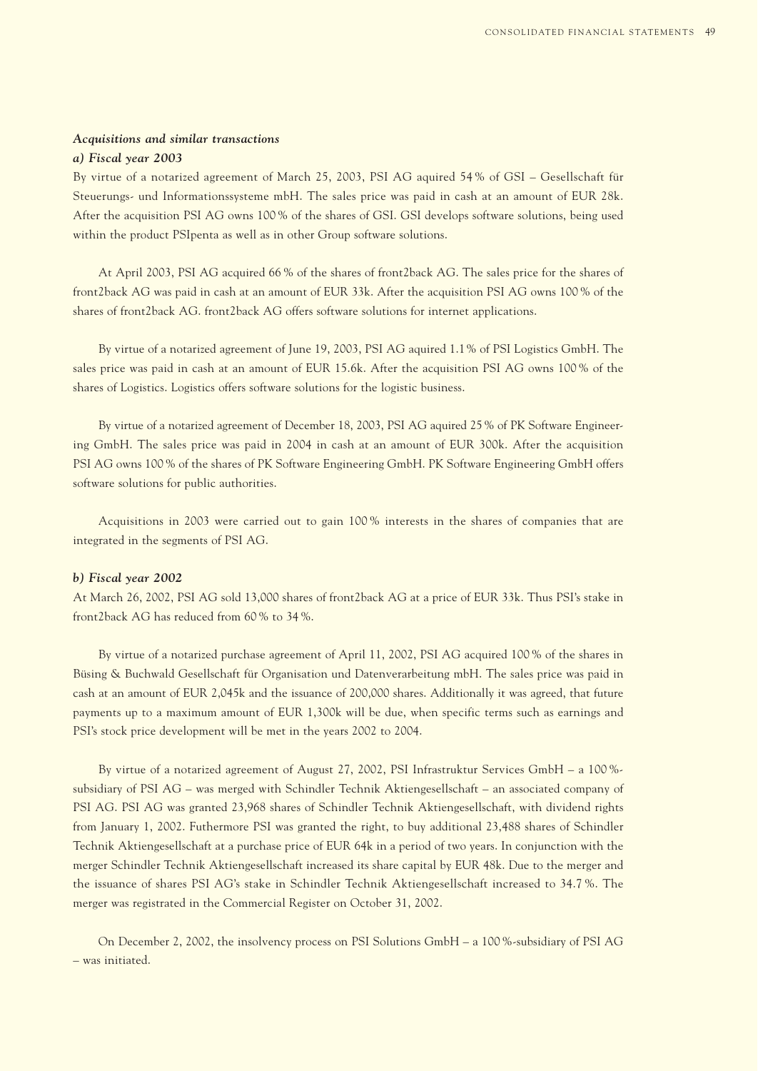### *Acquisitions and similar transactions*

#### *a) Fiscal year 2003*

By virtue of a notarized agreement of March 25, 2003, PSI AG aquired 54 % of GSI – Gesellschaft für Steuerungs- und Informationssysteme mbH. The sales price was paid in cash at an amount of EUR 28k. After the acquisition PSI AG owns 100 % of the shares of GSI. GSI develops software solutions, being used within the product PSIpenta as well as in other Group software solutions.

At April 2003, PSI AG acquired 66 % of the shares of front2back AG. The sales price for the shares of front2back AG was paid in cash at an amount of EUR 33k. After the acquisition PSI AG owns 100 % of the shares of front2back AG. front2back AG offers software solutions for internet applications.

By virtue of a notarized agreement of June 19, 2003, PSI AG aquired 1.1 % of PSI Logistics GmbH. The sales price was paid in cash at an amount of EUR 15.6k. After the acquisition PSI AG owns 100 % of the shares of Logistics. Logistics offers software solutions for the logistic business.

By virtue of a notarized agreement of December 18, 2003, PSI AG aquired 25 % of PK Software Engineering GmbH. The sales price was paid in 2004 in cash at an amount of EUR 300k. After the acquisition PSI AG owns 100 % of the shares of PK Software Engineering GmbH. PK Software Engineering GmbH offers software solutions for public authorities.

Acquisitions in 2003 were carried out to gain 100 % interests in the shares of companies that are integrated in the segments of PSI AG.

#### *b) Fiscal year 2002*

At March 26, 2002, PSI AG sold 13,000 shares of front2back AG at a price of EUR 33k. Thus PSI's stake in front2back AG has reduced from 60 % to 34 %.

By virtue of a notarized purchase agreement of April 11, 2002, PSI AG acquired 100 % of the shares in Büsing & Buchwald Gesellschaft für Organisation und Datenverarbeitung mbH. The sales price was paid in cash at an amount of EUR 2,045k and the issuance of 200,000 shares. Additionally it was agreed, that future payments up to a maximum amount of EUR 1,300k will be due, when specific terms such as earnings and PSI's stock price development will be met in the years 2002 to 2004.

By virtue of a notarized agreement of August 27, 2002, PSI Infrastruktur Services GmbH – a 100 %-subsidiary of PSI AG – was merged with Schindler Technik Aktiengesellschaft – an associated company of PSI AG. PSI AG was granted 23,968 shares of Schindler Technik Aktiengesellschaft, with dividend rights from January 1, 2002. Futhermore PSI was granted the right, to buy additional 23,488 shares of Schindler Technik Aktiengesellschaft at a purchase price of EUR 64k in a period of two years. In conjunction with the merger Schindler Technik Aktiengesellschaft increased its share capital by EUR 48k. Due to the merger and the issuance of shares PSI AG's stake in Schindler Technik Aktiengesellschaft increased to 34.7 %. The merger was registrated in the Commercial Register on October 31, 2002.

On December 2, 2002, the insolvency process on PSI Solutions GmbH – a 100 %-subsidiary of PSI AG – was initiated.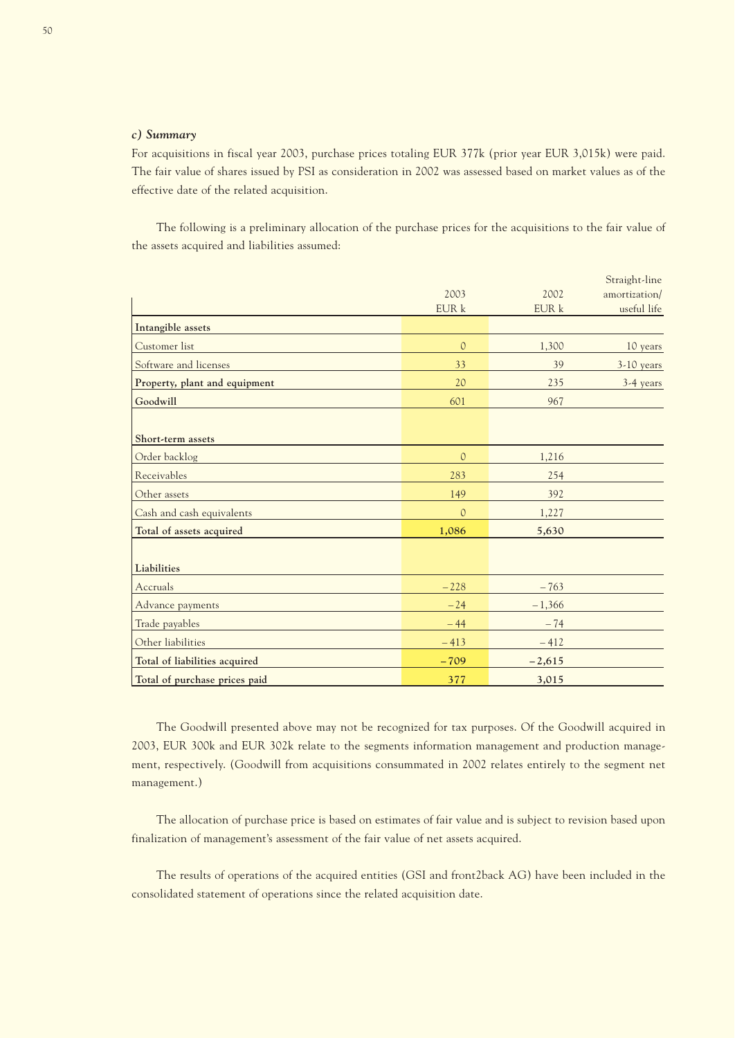### *c) Summary*

For acquisitions in fiscal year 2003, purchase prices totaling EUR 377k (prior year EUR 3,015k) were paid. The fair value of shares issued by PSI as consideration in 2002 was assessed based on market values as of the effective date of the related acquisition.

The following is a preliminary allocation of the purchase prices for the acquisitions to the fair value of the assets acquired and liabilities assumed:

| | 2003<br>EUR k | 2002<br>EUR k | Straight-line amortization/ useful life |
|---|---|---|---|
| **Intangible assets** | | | |
| Customer list | 0 | 1,300 | 10 years |
| Software and licenses | 33 | 39 | 3-10 years |
| **Property, plant and equipment** | 20 | 235 | 3-4 years |
| **Goodwill** | 601 | 967 | |
| | | | |
| **Short-term assets** | | | |
| Order backlog | 0 | 1,216 | |
| Receivables | 283 | 254 | |
| Other assets | 149 | 392 | |
| Cash and cash equivalents | 0 | 1,227 | |
| **Total of assets acquired** | **1,086** | **5,630** | |
| | | | |
| **Liabilities** | | | |
| Accruals | – 228 | – 763 | |
| Advance payments | – 24 | – 1,366 | |
| Trade payables | – 44 | – 74 | |
| Other liabilities | – 413 | – 412 | |
| **Total of liabilities acquired** | **– 709** | **– 2,615** | |
| **Total of purchase prices paid** | **377** | **3,015** | |

The Goodwill presented above may not be recognized for tax purposes. Of the Goodwill acquired in 2003, EUR 300k and EUR 302k relate to the segments information management and production management, respectively. (Goodwill from acquisitions consummated in 2002 relates entirely to the segment net management.)

The allocation of purchase price is based on estimates of fair value and is subject to revision based upon finalization of management's assessment of the fair value of net assets acquired.

The results of operations of the acquired entities (GSI and front2back AG) have been included in the consolidated statement of operations since the related acquisition date.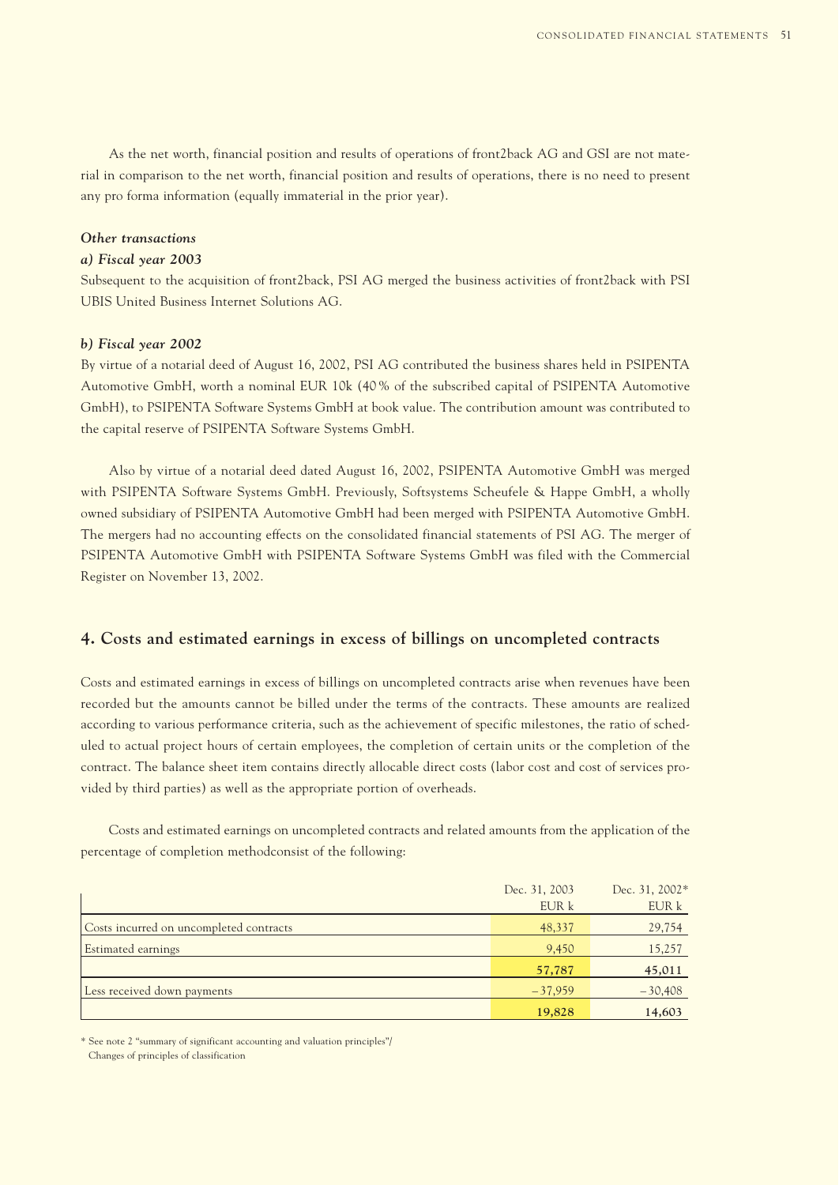As the net worth, financial position and results of operations of front2back AG and GSI are not material in comparison to the net worth, financial position and results of operations, there is no need to present any pro forma information (equally immaterial in the prior year).

***Other transactions***

***a) Fiscal year 2003***

Subsequent to the acquisition of front2back, PSI AG merged the business activities of front2back with PSI UBIS United Business Internet Solutions AG.

***b) Fiscal year 2002***

By virtue of a notarial deed of August 16, 2002, PSI AG contributed the business shares held in PSIPENTA Automotive GmbH, worth a nominal EUR 10k (40 % of the subscribed capital of PSIPENTA Automotive GmbH), to PSIPENTA Software Systems GmbH at book value. The contribution amount was contributed to the capital reserve of PSIPENTA Software Systems GmbH.

Also by virtue of a notarial deed dated August 16, 2002, PSIPENTA Automotive GmbH was merged with PSIPENTA Software Systems GmbH. Previously, Softsystems Scheufele & Happe GmbH, a wholly owned subsidiary of PSIPENTA Automotive GmbH had been merged with PSIPENTA Automotive GmbH. The mergers had no accounting effects on the consolidated financial statements of PSI AG. The merger of PSIPENTA Automotive GmbH with PSIPENTA Software Systems GmbH was filed with the Commercial Register on November 13, 2002.

## 4. Costs and estimated earnings in excess of billings on uncompleted contracts

Costs and estimated earnings in excess of billings on uncompleted contracts arise when revenues have been recorded but the amounts cannot be billed under the terms of the contracts. These amounts are realized according to various performance criteria, such as the achievement of specific milestones, the ratio of scheduled to actual project hours of certain employees, the completion of certain units or the completion of the contract. The balance sheet item contains directly allocable direct costs (labor cost and cost of services provided by third parties) as well as the appropriate portion of overheads.

Costs and estimated earnings on uncompleted contracts and related amounts from the application of the percentage of completion methodconsist of the following:

| | Dec. 31, 2003<br>EUR k | Dec. 31, 2002*<br>EUR k |
|---|---|---|
| Costs incurred on uncompleted contracts | 48,337 | 29,754 |
| Estimated earnings | 9,450 | 15,257 |
| | **57,787** | **45,011** |
| Less received down payments | –37,959 | –30,408 |
| | **19,828** | **14,603** |

\* See note 2 "summary of significant accounting and valuation principles"/ Changes of principles of classification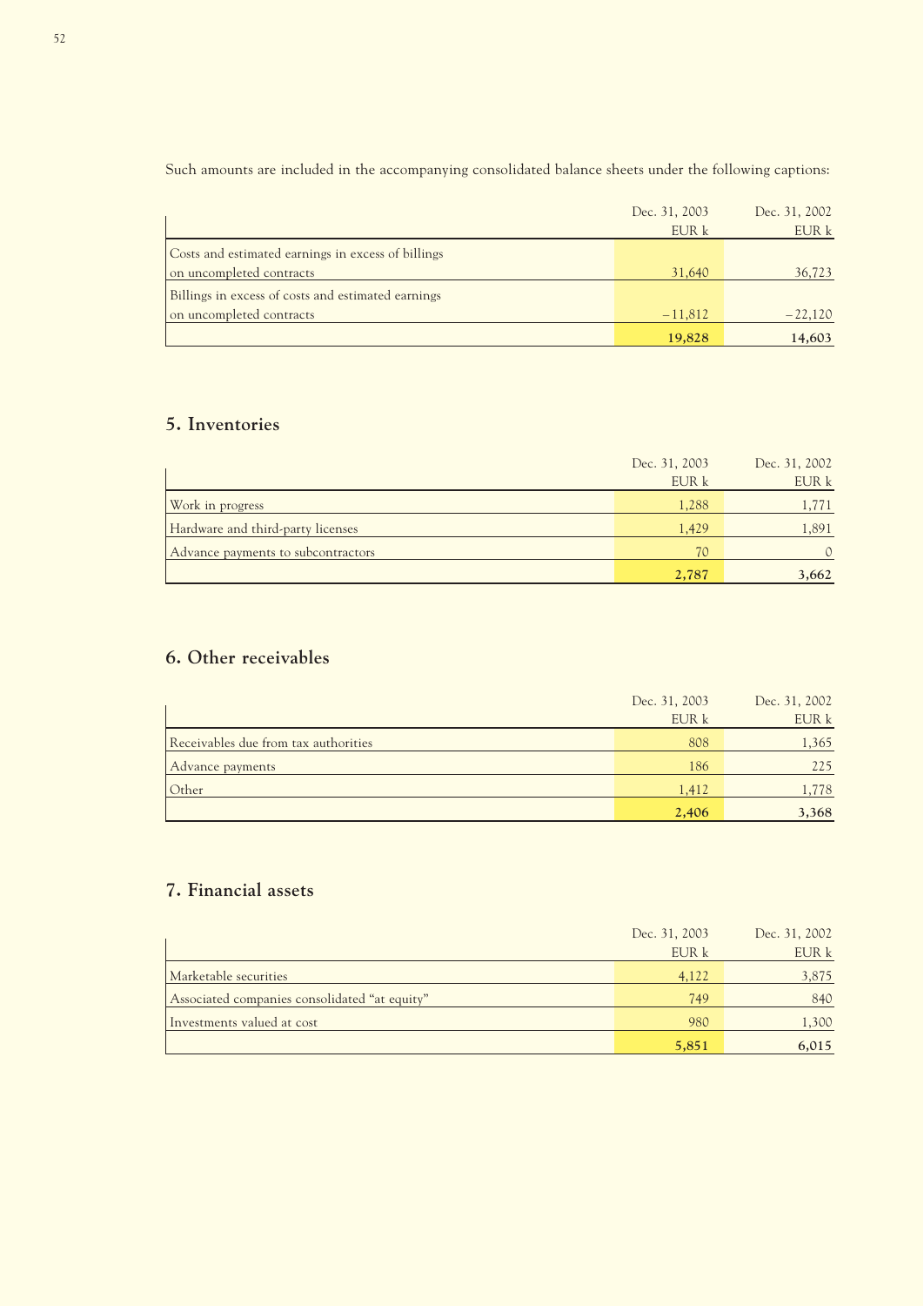Such amounts are included in the accompanying consolidated balance sheets under the following captions:

| | Dec. 31, 2003<br>EUR k | Dec. 31, 2002<br>EUR k |
|---|---:|---:|
| Costs and estimated earnings in excess of billings on uncompleted contracts | 31,640 | 36,723 |
| Billings in excess of costs and estimated earnings on uncompleted contracts | –11,812 | –22,120 |
| | **19,828** | **14,603** |

## 5. Inventories

| | Dec. 31, 2003<br>EUR k | Dec. 31, 2002<br>EUR k |
|---|---:|---:|
| Work in progress | 1,288 | 1,771 |
| Hardware and third-party licenses | 1,429 | 1,891 |
| Advance payments to subcontractors | 70 | 0 |
| | **2,787** | **3,662** |

## 6. Other receivables

| | Dec. 31, 2003<br>EUR k | Dec. 31, 2002<br>EUR k |
|---|---:|---:|
| Receivables due from tax authorities | 808 | 1,365 |
| Advance payments | 186 | 225 |
| Other | 1,412 | 1,778 |
| | **2,406** | **3,368** |

## 7. Financial assets

| | Dec. 31, 2003<br>EUR k | Dec. 31, 2002<br>EUR k |
|---|---:|---:|
| Marketable securities | 4,122 | 3,875 |
| Associated companies consolidated "at equity" | 749 | 840 |
| Investments valued at cost | 980 | 1,300 |
| | **5,851** | **6,015** |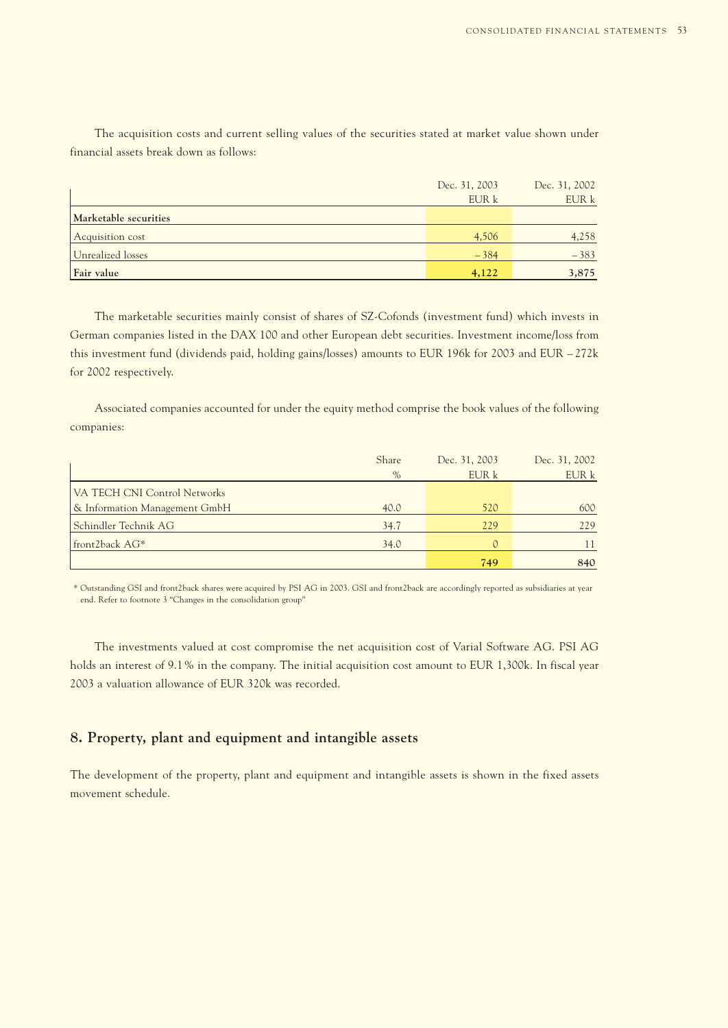The acquisition costs and current selling values of the securities stated at market value shown under financial assets break down as follows:

| | Dec. 31, 2003 EUR k | Dec. 31, 2002 EUR k |
|---|---|---|
| **Marketable securities** | | |
| Acquisition cost | 4,506 | 4,258 |
| Unrealized losses | – 384 | – 383 |
| **Fair value** | **4,122** | **3,875** |

The marketable securities mainly consist of shares of SZ-Cofonds (investment fund) which invests in German companies listed in the DAX 100 and other European debt securities. Investment income/loss from this investment fund (dividends paid, holding gains/losses) amounts to EUR 196k for 2003 and EUR – 272k for 2002 respectively.

Associated companies accounted for under the equity method comprise the book values of the following companies:

| | Share % | Dec. 31, 2003 EUR k | Dec. 31, 2002 EUR k |
|---|---|---|---|
| VA TECH CNI Control Networks & Information Management GmbH | 40.0 | 520 | 600 |
| Schindler Technik AG | 34.7 | 229 | 229 |
| front2back AG* | 34.0 | 0 | 11 |
| | | **749** | **840** |

\* Outstanding GSI and front2back shares were acquired by PSI AG in 2003. GSI and front2back are accordingly reported as subsidiaries at year end. Refer to footnote 3 “Changes in the consolidation group”

The investments valued at cost compromise the net acquisition cost of Varial Software AG. PSI AG holds an interest of 9.1 % in the company. The initial acquisition cost amount to EUR 1,300k. In fiscal year 2003 a valuation allowance of EUR 320k was recorded.

## 8. Property, plant and equipment and intangible assets

The development of the property, plant and equipment and intangible assets is shown in the fixed assets movement schedule.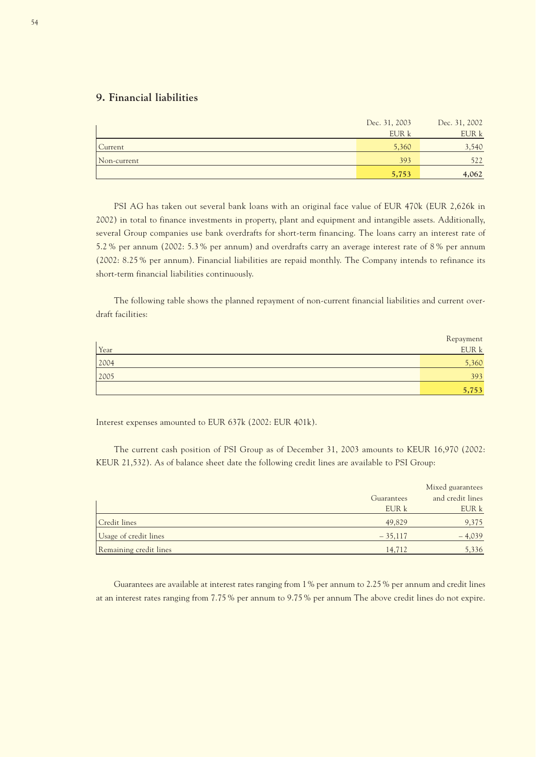## 9. Financial liabilities

| | Dec. 31, 2003<br>EUR k | Dec. 31, 2002<br>EUR k |
|---|---|---|
| Current | 5,360 | 3,540 |
| Non-current | 393 | 522 |
| | **5,753** | **4,062** |

PSI AG has taken out several bank loans with an original face value of EUR 470k (EUR 2,626k in 2002) in total to finance investments in property, plant and equipment and intangible assets. Additionally, several Group companies use bank overdrafts for short-term financing. The loans carry an interest rate of 5.2 % per annum (2002: 5.3 % per annum) and overdrafts carry an average interest rate of 8 % per annum (2002: 8.25 % per annum). Financial liabilities are repaid monthly. The Company intends to refinance its short-term financial liabilities continuously.

The following table shows the planned repayment of non-current financial liabilities and current overdraft facilities:

| Year | Repayment<br>EUR k |
|---|---|
| 2004 | 5,360 |
| 2005 | 393 |
| | **5,753** |

Interest expenses amounted to EUR 637k (2002: EUR 401k).

The current cash position of PSI Group as of December 31, 2003 amounts to KEUR 16,970 (2002: KEUR 21,532). As of balance sheet date the following credit lines are available to PSI Group:

| | Guarantees<br>EUR k | Mixed guarantees<br>and credit lines<br>EUR k |
|---|---|---|
| Credit lines | 49,829 | 9,375 |
| Usage of credit lines | – 35,117 | – 4,039 |
| Remaining credit lines | 14,712 | 5,336 |

Guarantees are available at interest rates ranging from 1 % per annum to 2.25 % per annum and credit lines at an interest rates ranging from 7.75 % per annum to 9.75 % per annum The above credit lines do not expire.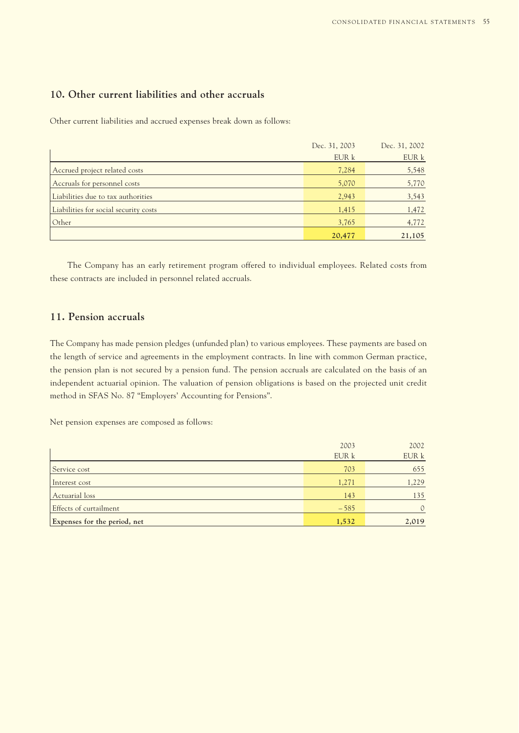## 10. Other current liabilities and other accruals

Other current liabilities and accrued expenses break down as follows:

| | Dec. 31, 2003<br>EUR k | Dec. 31, 2002<br>EUR k |
|---|---|---|
| Accrued project related costs | 7,284 | 5,548 |
| Accruals for personnel costs | 5,070 | 5,770 |
| Liabilities due to tax authorities | 2,943 | 3,543 |
| Liabilities for social security costs | 1,415 | 1,472 |
| Other | 3,765 | 4,772 |
| | **20,477** | **21,105** |

The Company has an early retirement program offered to individual employees. Related costs from these contracts are included in personnel related accruals.

## 11. Pension accruals

The Company has made pension pledges (unfunded plan) to various employees. These payments are based on the length of service and agreements in the employment contracts. In line with common German practice, the pension plan is not secured by a pension fund. The pension accruals are calculated on the basis of an independent actuarial opinion. The valuation of pension obligations is based on the projected unit credit method in SFAS No. 87 "Employers' Accounting for Pensions".

Net pension expenses are composed as follows:

| | 2003<br>EUR k | 2002<br>EUR k |
|---|---|---|
| Service cost | 703 | 655 |
| Interest cost | 1,271 | 1,229 |
| Actuarial loss | 143 | 135 |
| Effects of curtailment | – 585 | 0 |
| **Expenses for the period, net** | **1,532** | **2,019** |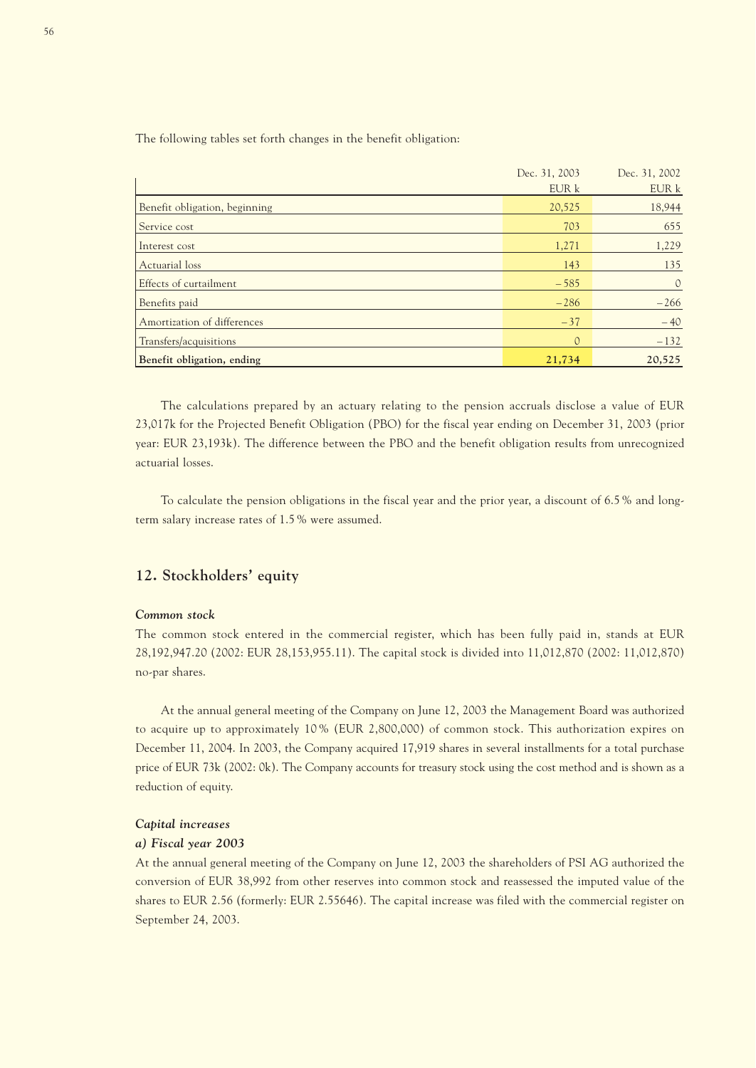The following tables set forth changes in the benefit obligation:

| | Dec. 31, 2003<br>EUR k | Dec. 31, 2002<br>EUR k |
|---|---|---|
| Benefit obligation, beginning | 20,525 | 18,944 |
| Service cost | 703 | 655 |
| Interest cost | 1,271 | 1,229 |
| Actuarial loss | 143 | 135 |
| Effects of curtailment | –585 | 0 |
| Benefits paid | –286 | –266 |
| Amortization of differences | –37 | –40 |
| Transfers/acquisitions | 0 | –132 |
| **Benefit obligation, ending** | **21,734** | **20,525** |

The calculations prepared by an actuary relating to the pension accruals disclose a value of EUR 23,017k for the Projected Benefit Obligation (PBO) for the fiscal year ending on December 31, 2003 (prior year: EUR 23,193k). The difference between the PBO and the benefit obligation results from unrecognized actuarial losses.

To calculate the pension obligations in the fiscal year and the prior year, a discount of 6.5% and long-term salary increase rates of 1.5% were assumed.

## 12. Stockholders' equity

***Common stock***

The common stock entered in the commercial register, which has been fully paid in, stands at EUR 28,192,947.20 (2002: EUR 28,153,955.11). The capital stock is divided into 11,012,870 (2002: 11,012,870) no-par shares.

At the annual general meeting of the Company on June 12, 2003 the Management Board was authorized to acquire up to approximately 10% (EUR 2,800,000) of common stock. This authorization expires on December 11, 2004. In 2003, the Company acquired 17,919 shares in several installments for a total purchase price of EUR 73k (2002: 0k). The Company accounts for treasury stock using the cost method and is shown as a reduction of equity.

***Capital increases***

***a) Fiscal year 2003***

At the annual general meeting of the Company on June 12, 2003 the shareholders of PSI AG authorized the conversion of EUR 38,992 from other reserves into common stock and reassessed the imputed value of the shares to EUR 2.56 (formerly: EUR 2.55646). The capital increase was filed with the commercial register on September 24, 2003.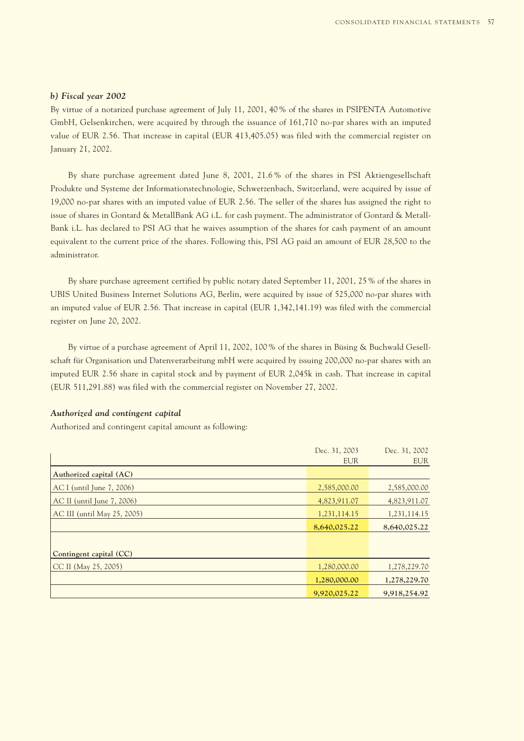### *b) Fiscal year 2002*

By virtue of a notarized purchase agreement of July 11, 2001, 40 % of the shares in PSIPENTA Automotive GmbH, Gelsenkirchen, were acquired by through the issuance of 161,710 no-par shares with an imputed value of EUR 2.56. That increase in capital (EUR 413,405.05) was filed with the commercial register on January 21, 2002.

By share purchase agreement dated June 8, 2001, 21.6 % of the shares in PSI Aktiengesellschaft Produkte und Systeme der Informationstechnologie, Schwerzenbach, Switzerland, were acquired by issue of 19,000 no-par shares with an imputed value of EUR 2.56. The seller of the shares has assigned the right to issue of shares in Gontard & MetallBank AG i.L. for cash payment. The administrator of Gontard & Metall-Bank i.L. has declared to PSI AG that he waives assumption of the shares for cash payment of an amount equivalent to the current price of the shares. Following this, PSI AG paid an amount of EUR 28,500 to the administrator.

By share purchase agreement certified by public notary dated September 11, 2001, 25 % of the shares in UBIS United Business Internet Solutions AG, Berlin, were acquired by issue of 525,000 no-par shares with an imputed value of EUR 2.56. That increase in capital (EUR 1,342,141.19) was filed with the commercial register on June 20, 2002.

By virtue of a purchase agreement of April 11, 2002, 100 % of the shares in Büsing & Buchwald Gesellschaft für Organisation und Datenverarbeitung mbH were acquired by issuing 200,000 no-par shares with an imputed EUR 2.56 share in capital stock and by payment of EUR 2,045k in cash. That increase in capital (EUR 511,291.88) was filed with the commercial register on November 27, 2002.

### *Authorized and contingent capital*

Authorized and contingent capital amount as following:

| | Dec. 31, 2003<br>EUR | Dec. 31, 2002<br>EUR |
|---|---|---|
| **Authorized capital (AC)** | | |
| AC I (until June 7, 2006) | 2,585,000.00 | 2,585,000.00 |
| AC II (until June 7, 2006) | 4,823,911.07 | 4,823,911.07 |
| AC III (until May 25, 2005) | 1,231,114.15 | 1,231,114.15 |
| | **8,640,025.22** | **8,640,025.22** |
| | | |
| **Contingent capital (CC)** | | |
| CC II (May 25, 2005) | 1,280,000.00 | 1,278,229.70 |
| | **1,280,000.00** | **1,278,229.70** |
| | **9,920,025.22** | **9,918,254.92** |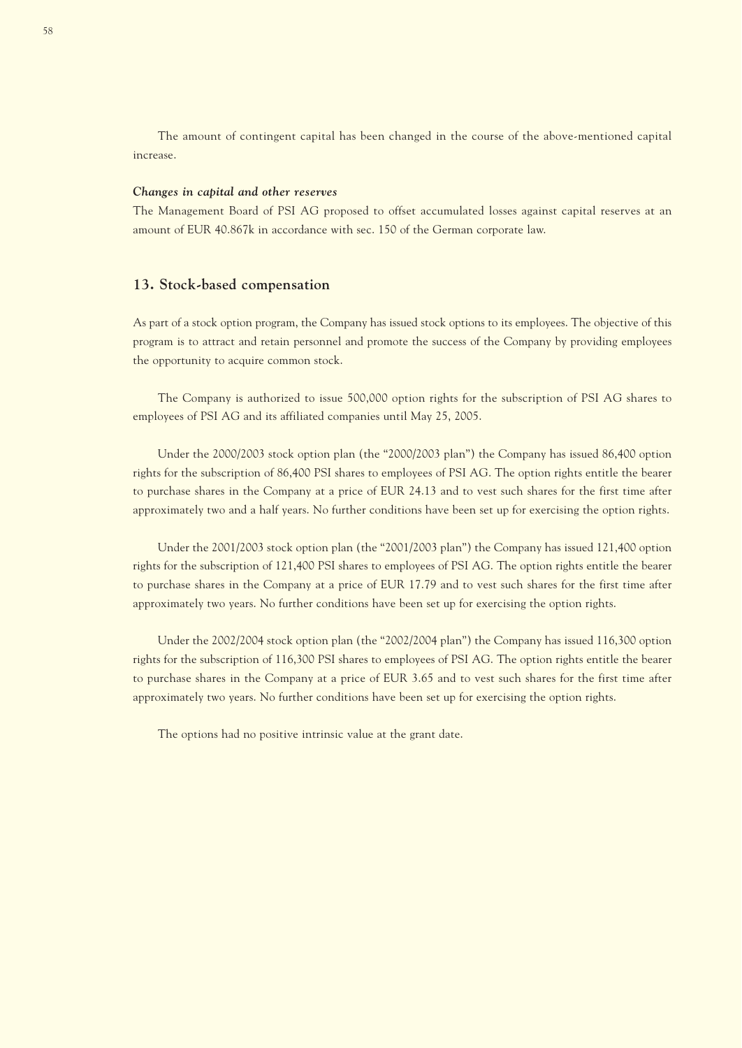The amount of contingent capital has been changed in the course of the above-mentioned capital increase.

***Changes in capital and other reserves***

The Management Board of PSI AG proposed to offset accumulated losses against capital reserves at an amount of EUR 40.867k in accordance with sec. 150 of the German corporate law.

## 13. Stock-based compensation

As part of a stock option program, the Company has issued stock options to its employees. The objective of this program is to attract and retain personnel and promote the success of the Company by providing employees the opportunity to acquire common stock.

The Company is authorized to issue 500,000 option rights for the subscription of PSI AG shares to employees of PSI AG and its affiliated companies until May 25, 2005.

Under the 2000/2003 stock option plan (the "2000/2003 plan") the Company has issued 86,400 option rights for the subscription of 86,400 PSI shares to employees of PSI AG. The option rights entitle the bearer to purchase shares in the Company at a price of EUR 24.13 and to vest such shares for the first time after approximately two and a half years. No further conditions have been set up for exercising the option rights.

Under the 2001/2003 stock option plan (the "2001/2003 plan") the Company has issued 121,400 option rights for the subscription of 121,400 PSI shares to employees of PSI AG. The option rights entitle the bearer to purchase shares in the Company at a price of EUR 17.79 and to vest such shares for the first time after approximately two years. No further conditions have been set up for exercising the option rights.

Under the 2002/2004 stock option plan (the "2002/2004 plan") the Company has issued 116,300 option rights for the subscription of 116,300 PSI shares to employees of PSI AG. The option rights entitle the bearer to purchase shares in the Company at a price of EUR 3.65 and to vest such shares for the first time after approximately two years. No further conditions have been set up for exercising the option rights.

The options had no positive intrinsic value at the grant date.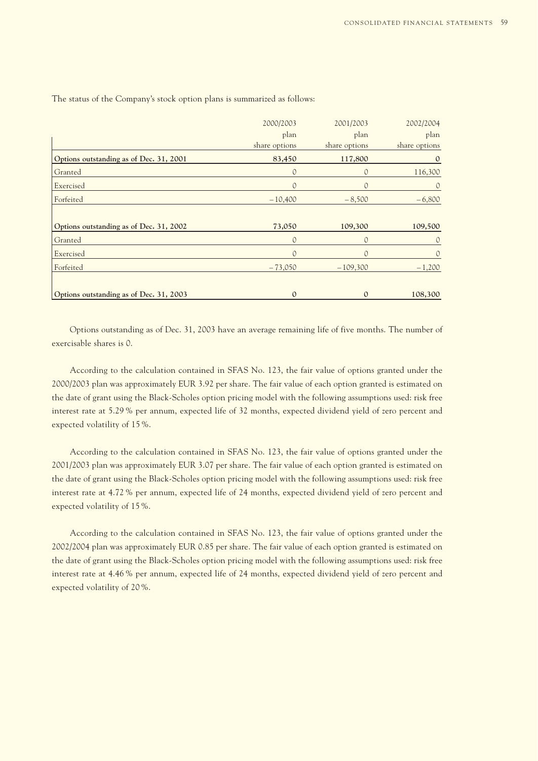The status of the Company's stock option plans is summarized as follows:

| | 2000/2003 plan share options | 2001/2003 plan share options | 2002/2004 plan share options |
|---|---|---|---|
| **Options outstanding as of Dec. 31, 2001** | **83,450** | **117,800** | **0** |
| Granted | 0 | 0 | 116,300 |
| Exercised | 0 | 0 | 0 |
| Forfeited | – 10,400 | – 8,500 | – 6,800 |
| **Options outstanding as of Dec. 31, 2002** | **73,050** | **109,300** | **109,500** |
| Granted | 0 | 0 | 0 |
| Exercised | 0 | 0 | 0 |
| Forfeited | – 73,050 | – 109,300 | – 1,200 |
| **Options outstanding as of Dec. 31, 2003** | **0** | **0** | **108,300** |

Options outstanding as of Dec. 31, 2003 have an average remaining life of five months. The number of exercisable shares is 0.

According to the calculation contained in SFAS No. 123, the fair value of options granted under the 2000/2003 plan was approximately EUR 3.92 per share. The fair value of each option granted is estimated on the date of grant using the Black-Scholes option pricing model with the following assumptions used: risk free interest rate at 5.29 % per annum, expected life of 32 months, expected dividend yield of zero percent and expected volatility of 15 %.

According to the calculation contained in SFAS No. 123, the fair value of options granted under the 2001/2003 plan was approximately EUR 3.07 per share. The fair value of each option granted is estimated on the date of grant using the Black-Scholes option pricing model with the following assumptions used: risk free interest rate at 4.72 % per annum, expected life of 24 months, expected dividend yield of zero percent and expected volatility of 15 %.

According to the calculation contained in SFAS No. 123, the fair value of options granted under the 2002/2004 plan was approximately EUR 0.85 per share. The fair value of each option granted is estimated on the date of grant using the Black-Scholes option pricing model with the following assumptions used: risk free interest rate at 4.46 % per annum, expected life of 24 months, expected dividend yield of zero percent and expected volatility of 20 %.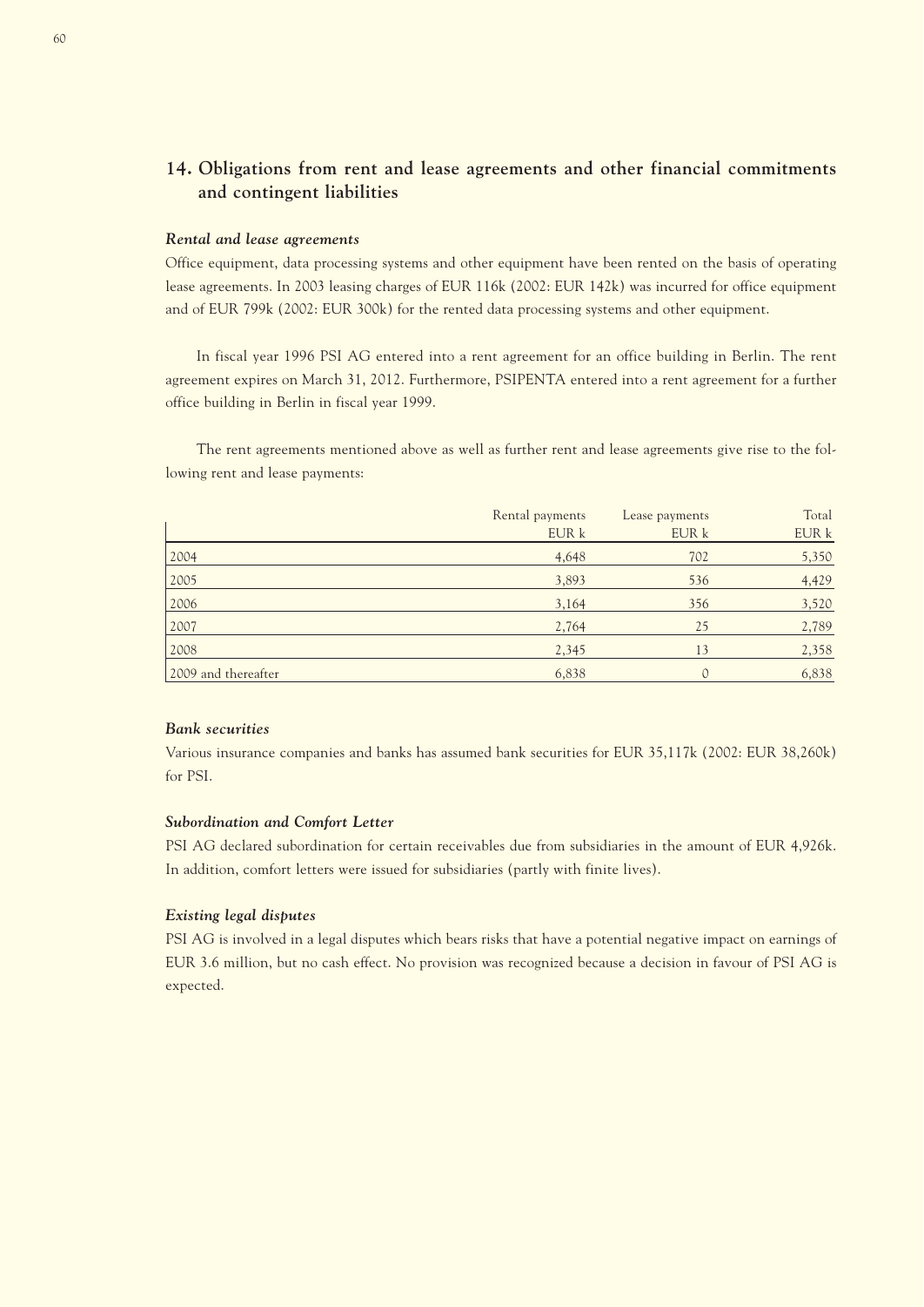## 14. Obligations from rent and lease agreements and other financial commitments and contingent liabilities

### *Rental and lease agreements*

Office equipment, data processing systems and other equipment have been rented on the basis of operating lease agreements. In 2003 leasing charges of EUR 116k (2002: EUR 142k) was incurred for office equipment and of EUR 799k (2002: EUR 300k) for the rented data processing systems and other equipment.

In fiscal year 1996 PSI AG entered into a rent agreement for an office building in Berlin. The rent agreement expires on March 31, 2012. Furthermore, PSIPENTA entered into a rent agreement for a further office building in Berlin in fiscal year 1999.

The rent agreements mentioned above as well as further rent and lease agreements give rise to the following rent and lease payments:

| | Rental payments EUR k | Lease payments EUR k | Total EUR k |
|---|---|---|---|
| 2004 | 4,648 | 702 | 5,350 |
| 2005 | 3,893 | 536 | 4,429 |
| 2006 | 3,164 | 356 | 3,520 |
| 2007 | 2,764 | 25 | 2,789 |
| 2008 | 2,345 | 13 | 2,358 |
| 2009 and thereafter | 6,838 | 0 | 6,838 |

### *Bank securities*

Various insurance companies and banks has assumed bank securities for EUR 35,117k (2002: EUR 38,260k) for PSI.

### *Subordination and Comfort Letter*

PSI AG declared subordination for certain receivables due from subsidiaries in the amount of EUR 4,926k. In addition, comfort letters were issued for subsidiaries (partly with finite lives).

### *Existing legal disputes*

PSI AG is involved in a legal disputes which bears risks that have a potential negative impact on earnings of EUR 3.6 million, but no cash effect. No provision was recognized because a decision in favour of PSI AG is expected.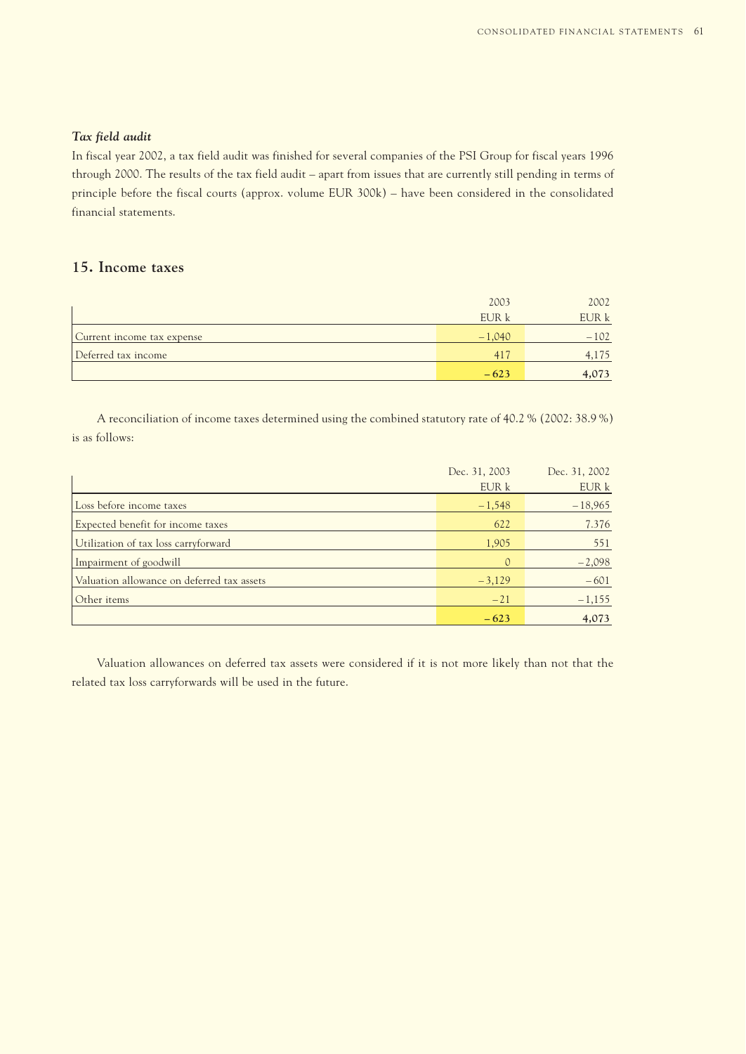### *Tax field audit*

In fiscal year 2002, a tax field audit was finished for several companies of the PSI Group for fiscal years 1996 through 2000. The results of the tax field audit – apart from issues that are currently still pending in terms of principle before the fiscal courts (approx. volume EUR 300k) – have been considered in the consolidated financial statements.

## 15. Income taxes

| | 2003<br>EUR k | 2002<br>EUR k |
|---|---|---|
| Current income tax expense | –1,040 | –102 |
| Deferred tax income | 417 | 4,175 |
| | **–623** | **4,073** |

A reconciliation of income taxes determined using the combined statutory rate of 40.2 % (2002: 38.9 %) is as follows:

| | Dec. 31, 2003<br>EUR k | Dec. 31, 2002<br>EUR k |
|---|---|---|
| Loss before income taxes | –1,548 | –18,965 |
| Expected benefit for income taxes | 622 | 7.376 |
| Utilization of tax loss carryforward | 1,905 | 551 |
| Impairment of goodwill | 0 | –2,098 |
| Valuation allowance on deferred tax assets | –3,129 | –601 |
| Other items | –21 | –1,155 |
| | **–623** | **4,073** |

Valuation allowances on deferred tax assets were considered if it is not more likely than not that the related tax loss carryforwards will be used in the future.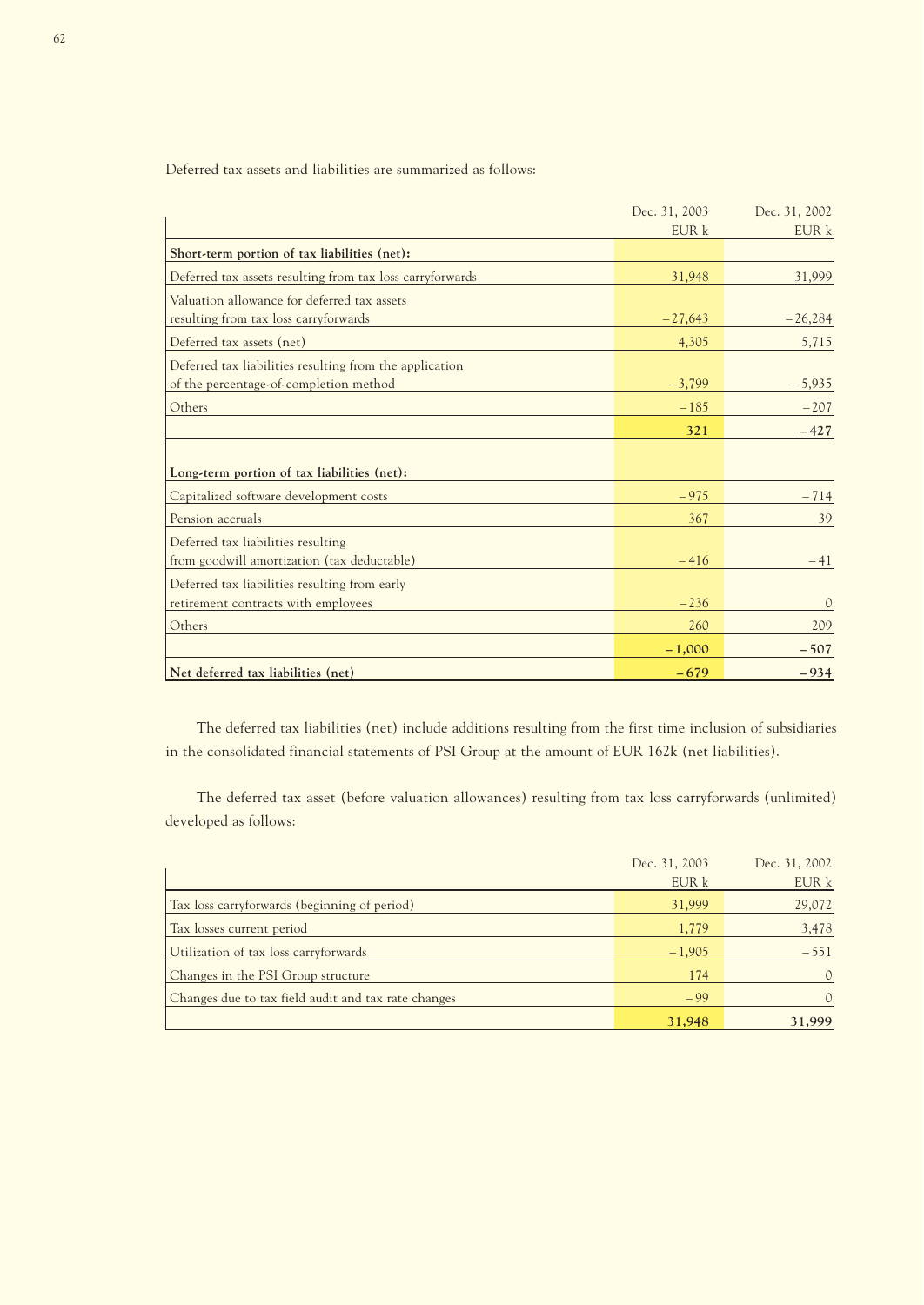Deferred tax assets and liabilities are summarized as follows:

| | Dec. 31, 2003<br>EUR k | Dec. 31, 2002<br>EUR k |
|---|---|---|
| **Short-term portion of tax liabilities (net):** | | |
| Deferred tax assets resulting from tax loss carryforwards | 31,948 | 31,999 |
| Valuation allowance for deferred tax assets resulting from tax loss carryforwards | –27,643 | –26,284 |
| Deferred tax assets (net) | 4,305 | 5,715 |
| Deferred tax liabilities resulting from the application of the percentage-of-completion method | –3,799 | –5,935 |
| Others | –185 | –207 |
| | **321** | **–427** |
| **Long-term portion of tax liabilities (net):** | | |
| Capitalized software development costs | –975 | –714 |
| Pension accruals | 367 | 39 |
| Deferred tax liabilities resulting from goodwill amortization (tax deductable) | –416 | –41 |
| Deferred tax liabilities resulting from early retirement contracts with employees | –236 | 0 |
| Others | 260 | 209 |
| | **–1,000** | **–507** |
| **Net deferred tax liabilities (net)** | **–679** | **–934** |

The deferred tax liabilities (net) include additions resulting from the first time inclusion of subsidiaries in the consolidated financial statements of PSI Group at the amount of EUR 162k (net liabilities).

The deferred tax asset (before valuation allowances) resulting from tax loss carryforwards (unlimited) developed as follows:

| | Dec. 31, 2003<br>EUR k | Dec. 31, 2002<br>EUR k |
|---|---|---|
| Tax loss carryforwards (beginning of period) | 31,999 | 29,072 |
| Tax losses current period | 1,779 | 3,478 |
| Utilization of tax loss carryforwards | –1,905 | –551 |
| Changes in the PSI Group structure | 174 | 0 |
| Changes due to tax field audit and tax rate changes | –99 | 0 |
| | **31,948** | **31,999** |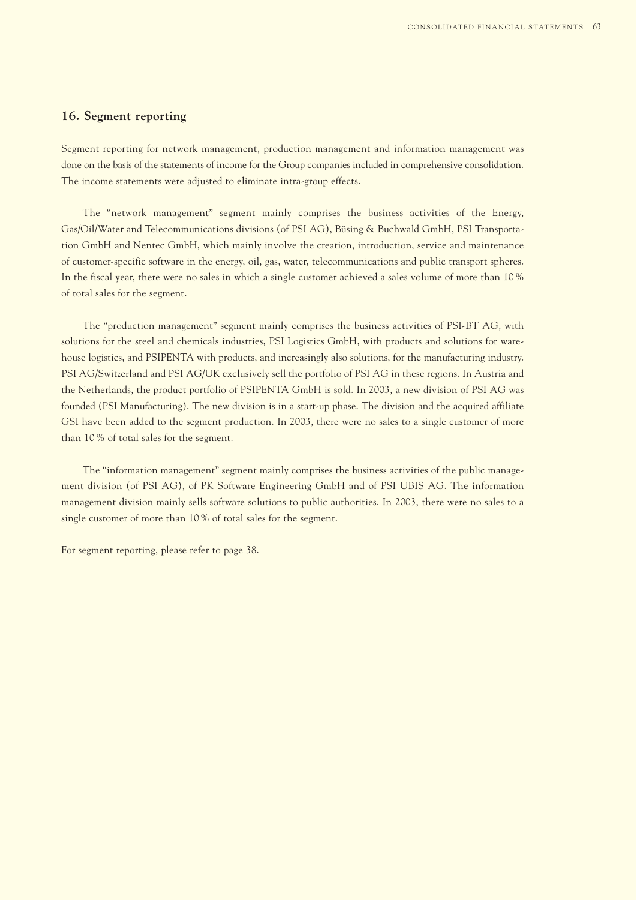## 16. Segment reporting

Segment reporting for network management, production management and information management was done on the basis of the statements of income for the Group companies included in comprehensive consolidation. The income statements were adjusted to eliminate intra-group effects.

The "network management" segment mainly comprises the business activities of the Energy, Gas/Oil/Water and Telecommunications divisions (of PSI AG), Büsing & Buchwald GmbH, PSI Transportation GmbH and Nentec GmbH, which mainly involve the creation, introduction, service and maintenance of customer-specific software in the energy, oil, gas, water, telecommunications and public transport spheres. In the fiscal year, there were no sales in which a single customer achieved a sales volume of more than 10% of total sales for the segment.

The "production management" segment mainly comprises the business activities of PSI-BT AG, with solutions for the steel and chemicals industries, PSI Logistics GmbH, with products and solutions for warehouse logistics, and PSIPENTA with products, and increasingly also solutions, for the manufacturing industry. PSI AG/Switzerland and PSI AG/UK exclusively sell the portfolio of PSI AG in these regions. In Austria and the Netherlands, the product portfolio of PSIPENTA GmbH is sold. In 2003, a new division of PSI AG was founded (PSI Manufacturing). The new division is in a start-up phase. The division and the acquired affiliate GSI have been added to the segment production. In 2003, there were no sales to a single customer of more than 10% of total sales for the segment.

The "information management" segment mainly comprises the business activities of the public management division (of PSI AG), of PK Software Engineering GmbH and of PSI UBIS AG. The information management division mainly sells software solutions to public authorities. In 2003, there were no sales to a single customer of more than 10% of total sales for the segment.

For segment reporting, please refer to page 38.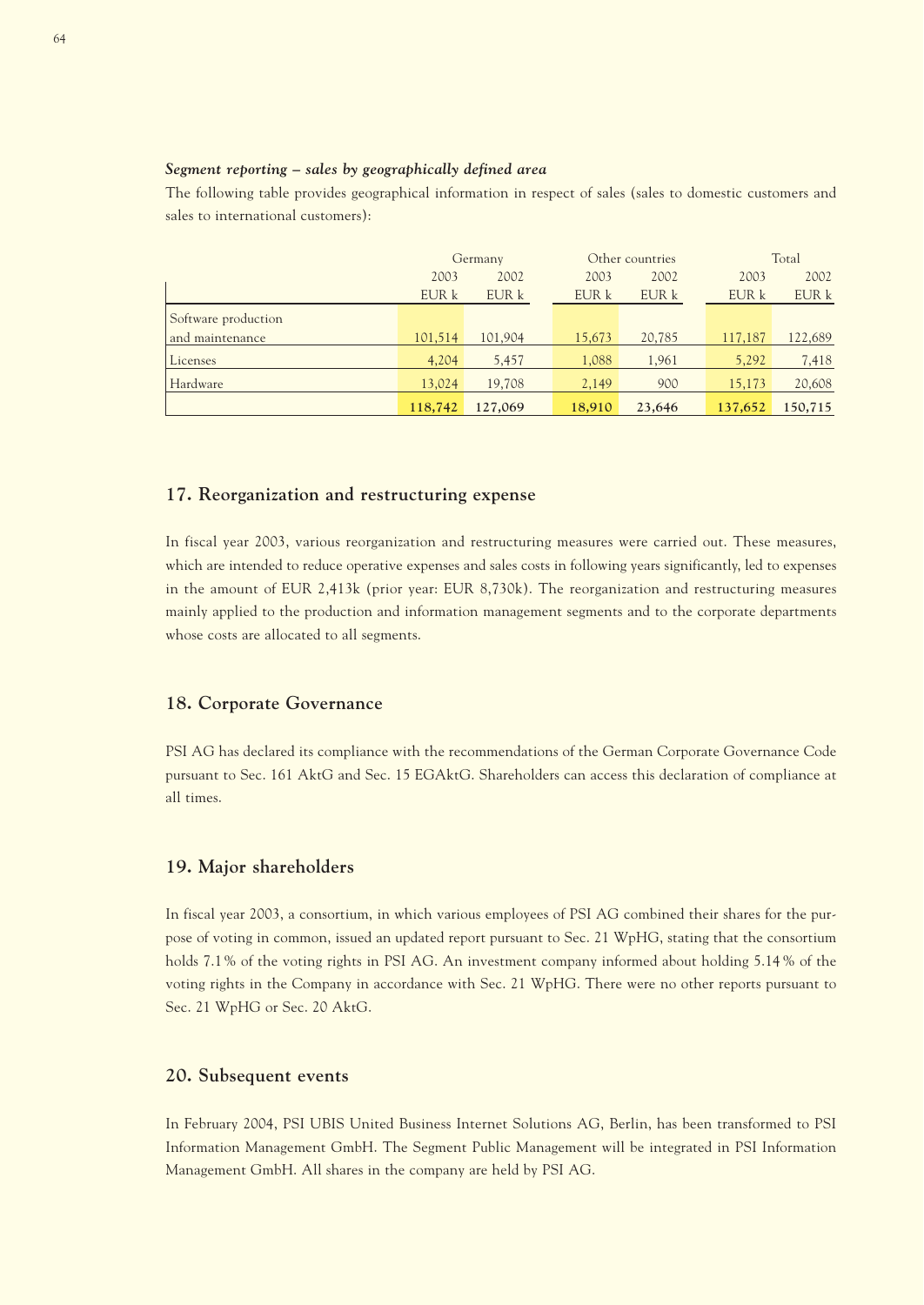*Segment reporting – sales by geographically defined area*

The following table provides geographical information in respect of sales (sales to domestic customers and sales to international customers):

| | Germany | | Other countries | | Total | |
|---|---|---|---|---|---|---|
| | 2003 | 2002 | 2003 | 2002 | 2003 | 2002 |
| | EUR k | EUR k | EUR k | EUR k | EUR k | EUR k |
| Software production and maintenance | 101,514 | 101,904 | 15,673 | 20,785 | 117,187 | 122,689 |
| Licenses | 4,204 | 5,457 | 1,088 | 1,961 | 5,292 | 7,418 |
| Hardware | 13,024 | 19,708 | 2,149 | 900 | 15,173 | 20,608 |
| | **118,742** | **127,069** | **18,910** | **23,646** | **137,652** | **150,715** |

## 17. Reorganization and restructuring expense

In fiscal year 2003, various reorganization and restructuring measures were carried out. These measures, which are intended to reduce operative expenses and sales costs in following years significantly, led to expenses in the amount of EUR 2,413k (prior year: EUR 8,730k). The reorganization and restructuring measures mainly applied to the production and information management segments and to the corporate departments whose costs are allocated to all segments.

## 18. Corporate Governance

PSI AG has declared its compliance with the recommendations of the German Corporate Governance Code pursuant to Sec. 161 AktG and Sec. 15 EGAktG. Shareholders can access this declaration of compliance at all times.

## 19. Major shareholders

In fiscal year 2003, a consortium, in which various employees of PSI AG combined their shares for the purpose of voting in common, issued an updated report pursuant to Sec. 21 WpHG, stating that the consortium holds 7.1% of the voting rights in PSI AG. An investment company informed about holding 5.14% of the voting rights in the Company in accordance with Sec. 21 WpHG. There were no other reports pursuant to Sec. 21 WpHG or Sec. 20 AktG.

## 20. Subsequent events

In February 2004, PSI UBIS United Business Internet Solutions AG, Berlin, has been transformed to PSI Information Management GmbH. The Segment Public Management will be integrated in PSI Information Management GmbH. All shares in the company are held by PSI AG.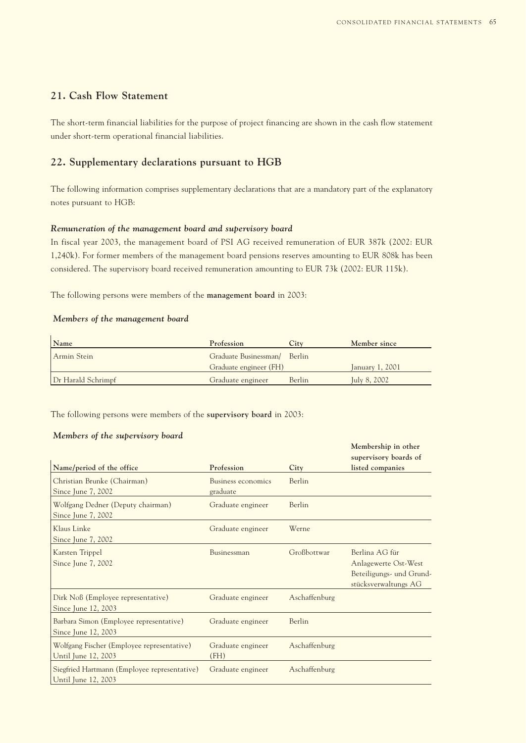## 21. Cash Flow Statement

The short-term financial liabilities for the purpose of project financing are shown in the cash flow statement under short-term operational financial liabilities.

## 22. Supplementary declarations pursuant to HGB

The following information comprises supplementary declarations that are a mandatory part of the explanatory notes pursuant to HGB:

***Remuneration of the management board and supervisory board***

In fiscal year 2003, the management board of PSI AG received remuneration of EUR 387k (2002: EUR 1,240k). For former members of the management board pensions reserves amounting to EUR 808k has been considered. The supervisory board received remuneration amounting to EUR 73k (2002: EUR 115k).

The following persons were members of the **management board** in 2003:

***Members of the management board***

| Name | Profession | City | Member since |
|---|---|---|---|
| Armin Stein | Graduate Businessman/ Graduate engineer (FH) | Berlin | January 1, 2001 |
| Dr Harald Schrimpf | Graduate engineer | Berlin | July 8, 2002 |

The following persons were members of the **supervisory board** in 2003:

***Members of the supervisory board***

| Name/period of the office | Profession | City | Membership in other supervisory boards of listed companies |
|---|---|---|---|
| Christian Brunke (Chairman) Since June 7, 2002 | Business economics graduate | Berlin | |
| Wolfgang Dedner (Deputy chairman) Since June 7, 2002 | Graduate engineer | Berlin | |
| Klaus Linke Since June 7, 2002 | Graduate engineer | Werne | |
| Karsten Trippel Since June 7, 2002 | Businessman | Großbottwar | Berlina AG für Anlagewerte Ost-West Beteiligungs- und Grundstücksverwaltungs AG |
| Dirk Noß (Employee representative) Since June 12, 2003 | Graduate engineer | Aschaffenburg | |
| Barbara Simon (Employee representative) Since June 12, 2003 | Graduate engineer | Berlin | |
| Wolfgang Fischer (Employee representative) Until June 12, 2003 | Graduate engineer (FH) | Aschaffenburg | |
| Siegfried Hartmann (Employee representative) Until June 12, 2003 | Graduate engineer | Aschaffenburg | |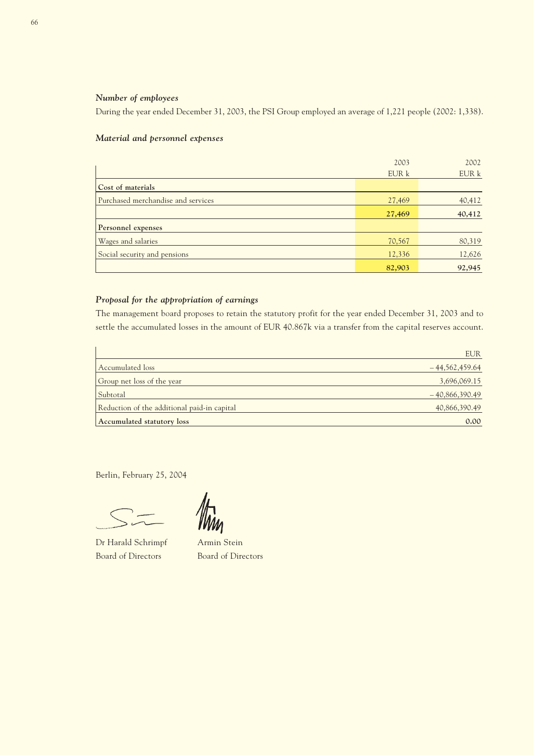### *Number of employees*

During the year ended December 31, 2003, the PSI Group employed an average of 1,221 people (2002: 1,338).

### *Material and personnel expenses*

| | 2003 | 2002 |
|---|---|---|
| | EUR k | EUR k |
| **Cost of materials** | | |
| Purchased merchandise and services | 27,469 | 40,412 |
| | **27,469** | **40,412** |
| **Personnel expenses** | | |
| Wages and salaries | 70,567 | 80,319 |
| Social security and pensions | 12,336 | 12,626 |
| | **82,903** | **92,945** |

### *Proposal for the appropriation of earnings*

The management board proposes to retain the statutory profit for the year ended December 31, 2003 and to settle the accumulated losses in the amount of EUR 40.867k via a transfer from the capital reserves account.

| | EUR |
|---|---|
| Accumulated loss | – 44,562,459.64 |
| Group net loss of the year | 3,696,069.15 |
| Subtotal | – 40,866,390.49 |
| Reduction of the additional paid-in capital | 40,866,390.49 |
| **Accumulated statutory loss** | **0.00** |

Berlin, February 25, 2004

Dr Harald Schrimpf
Board of Directors

Armin Stein
Board of Directors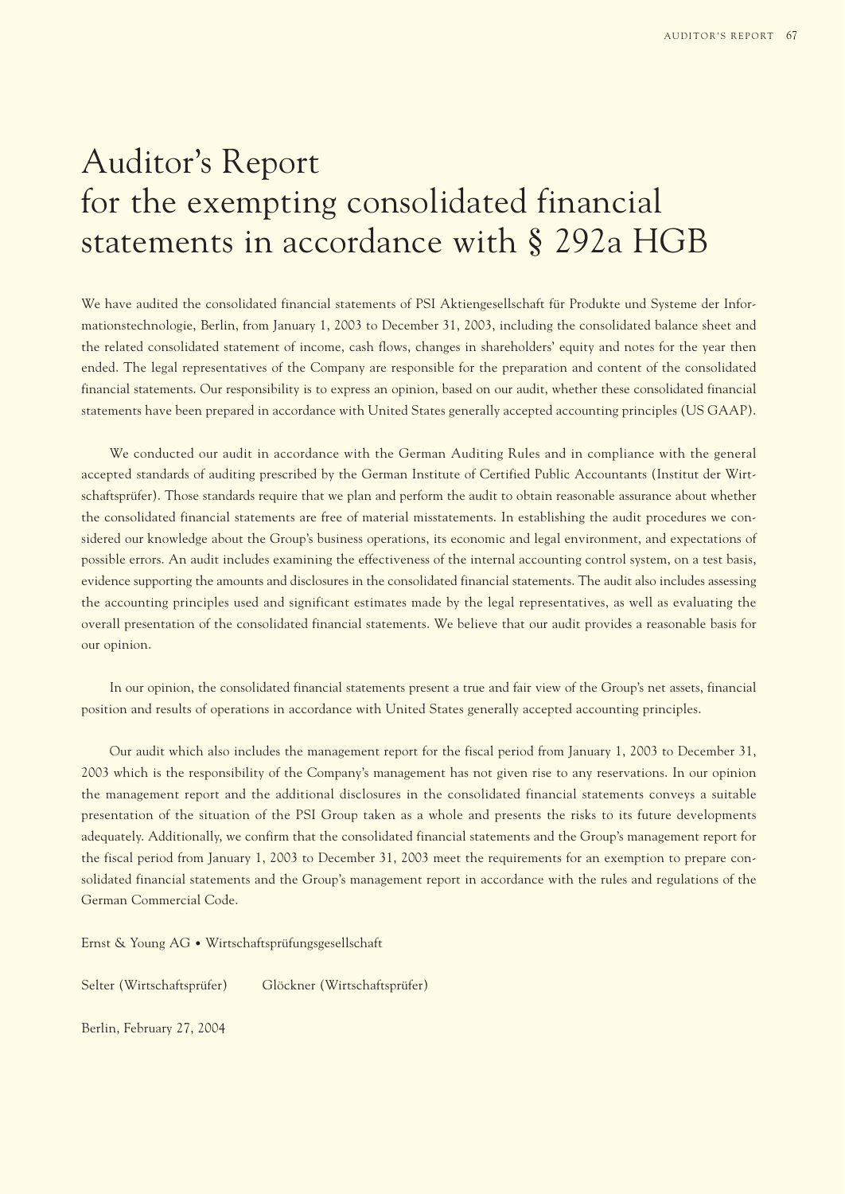# Auditor's Report for the exempting consolidated financial statements in accordance with § 292a HGB

We have audited the consolidated financial statements of PSI Aktiengesellschaft für Produkte und Systeme der Informationstechnologie, Berlin, from January 1, 2003 to December 31, 2003, including the consolidated balance sheet and the related consolidated statement of income, cash flows, changes in shareholders' equity and notes for the year then ended. The legal representatives of the Company are responsible for the preparation and content of the consolidated financial statements. Our responsibility is to express an opinion, based on our audit, whether these consolidated financial statements have been prepared in accordance with United States generally accepted accounting principles (US GAAP).

We conducted our audit in accordance with the German Auditing Rules and in compliance with the general accepted standards of auditing prescribed by the German Institute of Certified Public Accountants (Institut der Wirtschaftsprüfer). Those standards require that we plan and perform the audit to obtain reasonable assurance about whether the consolidated financial statements are free of material misstatements. In establishing the audit procedures we considered our knowledge about the Group's business operations, its economic and legal environment, and expectations of possible errors. An audit includes examining the effectiveness of the internal accounting control system, on a test basis, evidence supporting the amounts and disclosures in the consolidated financial statements. The audit also includes assessing the accounting principles used and significant estimates made by the legal representatives, as well as evaluating the overall presentation of the consolidated financial statements. We believe that our audit provides a reasonable basis for our opinion.

In our opinion, the consolidated financial statements present a true and fair view of the Group's net assets, financial position and results of operations in accordance with United States generally accepted accounting principles.

Our audit which also includes the management report for the fiscal period from January 1, 2003 to December 31, 2003 which is the responsibility of the Company's management has not given rise to any reservations. In our opinion the management report and the additional disclosures in the consolidated financial statements conveys a suitable presentation of the situation of the PSI Group taken as a whole and presents the risks to its future developments adequately. Additionally, we confirm that the consolidated financial statements and the Group's management report for the fiscal period from January 1, 2003 to December 31, 2003 meet the requirements for an exemption to prepare consolidated financial statements and the Group's management report in accordance with the rules and regulations of the German Commercial Code.

Ernst & Young AG • Wirtschaftsprüfungsgesellschaft

Selter (Wirtschaftsprüfer)    Glöckner (Wirtschaftsprüfer)

Berlin, February 27, 2004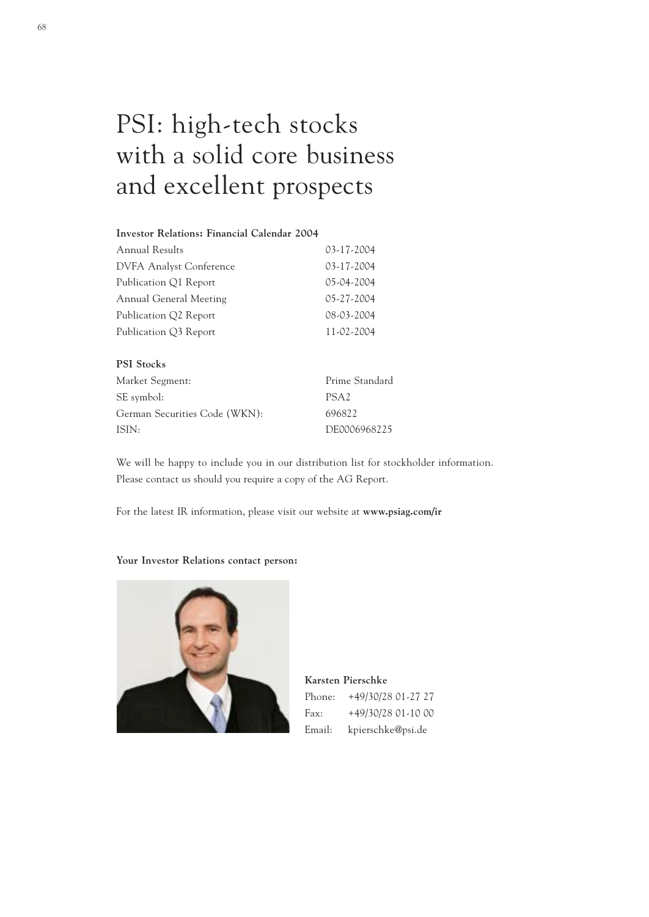# PSI: high-tech stocks with a solid core business and excellent prospects

**Investor Relations: Financial Calendar 2004**

| | |
|---|---|
| Annual Results | 03-17-2004 |
| DVFA Analyst Conference | 03-17-2004 |
| Publication Q1 Report | 05-04-2004 |
| Annual General Meeting | 05-27-2004 |
| Publication Q2 Report | 08-03-2004 |
| Publication Q3 Report | 11-02-2004 |

**PSI Stocks**

| | |
|---|---|
| Market Segment: | Prime Standard |
| SE symbol: | PSA2 |
| German Securities Code (WKN): | 696822 |
| ISIN: | DE0006968225 |

We will be happy to include you in our distribution list for stockholder information. Please contact us should you require a copy of the AG Report.

For the latest IR information, please visit our website at **www.psiag.com/ir**

**Your Investor Relations contact person:**

**Karsten Pierschke**
Phone: +49/30/28 01-27 27
Fax: +49/30/28 01-10 00
Email: kpierschke@psi.de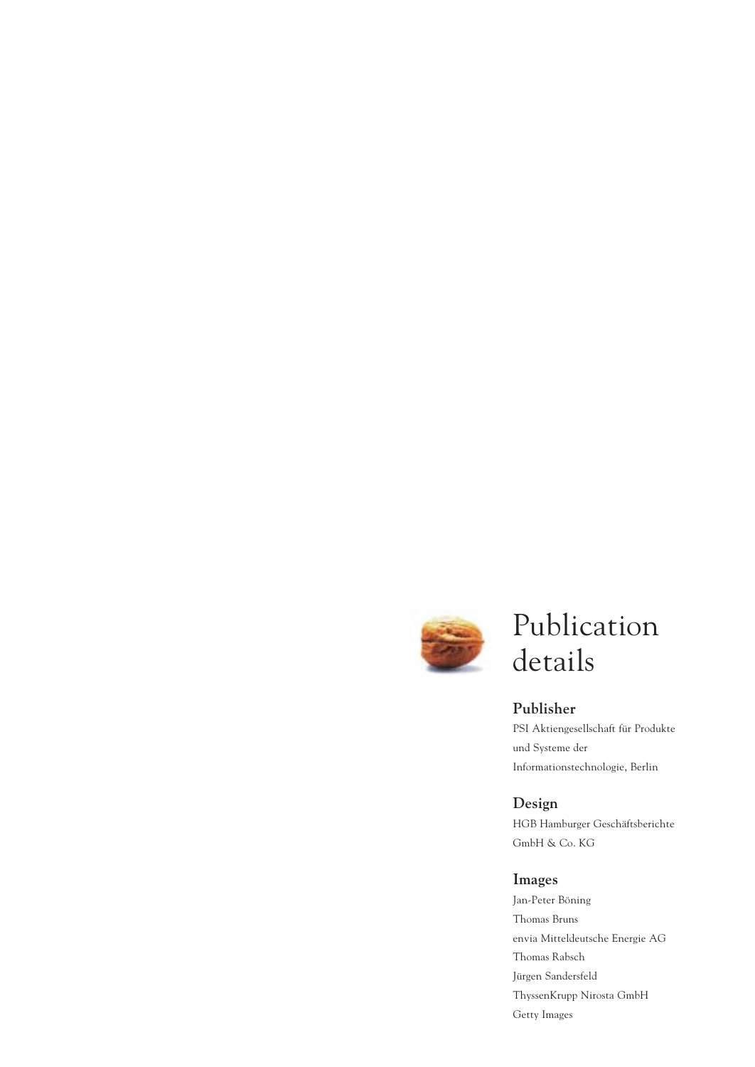# Publication details

## Publisher

PSI Aktiengesellschaft für Produkte und Systeme der Informationstechnologie, Berlin

## Design

HGB Hamburger Geschäftsberichte GmbH & Co. KG

## Images

Jan-Peter Böning
Thomas Bruns
envia Mitteldeutsche Energie AG
Thomas Rabsch
Jürgen Sandersfeld
ThyssenKrupp Nirosta GmbH
Getty Images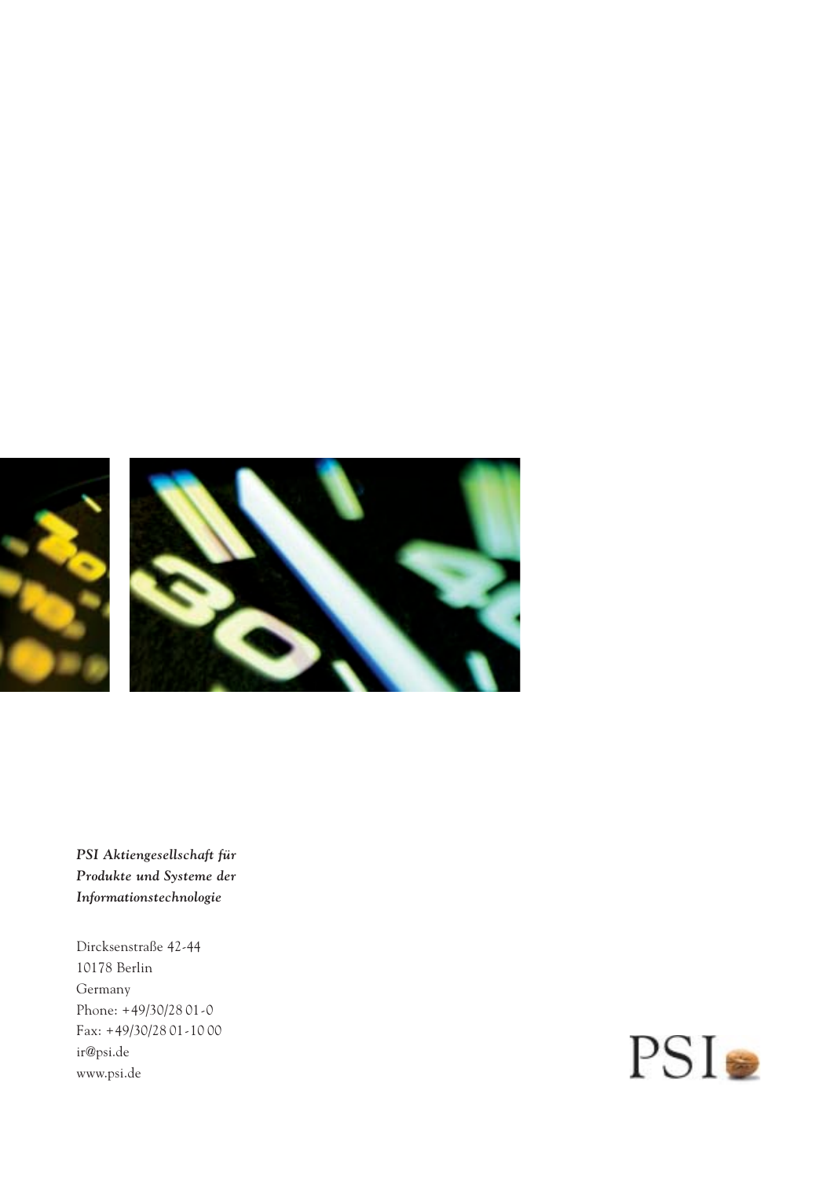***PSI Aktiengesellschaft für Produkte und Systeme der Informationstechnologie***

Dircksenstraße 42-44
10178 Berlin
Germany
Phone: +49/30/28 01-0
Fax: +49/30/28 01-10 00
ir@psi.de
www.psi.de

PSI